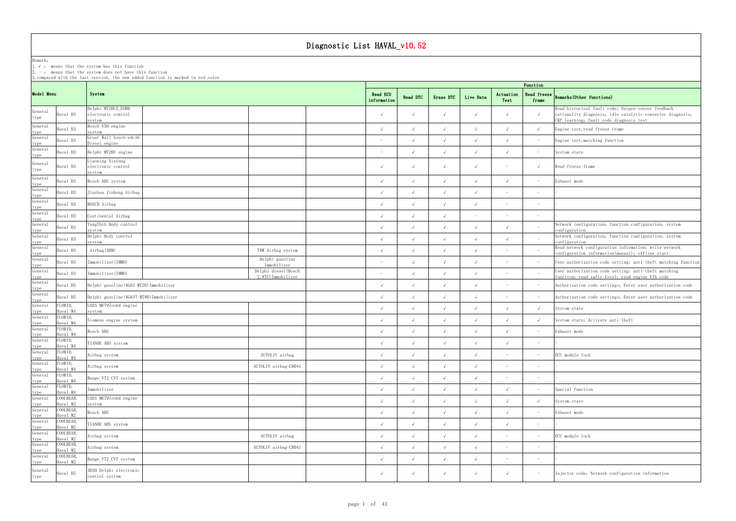# Diagnostic List HAVAL_v10.52

Remark:
1. √ : means that the system has this function
2. - : means that the system does not have this function
3. compared with the last version, the new added function is marked in red color

| Model Menu | | System | | | | Read ECU information | Read DTC | Erase DTC | Live Data | Actuation Test | Read freeze frame | Remarks(Other functions) |
|---|---|---|---|---|---|---|---|---|---|---|---|---|
| General type | Haval H3 | Delphi MT20U2_EOBD electronic control system | | | | √ | √ | √ | √ | √ | √ | Read historical fault code; Oxygen sensor feedback rationality diagnosis; idle catalytic converter diagnosis; CKP learning; fault code diagnosis test |
| General type | Haval H3 | Bosch V50 engine system | | | | √ | √ | √ | √ | √ | √ | Engine test,read freeze frame |
| General type | Haval H3 | Great Wall bosch-edc16 Diesel engine | | | | - | √ | √ | √ | √ | - | Engine test,matching function |
| General type | Haval H3 | Delphi MT20U engine | | | | - | √ | √ | √ | √ | - | System state |
| General type | Haval H3 | Liaoning Xinfeng electronic control system | | | | √ | √ | √ | √ | - | √ | Read freeze frame |
| General type | Haval H3 | Bosch ABS system | | | | √ | √ | √ | √ | √ | - | Exhaust mode |
| General type | Haval H3 | Jinzhou Jinheng Airbag | | | | √ | √ | √ | √ | - | - | - |
| General type | Haval H3 | BOSCH Airbag | | | | √ | √ | √ | √ | - | - | - |
| General type | Haval H3 | Continental Airbag | | | | √ | √ | √ | - | - | - | - |
| General type | Haval H3 | TungThih Body control system | | | | √ | √ | √ | √ | √ | - | Network configuration; function configuration; system configuration |
| General type | Haval H3 | Delphi Body control system | | | | √ | √ | √ | √ | √ | - | Network configuration; function configuration; system configuration |
| General type | Haval H3 | Airbag(ABM) | | TRW Airbag system | | √ | √ | √ | √ | - | - | Read network configuration information; write network configuration information(manual); offline start |
| General type | Haval H3 | Immobilizer(IMMO) | | Delphi gasoline Immobilizer | | - | √ | √ | √ | - | - | User authorization code setting; anti-theft matching function |
| General type | Haval H3 | Immobilizer(IMMO) | | Delphi diesel(Bosch 2.8TC)Immobilizer | | - | √ | √ | √ | - | - | User authorization code setting; anti-theft matching function; read safty level; read engine VIN code |
| General type | Haval H5 | Delphi gasoline(4G63 MT20)Immobilizer | | | | √ | √ | √ | √ | - | - | Authorization code settings; Enter user authorization code |
| General type | Haval H5 | Delphi gasoline(4G63T MT80)Immobilizer | | | | √ | √ | √ | √ | - | - | Authorization code settings; Enter user authorization code |
| General type | FLORID, Haval M4 | UAES ME797eobd engine system | | | | √ | √ | √ | √ | √ | √ | System state |
| General type | FLORID, Haval M4 | Siemens engine system | | | | √ | √ | √ | √ | √ | √ | System state; Activate anti-theft |
| General type | FLORID, Haval M4 | Bosch ABS | | | | √ | √ | √ | √ | √ | - | Exhaust mode |
| General type | FLORID, Haval M4 | TIANHE ABS system | | | | √ | √ | √ | √ | √ | - | - |
| General type | FLORID, Haval M4 | Airbag system | | AUTOLIV airbag | | √ | √ | √ | √ | - | - | ECU module lock |
| General type | FLORID, Haval M4 | Airbag system | | AUTOLIV airbag-CH041 | | √ | √ | √ | √ | - | - | - |
| General type | FLORID, Haval M4 | Bunge_VT2_CVT system | | | | √ | √ | √ | √ | - | - | - |
| General type | FLORID, Haval M4 | Immobilizer | | | | √ | √ | √ | √ | √ | - | Special function |
| General type | COOLBEAR, Haval M2 | UAES ME797eobd engine system | | | | √ | √ | √ | √ | √ | √ | System state |
| General type | COOLBEAR, Haval M2 | Bosch ABS | | | | √ | √ | √ | √ | √ | - | Exhaust mode |
| General type | COOLBEAR, Haval M2 | TIANHE ABS system | | | | √ | √ | √ | √ | √ | - | - |
| General type | COOLBEAR, Haval M2 | Airbag system | | AUTOLIV airbag | | √ | √ | √ | √ | - | - | ECU module lock |
| General type | COOLBEAR, Haval M2 | Airbag system | | AUTOLIV airbag-CH041 | | √ | √ | √ | √ | - | - | - |
| General type | COOLBEAR, Haval M2 | Bunge_VT2_CVT system | | | | √ | √ | √ | √ | - | - | - |
| General type | Haval H5 | 4D20 Delphi electronic control system | | | | √ | √ | √ | √ | √ | - | Injector code; Network configuration information |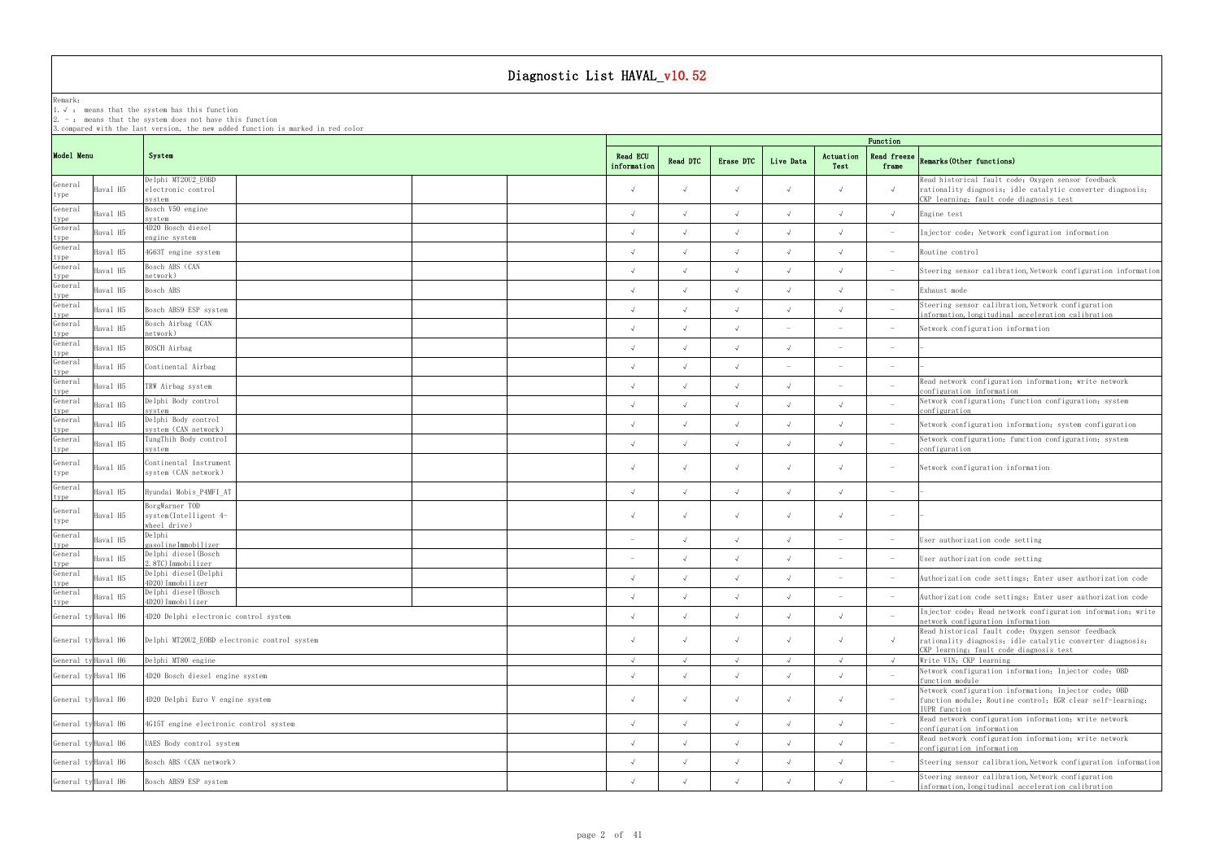# Diagnostic List HAVAL_v10.52

Remark:
1. √ : means that the system has this function
2. - : means that the system does not have this function
3. compared with the last version, the new added function is marked in red color

| Model Menu | | System | Read ECU information | Read DTC | Erase DTC | Live Data | Actuation Test | Read freeze frame | Remarks(Other functions) |
|---|---|---|---|---|---|---|---|---|---|
| General type | Haval H5 | Delphi MT20U2_EOBD electronic control system | √ | √ | √ | √ | √ | √ | Read historical fault code; Oxygen sensor feedback rationality diagnosis; idle catalytic converter diagnosis; CKP learning; fault code diagnosis test |
| General type | Haval H5 | Bosch V50 engine system | √ | √ | √ | √ | √ | √ | Engine test |
| General type | Haval H5 | 4D20 Bosch diesel engine system | √ | √ | √ | √ | √ | - | Injector code; Network configuration information |
| General type | Haval H5 | 4G63T engine system | √ | √ | √ | √ | √ | - | Routine control |
| General type | Haval H5 | Bosch ABS (CAN network) | √ | √ | √ | √ | √ | - | Steering sensor calibration,Network configuration information |
| General type | Haval H5 | Bosch ABS | √ | √ | √ | √ | √ | - | Exhaust mode |
| General type | Haval H5 | Bosch ABS9 ESP system | √ | √ | √ | √ | √ | - | Steering sensor calibration,Network configuration information,longitudinal acceleration calibration |
| General type | Haval H5 | Bosch Airbag (CAN network) | √ | √ | √ | - | - | - | Network configuration information |
| General type | Haval H5 | BOSCH Airbag | √ | √ | √ | √ | - | - | - |
| General type | Haval H5 | Continental Airbag | √ | √ | √ | - | - | - | - |
| General type | Haval H5 | TRW Airbag system | √ | √ | √ | √ | - | - | Read network configuration information; write network configuration information |
| General type | Haval H5 | Delphi Body control system | √ | √ | √ | √ | √ | - | Network configuration; function configuration; system configuration |
| General type | Haval H5 | Delphi Body control system (CAN network) | √ | √ | √ | √ | √ | - | Network configuration information; system configuration |
| General type | Haval H5 | TungThih Body control system | √ | √ | √ | √ | √ | - | Network configuration; function configuration; system configuration |
| General type | Haval H5 | Continental Instrument system (CAN network) | √ | √ | √ | √ | √ | - | Network configuration information |
| General type | Haval H5 | Hyundai Mobis_P4MFI_AT | √ | √ | √ | √ | √ | - | - |
| General type | Haval H5 | BorgWarner TOD system(Intelligent 4-wheel drive) | √ | √ | √ | √ | √ | - | - |
| General type | Haval H5 | Delphi gasolineImmobilizer | - | √ | √ | √ | - | - | User authorization code setting |
| General type | Haval H5 | Delphi diesel(Bosch 2.8TC)Immobilizer | - | √ | √ | √ | - | - | User authorization code setting |
| General type | Haval H5 | Delphi diesel(Delphi 4D20)Immobilizer | √ | √ | √ | √ | - | - | Authorization code settings; Enter user authorization code |
| General type | Haval H5 | Delphi diesel(Bosch 4D20)Immobilizer | √ | √ | √ | √ | - | - | Authorization code settings; Enter user authorization code |
| General type | Haval H6 | 4D20 Delphi electronic control system | √ | √ | √ | √ | √ | - | Injector code; Read network configuration information; write network configuration information |
| General type | Haval H6 | Delphi MT20U2_EOBD electronic control system | √ | √ | √ | √ | √ | √ | Read historical fault code; Oxygen sensor feedback rationality diagnosis; idle catalytic converter diagnosis; CKP learning; fault code diagnosis test |
| General type | Haval H6 | Delphi MT80 engine | √ | √ | √ | √ | √ | √ | Write VIN; CKP learning |
| General type | Haval H6 | 4D20 Bosch diesel engine system | √ | √ | √ | √ | √ | - | Network configuration information; Injector code; OBD function module |
| General type | Haval H6 | 4D20 Delphi Euro V engine system | √ | √ | √ | √ | √ | - | Network configuration information; Injector code; OBD function module; Routine control; EGR clear self-learning; IUPR function |
| General type | Haval H6 | 4G15T engine electronic control system | √ | √ | √ | √ | √ | - | Read network configuration information; write network configuration information |
| General type | Haval H6 | UAES Body control system | √ | √ | √ | √ | √ | - | Read network configuration information; write network configuration information |
| General type | Haval H6 | Bosch ABS (CAN network) | √ | √ | √ | √ | √ | - | Steering sensor calibration,Network configuration information |
| General type | Haval H6 | Bosch ABS9 ESP system | √ | √ | √ | √ | √ | - | Steering sensor calibration,Network configuration information,longitudinal acceleration calibration |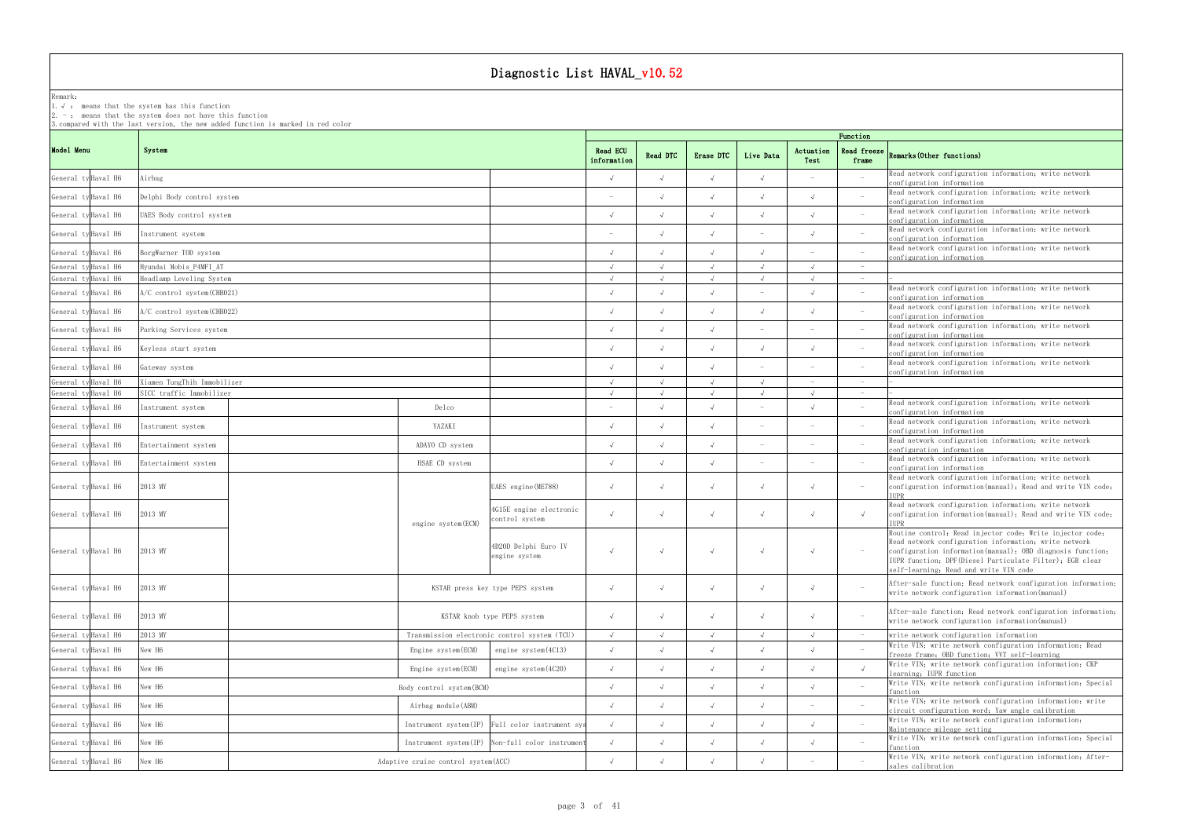# Diagnostic List HAVAL_v10.52

Remark:
1. √ : means that the system has this function
2. - : means that the system does not have this function
3. compared with the last version, the new added function is marked in red color

| Model Menu | | System | | | | Read ECU information | Read DTC | Erase DTC | Live Data | Actuation Test | Read freeze frame | Remarks(Other functions) |
|---|---|---|---|---|---|---|---|---|---|---|---|---|
| General ty | Haval H6 | Airbag | | | | √ | √ | √ | √ | - | - | Read network configuration information; write network configuration information |
| General ty | Haval H6 | Delphi Body control system | | | | - | √ | √ | √ | √ | - | Read network configuration information; write network configuration information |
| General ty | Haval H6 | UAES Body control system | | | | √ | √ | √ | √ | √ | - | Read network configuration information; write network configuration information |
| General ty | Haval H6 | Instrument system | | | | - | √ | √ | - | √ | - | Read network configuration information; write network configuration information |
| General ty | Haval H6 | BorgWarner TOD system | | | | √ | √ | √ | √ | - | - | Read network configuration information; write network configuration information |
| General ty | Haval H6 | Hyundai Mobis_P4MFI_AT | | | | √ | √ | √ | √ | √ | - | |
| General ty | Haval H6 | Headlamp Leveling System | | | | √ | √ | √ | √ | √ | - | - |
| General ty | Haval H6 | A/C control system(CHB021) | | | | √ | √ | √ | - | √ | - | Read network configuration information; write network configuration information |
| General ty | Haval H6 | A/C control system(CHB022) | | | | √ | √ | √ | √ | √ | - | Read network configuration information; write network configuration information |
| General ty | Haval H6 | Parking Services system | | | | √ | √ | √ | - | - | - | Read network configuration information; write network configuration information |
| General ty | Haval H6 | Keyless start system | | | | √ | √ | √ | √ | √ | - | Read network configuration information; write network configuration information |
| General ty | Haval H6 | Gateway system | | | | √ | √ | √ | - | - | - | Read network configuration information; write network configuration information |
| General ty | Haval H6 | Xiamen TungThih Immobilizer | | | | √ | √ | √ | √ | - | - | - |
| General ty | Haval H6 | SICC traffic Immobilizer | | | | √ | √ | √ | √ | √ | - | - |
| General ty | Haval H6 | Instrument system | | Delco | | - | √ | √ | - | √ | - | Read network configuration information; write network configuration information |
| General ty | Haval H6 | Instrument system | | YAZAKI | | √ | √ | √ | - | - | - | Read network configuration information; write network configuration information |
| General ty | Haval H6 | Entertainment system | | ADAYO CD system | | √ | √ | √ | - | - | - | Read network configuration information; write network configuration information |
| General ty | Haval H6 | Entertainment system | | HSAE CD system | | √ | √ | √ | - | - | - | Read network configuration information; write network configuration information |
| General ty | Haval H6 | 2013 MY | | engine system(ECM) | UAES engine(ME788) | √ | √ | √ | √ | √ | - | Read network configuration information; write network configuration information(manual); Read and write VIN code; IUPR |
| General ty | Haval H6 | 2013 MY | | engine system(ECM) | 4G15E engine electronic control system | √ | √ | √ | √ | √ | √ | Read network configuration information; write network configuration information(manual); Read and write VIN code; IUPR |
| General ty | Haval H6 | 2013 MY | | engine system(ECM) | 4D20D Delphi Euro IV engine system | √ | √ | √ | √ | √ | - | Routine control; Read injector code; Write injector code; Read network configuration information; write network configuration information(manual); OBD diagnosis function; IUPR function; DPF(Diesel Particulate Filter); EGR clear self-learning; Read and write VIN code |
| General ty | Haval H6 | 2013 MY | | KSTAR press key type PEPS system | | √ | √ | √ | √ | √ | - | After-sale function; Read network configuration information; write network configuration information(manual) |
| General ty | Haval H6 | 2013 MY | | KSTAR knob type PEPS system | | √ | √ | √ | √ | √ | - | After-sale function; Read network configuration information; write network configuration information(manual) |
| General ty | Haval H6 | 2013 MY | | Transmission electronic control system (TCU) | | √ | √ | √ | √ | √ | - | write network configuration information |
| General ty | Haval H6 | New H6 | | Engine system(ECM) | engine system(4C13) | √ | √ | √ | √ | √ | - | Write VIN; write network configuration information; Read freeze frame; OBD function; VVT self-learning |
| General ty | Haval H6 | New H6 | | Engine system(ECM) | engine system(4C20) | √ | √ | √ | √ | √ | √ | Write VIN; write network configuration information; CKP learning; IUPR function |
| General ty | Haval H6 | New H6 | | Body control system(BCM) | | √ | √ | √ | √ | √ | - | Write VIN; write network configuration information; Special function |
| General ty | Haval H6 | New H6 | | Airbag module(ABM) | | √ | √ | √ | √ | - | - | Write VIN; write network configuration information; write circuit configuration word; Yaw angle calibration |
| General ty | Haval H6 | New H6 | | Instrument system(IP) | Full color instrument sys | √ | √ | √ | √ | √ | - | Write VIN; write network configuration information; Maintenance mileage setting |
| General ty | Haval H6 | New H6 | | Instrument system(IP) | Non-full color instrument | √ | √ | √ | √ | √ | - | Write VIN; write network configuration information; Special function |
| General ty | Haval H6 | New H6 | | Adaptive cruise control system(ACC) | | √ | √ | √ | √ | - | - | Write VIN; write network configuration information; After-sales calibration |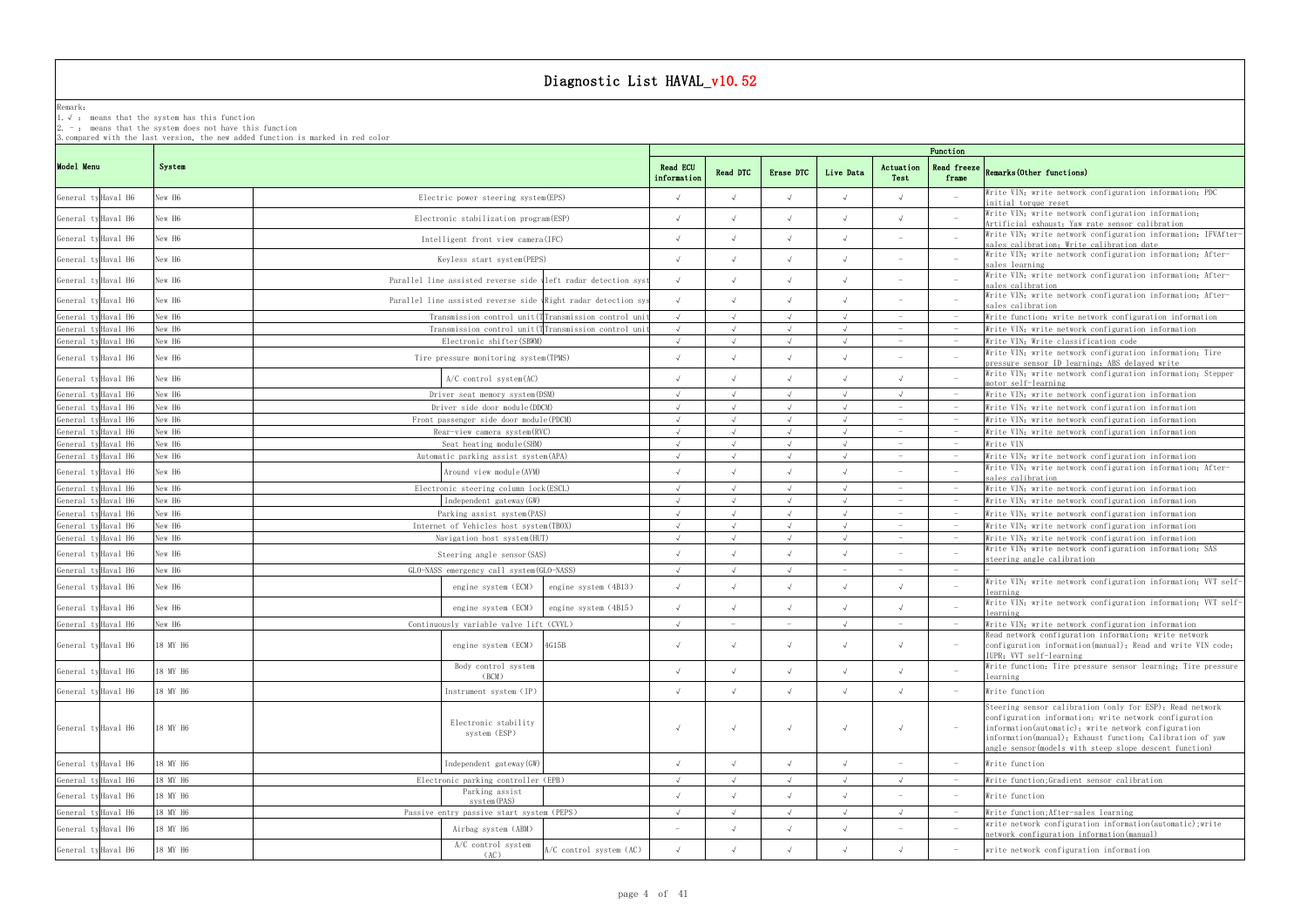# Diagnostic List HAVAL_v10.52

Remark:
1. √ : means that the system has this function
2. - : means that the system does not have this function
3. compared with the last version, the new added function is marked in red color

| Model Menu | | System | | | Function | | | | | | |
|---|---|---|---|---|---|---|---|---|---|---|---|
| | | | | | Read ECU information | Read DTC | Erase DTC | Live Data | Actuation Test | Read freeze frame | Remarks(Other functions) |
| General ty | Haval H6 | New H6 | Electric power steering system(EPS) | | √ | √ | √ | √ | √ | - | Write VIN; write network configuration information; PDC initial torque reset |
| General ty | Haval H6 | New H6 | Electronic stabilization program(ESP) | | √ | √ | √ | √ | √ | - | Write VIN; write network configuration information; Artificial exhaust; Yaw rate sensor calibration |
| General ty | Haval H6 | New H6 | Intelligent front view camera(IFC) | | √ | √ | √ | √ | - | - | Write VIN; write network configuration information; IFVAfter-sales calibration; Write calibration date |
| General ty | Haval H6 | New H6 | Keyless start system(PEPS) | | √ | √ | √ | √ | - | - | Write VIN; write network configuration information; After-sales learning |
| General ty | Haval H6 | New H6 | Parallel line assisted reverse side v | left radar detection syst | √ | √ | √ | √ | - | - | Write VIN; write network configuration information; After-sales calibration |
| General ty | Haval H6 | New H6 | Parallel line assisted reverse side v | Right radar detection sys | √ | √ | √ | √ | - | - | Write VIN; write network configuration information; After-sales calibration |
| General ty | Haval H6 | New H6 | Transmission control unit(T | Transmission control unit | √ | √ | √ | √ | - | - | Write function; write network configuration information |
| General ty | Haval H6 | New H6 | Transmission control unit(T | Transmission control unit | √ | √ | √ | √ | - | - | Write VIN; write network configuration information |
| General ty | Haval H6 | New H6 | Electronic shifter(SBWM) | | √ | √ | √ | √ | - | - | Write VIN; Write classification code |
| General ty | Haval H6 | New H6 | Tire pressure monitoring system(TPMS) | | √ | √ | √ | √ | - | - | Write VIN; write network configuration information; Tire pressure sensor ID learning; ABS delayed write |
| General ty | Haval H6 | New H6 | A/C control system(AC) | | √ | √ | √ | √ | √ | - | Write VIN; write network configuration information; Stepper motor self-learning |
| General ty | Haval H6 | New H6 | Driver seat memory system(DSM) | | √ | √ | √ | √ | √ | - | Write VIN; write network configuration information |
| General ty | Haval H6 | New H6 | Driver side door module(DDCM) | | √ | √ | √ | √ | - | - | Write VIN; write network configuration information |
| General ty | Haval H6 | New H6 | Front passenger side door module(PDCM) | | √ | √ | √ | √ | - | - | Write VIN; write network configuration information |
| General ty | Haval H6 | New H6 | Rear-view camera system(RVC) | | √ | √ | √ | √ | - | - | Write VIN; write network configuration information |
| General ty | Haval H6 | New H6 | Seat heating module(SHM) | | √ | √ | √ | √ | - | - | Write VIN |
| General ty | Haval H6 | New H6 | Automatic parking assist system(APA) | | √ | √ | √ | √ | - | - | Write VIN; write network configuration information |
| General ty | Haval H6 | New H6 | Around view module(AVM) | | √ | √ | √ | √ | - | - | Write VIN; write network configuration information; After-sales calibration |
| General ty | Haval H6 | New H6 | Electronic steering column lock(ESCL) | | √ | √ | √ | √ | - | - | Write VIN; write network configuration information |
| General ty | Haval H6 | New H6 | Independent gateway(GW) | | √ | √ | √ | √ | - | - | Write VIN; write network configuration information |
| General ty | Haval H6 | New H6 | Parking assist system(PAS) | | √ | √ | √ | √ | - | - | Write VIN; write network configuration information |
| General ty | Haval H6 | New H6 | Internet of Vehicles host system(TBOX) | | √ | √ | √ | √ | - | - | Write VIN; write network configuration information |
| General ty | Haval H6 | New H6 | Navigation host system(HUT) | | √ | √ | √ | √ | - | - | Write VIN; write network configuration information |
| General ty | Haval H6 | New H6 | Steering angle sensor(SAS) | | √ | √ | √ | √ | - | - | Write VIN; write network configuration information; SAS steering angle calibration |
| General ty | Haval H6 | New H6 | GLO-NASS emergency call system(GLO-NASS) | | √ | √ | √ | - | - | - | - |
| General ty | Haval H6 | New H6 | engine system (ECM) | engine system (4B13) | √ | √ | √ | √ | √ | - | Write VIN; write network configuration information; VVT self-learning |
| General ty | Haval H6 | New H6 | engine system (ECM) | engine system (4B15) | √ | √ | √ | √ | √ | - | Write VIN; write network configuration information; VVT self-learning |
| General ty | Haval H6 | New H6 | Continuously variable valve lift (CVVL) | | √ | - | - | √ | - | - | Write VIN; write network configuration information |
| General ty | Haval H6 | 18 MY H6 | engine system (ECM) | 4G15B | √ | √ | √ | √ | √ | - | Read network configuration information; write network configuration information(manual); Read and write VIN code; IUPR; VVT self-learning |
| General ty | Haval H6 | 18 MY H6 | Body control system (BCM) | | √ | √ | √ | √ | √ | - | Write function; Tire pressure sensor learning; Tire pressure learning |
| General ty | Haval H6 | 18 MY H6 | Instrument system (IP) | | √ | √ | √ | √ | √ | - | Write function |
| General ty | Haval H6 | 18 MY H6 | Electronic stability system (ESP) | | √ | √ | √ | √ | √ | - | Steering sensor calibration (only for ESP); Read network configuration information; write network configuration information(automatic); write network configuration information(manual); Exhaust function; Calibration of yaw angle sensor(models with steep slope descent function) |
| General ty | Haval H6 | 18 MY H6 | Independent gateway(GW) | | √ | √ | √ | √ | - | - | Write function |
| General ty | Haval H6 | 18 MY H6 | Electronic parking controller (EPB) | | √ | √ | √ | √ | √ | - | Write function;Gradient sensor calibration |
| General ty | Haval H6 | 18 MY H6 | Parking assist system(PAS) | | √ | √ | √ | √ | - | - | Write function |
| General ty | Haval H6 | 18 MY H6 | Passive entry passive start system (PEPS) | | √ | √ | √ | √ | √ | - | Write function;After-sales learning |
| General ty | Haval H6 | 18 MY H6 | Airbag system (ABM) | | - | √ | √ | √ | - | - | write network configuration information(automatic);write network configuration information(manual) |
| General ty | Haval H6 | 18 MY H6 | A/C control system (AC) | A/C control system (AC) | √ | √ | √ | √ | √ | - | write network configuration information |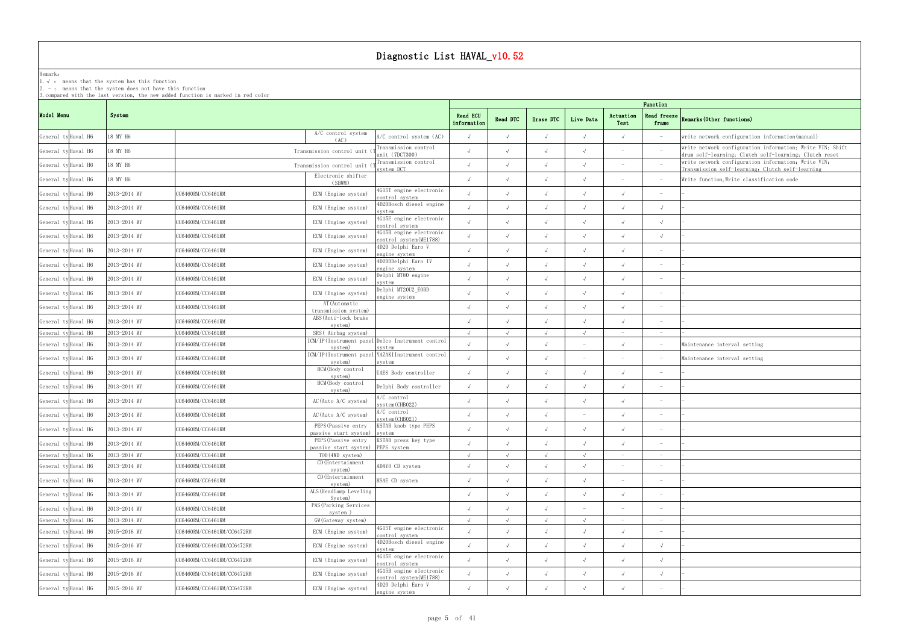# Diagnostic List HAVAL_v10.52

Remark:
1. √ : means that the system has this function
2. - : means that the system does not have this function
3. compared with the last version, the new added function is marked in red color

| Model Menu | | System | | | | Read ECU information | Read DTC | Erase DTC | Live Data | Actuation Test | Read freeze frame | Remarks(Other functions) |
|---|---|---|---|---|---|---|---|---|---|---|---|---|
| | | | | | | Function | | | | | | |
| General ty | Haval H6 | 18 MY H6 | | A/C control system (AC) | A/C control system (AC) | √ | √ | √ | √ | √ | - | write network configuration information(manual) |
| General ty | Haval H6 | 18 MY H6 | | Transmission control unit (T | Transmission control unit (7DCT300) | √ | √ | √ | √ | - | - | write network configuration information; Write VIN; Shift drum self-learning; Clutch self-learning; Clutch reset |
| General ty | Haval H6 | 18 MY H6 | | Transmission control unit (T | Transmission control system DCT | √ | √ | √ | √ | - | - | write network configuration information; Write VIN; Transmission self-learning; Clutch self-learning |
| General ty | Haval H6 | 18 MY H6 | | Electronic shifter (SBWM) | | √ | √ | √ | √ | - | - | Write function, Write classification code |
| General ty | Haval H6 | 2013-2014 MY | CC6460RM/CC6461RM | ECM (Engine system) | 4G15T engine electronic control system | √ | √ | √ | √ | √ | - | - |
| General ty | Haval H6 | 2013-2014 MY | CC6460RM/CC6461RM | ECM (Engine system) | 4D20Bosch diesel engine system | √ | √ | √ | √ | √ | √ | - |
| General ty | Haval H6 | 2013-2014 MY | CC6460RM/CC6461RM | ECM (Engine system) | 4G15E engine electronic control system | √ | √ | √ | √ | √ | √ | - |
| General ty | Haval H6 | 2013-2014 MY | CC6460RM/CC6461RM | ECM (Engine system) | 4G15B engine electronic control system(ME1788) | √ | √ | √ | √ | √ | √ | - |
| General ty | Haval H6 | 2013-2014 MY | CC6460RM/CC6461RM | ECM (Engine system) | 4D20 Delphi Euro V engine system | √ | √ | √ | √ | √ | - | - |
| General ty | Haval H6 | 2013-2014 MY | CC6460RM/CC6461RM | ECM (Engine system) | 4D20DDelphi Euro IV engine system | √ | √ | √ | √ | √ | - | - |
| General ty | Haval H6 | 2013-2014 MY | CC6460RM/CC6461RM | ECM (Engine system) | Delphi MT80 engine system | √ | √ | √ | √ | √ | - | - |
| General ty | Haval H6 | 2013-2014 MY | CC6460RM/CC6461RM | ECM (Engine system) | Delphi MT20U2_EOBD engine system | √ | √ | √ | √ | √ | - | - |
| General ty | Haval H6 | 2013-2014 MY | CC6460RM/CC6461RM | AT(Automatic transmission system) | | √ | √ | √ | √ | √ | - | - |
| General ty | Haval H6 | 2013-2014 MY | CC6460RM/CC6461RM | ABS(Anti-lock brake system) | | √ | √ | √ | √ | √ | - | - |
| General ty | Haval H6 | 2013-2014 MY | CC6460RM/CC6461RM | SRS( Airbag system) | | √ | √ | √ | √ | - | - | - |
| General ty | Haval H6 | 2013-2014 MY | CC6460RM/CC6461RM | ICM/IP(Instrument panel system) | Delco Instrument control system | √ | √ | √ | - | √ | - | Maintenance interval setting |
| General ty | Haval H6 | 2013-2014 MY | CC6460RM/CC6461RM | ICM/IP(Instrument panel system) | YAZAKIInstrument control system | √ | √ | √ | - | - | - | Maintenance interval setting |
| General ty | Haval H6 | 2013-2014 MY | CC6460RM/CC6461RM | BCM(Body control system) | UAES Body controller | √ | √ | √ | √ | √ | - | - |
| General ty | Haval H6 | 2013-2014 MY | CC6460RM/CC6461RM | BCM(Body control system) | Delphi Body controller | √ | √ | √ | √ | √ | - | - |
| General ty | Haval H6 | 2013-2014 MY | CC6460RM/CC6461RM | AC(Auto A/C system) | A/C control system(CHB022) | √ | √ | √ | √ | √ | - | - |
| General ty | Haval H6 | 2013-2014 MY | CC6460RM/CC6461RM | AC(Auto A/C system) | A/C control system(CHB021) | √ | √ | √ | - | √ | - | - |
| General ty | Haval H6 | 2013-2014 MY | CC6460RM/CC6461RM | PEPS(Passive entry passive start system) | KSTAR knob type PEPS system | √ | √ | √ | √ | √ | - | - |
| General ty | Haval H6 | 2013-2014 MY | CC6460RM/CC6461RM | PEPS(Passive entry passive start system) | KSTAR press key type PEPS system | √ | √ | √ | √ | √ | - | - |
| General ty | Haval H6 | 2013-2014 MY | CC6460RM/CC6461RM | TOD(4WD system) | | √ | √ | √ | √ | - | - | - |
| General ty | Haval H6 | 2013-2014 MY | CC6460RM/CC6461RM | CD(Entertainment system) | ADAYO CD system | √ | √ | √ | √ | - | - | - |
| General ty | Haval H6 | 2013-2014 MY | CC6460RM/CC6461RM | CD(Entertainment system) | HSAE CD system | √ | √ | √ | √ | - | - | - |
| General ty | Haval H6 | 2013-2014 MY | CC6460RM/CC6461RM | ALS(Headlamp Leveling System) | | √ | √ | √ | √ | √ | - | - |
| General ty | Haval H6 | 2013-2014 MY | CC6460RM/CC6461RM | PAS(Parking Services system ) | | √ | √ | √ | - | - | - | - |
| General ty | Haval H6 | 2013-2014 MY | CC6460RM/CC6461RM | GW(Gateway system) | | √ | √ | √ | √ | - | - | - |
| General ty | Haval H6 | 2015-2016 MY | CC6460RM/CC6461RM/CC6472RM | ECM (Engine system) | 4G15T engine electronic control system | √ | √ | √ | √ | √ | - | - |
| General ty | Haval H6 | 2015-2016 MY | CC6460RM/CC6461RM/CC6472RM | ECM (Engine system) | 4D20Bosch diesel engine system | √ | √ | √ | √ | √ | √ | - |
| General ty | Haval H6 | 2015-2016 MY | CC6460RM/CC6461RM/CC6472RM | ECM (Engine system) | 4G15E engine electronic control system | √ | √ | √ | √ | √ | √ | - |
| General ty | Haval H6 | 2015-2016 MY | CC6460RM/CC6461RM/CC6472RM | ECM (Engine system) | 4G15B engine electronic control system(ME1788) | √ | √ | √ | √ | √ | √ | - |
| General ty | Haval H6 | 2015-2016 MY | CC6460RM/CC6461RM/CC6472RM | ECM (Engine system) | 4D20 Delphi Euro V engine system | √ | √ | √ | √ | √ | - | - |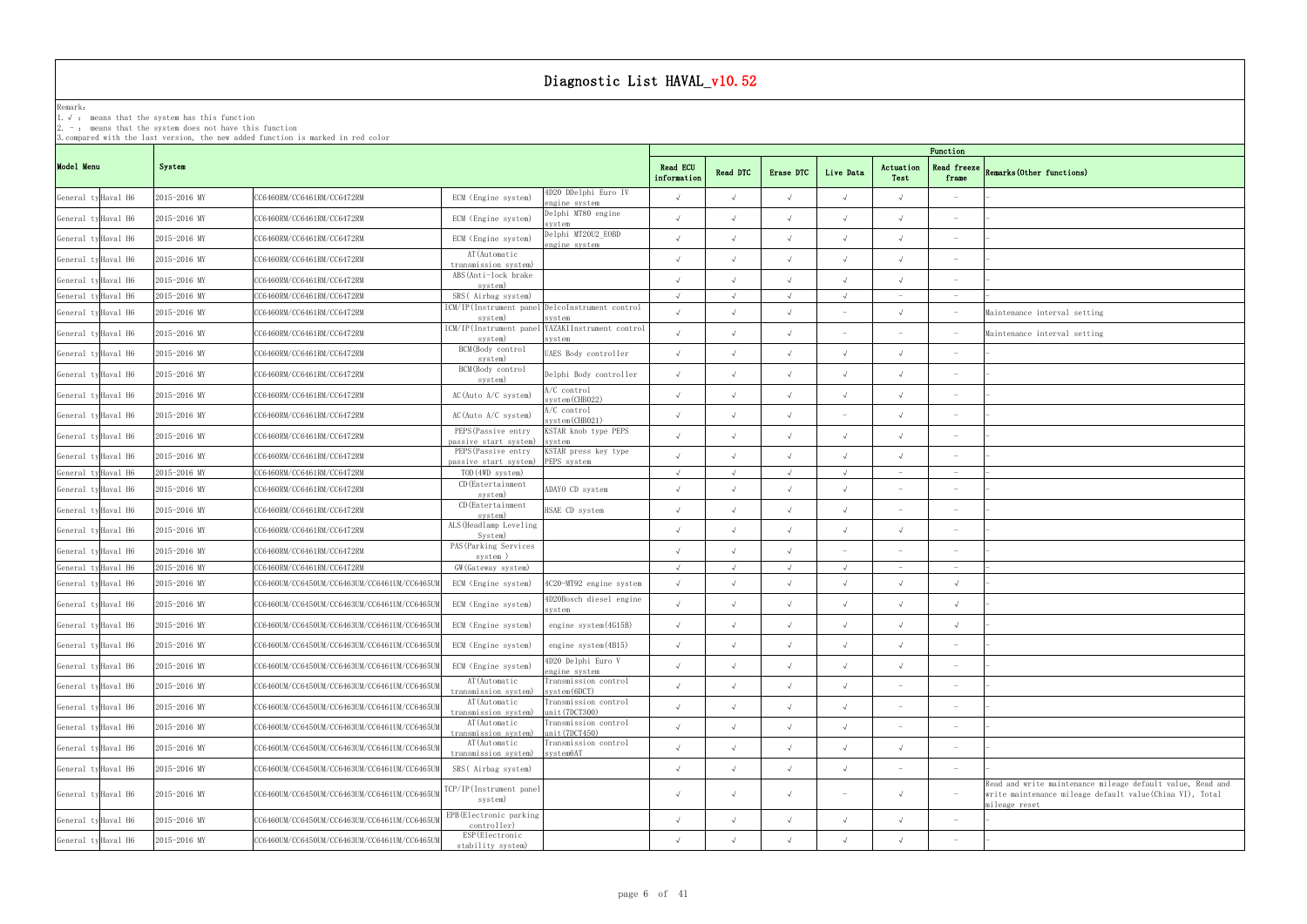# Diagnostic List HAVAL_v10.52

Remark:
1. √ : means that the system has this function
2. - : means that the system does not have this function
3. compared with the last version, the new added function is marked in red color

| Model Menu | | System | | | | Function | | | | | | |
|---|---|---|---|---|---|---|---|---|---|---|---|---|
| | | | | | | Read ECU information | Read DTC | Erase DTC | Live Data | Actuation Test | Read freeze frame | Remarks(Other functions) |
| General ty | Haval H6 | 2015-2016 MY | CC6460RM/CC6461RM/CC6472RM | ECM (Engine system) | 4D20 DDelphi Euro IV engine system | √ | √ | √ | √ | √ | - | - |
| General ty | Haval H6 | 2015-2016 MY | CC6460RM/CC6461RM/CC6472RM | ECM (Engine system) | Delphi MT80 engine system | √ | √ | √ | √ | √ | - | - |
| General ty | Haval H6 | 2015-2016 MY | CC6460RM/CC6461RM/CC6472RM | ECM (Engine system) | Delphi MT20U2_EOBD engine system | √ | √ | √ | √ | √ | - | - |
| General ty | Haval H6 | 2015-2016 MY | CC6460RM/CC6461RM/CC6472RM | AT(Automatic transmission system) | | √ | √ | √ | √ | √ | - | - |
| General ty | Haval H6 | 2015-2016 MY | CC6460RM/CC6461RM/CC6472RM | ABS(Anti-lock brake system) | | √ | √ | √ | √ | √ | - | - |
| General ty | Haval H6 | 2015-2016 MY | CC6460RM/CC6461RM/CC6472RM | SRS( Airbag system) | | √ | √ | √ | √ | - | - | - |
| General ty | Haval H6 | 2015-2016 MY | CC6460RM/CC6461RM/CC6472RM | ICM/IP(Instrument panel system) | DelcoInstrument control system | √ | √ | √ | - | √ | - | Maintenance interval setting |
| General ty | Haval H6 | 2015-2016 MY | CC6460RM/CC6461RM/CC6472RM | ICM/IP(Instrument panel system) | YAZAKIInstrument control system | √ | √ | √ | - | - | - | Maintenance interval setting |
| General ty | Haval H6 | 2015-2016 MY | CC6460RM/CC6461RM/CC6472RM | BCM(Body control system) | UAES Body controller | √ | √ | √ | √ | √ | - | - |
| General ty | Haval H6 | 2015-2016 MY | CC6460RM/CC6461RM/CC6472RM | BCM(Body control system) | Delphi Body controller | √ | √ | √ | √ | √ | - | - |
| General ty | Haval H6 | 2015-2016 MY | CC6460RM/CC6461RM/CC6472RM | AC(Auto A/C system) | A/C control system(CHB022) | √ | √ | √ | √ | √ | - | - |
| General ty | Haval H6 | 2015-2016 MY | CC6460RM/CC6461RM/CC6472RM | AC(Auto A/C system) | A/C control system(CHB021) | √ | √ | √ | - | √ | - | - |
| General ty | Haval H6 | 2015-2016 MY | CC6460RM/CC6461RM/CC6472RM | PEPS(Passive entry passive start system) | KSTAR knob type PEPS system | √ | √ | √ | √ | √ | - | - |
| General ty | Haval H6 | 2015-2016 MY | CC6460RM/CC6461RM/CC6472RM | PEPS(Passive entry passive start system) | KSTAR press key type PEPS system | √ | √ | √ | √ | √ | - | - |
| General ty | Haval H6 | 2015-2016 MY | CC6460RM/CC6461RM/CC6472RM | TOD(4WD system) | | √ | √ | √ | √ | - | - | - |
| General ty | Haval H6 | 2015-2016 MY | CC6460RM/CC6461RM/CC6472RM | CD(Entertainment system) | ADAYO CD system | √ | √ | √ | √ | - | - | - |
| General ty | Haval H6 | 2015-2016 MY | CC6460RM/CC6461RM/CC6472RM | CD(Entertainment system) | HSAE CD system | √ | √ | √ | √ | - | - | - |
| General ty | Haval H6 | 2015-2016 MY | CC6460RM/CC6461RM/CC6472RM | ALS(Headlamp Leveling System) | | √ | √ | √ | √ | √ | - | - |
| General ty | Haval H6 | 2015-2016 MY | CC6460RM/CC6461RM/CC6472RM | PAS(Parking Services system ) | | √ | √ | √ | - | - | - | - |
| General ty | Haval H6 | 2015-2016 MY | CC6460RM/CC6461RM/CC6472RM | GW(Gateway system) | | √ | √ | √ | √ | - | - | - |
| General ty | Haval H6 | 2015-2016 MY | CC6460UM/CC6450UM/CC6463UM/CC6461UM/CC6465UM | ECM (Engine system) | 4C20-MT92 engine system | √ | √ | √ | √ | √ | √ | - |
| General ty | Haval H6 | 2015-2016 MY | CC6460UM/CC6450UM/CC6463UM/CC6461UM/CC6465UM | ECM (Engine system) | 4D20Bosch diesel engine system | √ | √ | √ | √ | √ | √ | - |
| General ty | Haval H6 | 2015-2016 MY | CC6460UM/CC6450UM/CC6463UM/CC6461UM/CC6465UM | ECM (Engine system) | engine system(4G15B) | √ | √ | √ | √ | √ | √ | - |
| General ty | Haval H6 | 2015-2016 MY | CC6460UM/CC6450UM/CC6463UM/CC6461UM/CC6465UM | ECM (Engine system) | engine system(4B15) | √ | √ | √ | √ | √ | - | - |
| General ty | Haval H6 | 2015-2016 MY | CC6460UM/CC6450UM/CC6463UM/CC6461UM/CC6465UM | ECM (Engine system) | 4D20 Delphi Euro V engine system | √ | √ | √ | √ | √ | - | - |
| General ty | Haval H6 | 2015-2016 MY | CC6460UM/CC6450UM/CC6463UM/CC6461UM/CC6465UM | AT(Automatic transmission system) | Transmission control system(6DCT) | √ | √ | √ | √ | - | - | - |
| General ty | Haval H6 | 2015-2016 MY | CC6460UM/CC6450UM/CC6463UM/CC6461UM/CC6465UM | AT(Automatic transmission system) | Transmission control unit(7DCT300) | √ | √ | √ | √ | - | - | - |
| General ty | Haval H6 | 2015-2016 MY | CC6460UM/CC6450UM/CC6463UM/CC6461UM/CC6465UM | AT(Automatic transmission system) | Transmission control unit(7DCT450) | √ | √ | √ | √ | - | - | - |
| General ty | Haval H6 | 2015-2016 MY | CC6460UM/CC6450UM/CC6463UM/CC6461UM/CC6465UM | AT(Automatic transmission system) | Transmission control system6AT | √ | √ | √ | √ | √ | - | - |
| General ty | Haval H6 | 2015-2016 MY | CC6460UM/CC6450UM/CC6463UM/CC6461UM/CC6465UM | SRS( Airbag system) | | √ | √ | √ | √ | - | - | - |
| General ty | Haval H6 | 2015-2016 MY | CC6460UM/CC6450UM/CC6463UM/CC6461UM/CC6465UM | TCP/IP(Instrument panel system) | | √ | √ | √ | - | √ | - | Read and write maintenance mileage default value, Read and write maintenance mileage default value(China VI), Total mileage reset |
| General ty | Haval H6 | 2015-2016 MY | CC6460UM/CC6450UM/CC6463UM/CC6461UM/CC6465UM | EPB(Electronic parking controller) | | √ | √ | √ | √ | √ | - | - |
| General ty | Haval H6 | 2015-2016 MY | CC6460UM/CC6450UM/CC6463UM/CC6461UM/CC6465UM | ESP(Electronic stability system) | | √ | √ | √ | √ | √ | - | - |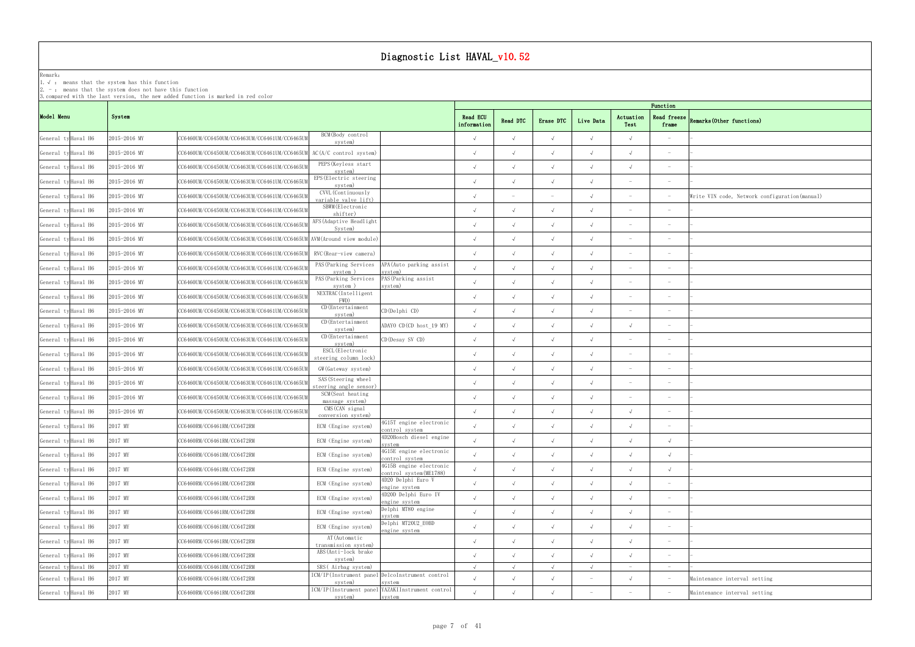# Diagnostic List HAVAL_v10.52

Remark:
1. √ : means that the system has this function
2. - : means that the system does not have this function
3. compared with the last version, the new added function is marked in red color

| Model Menu | | System | | | | Function | | | | | | |
|---|---|---|---|---|---|---|---|---|---|---|---|---|
| | | | | | | Read ECU information | Read DTC | Erase DTC | Live Data | Actuation Test | Read freeze frame | Remarks(Other functions) |
| General ty | Haval H6 | 2015-2016 MY | CC6460UM/CC6450UM/CC6463UM/CC6461UM/CC6465UM | BCM(Body control system) | | √ | √ | √ | √ | √ | - | - |
| General ty | Haval H6 | 2015-2016 MY | CC6460UM/CC6450UM/CC6463UM/CC6461UM/CC6465UM | AC(A/C control system) | | √ | √ | √ | √ | √ | - | - |
| General ty | Haval H6 | 2015-2016 MY | CC6460UM/CC6450UM/CC6463UM/CC6461UM/CC6465UM | PEPS(Keyless start system) | | √ | √ | √ | √ | √ | - | - |
| General ty | Haval H6 | 2015-2016 MY | CC6460UM/CC6450UM/CC6463UM/CC6461UM/CC6465UM | EPS(Electric steering system) | | √ | √ | √ | √ | - | - | - |
| General ty | Haval H6 | 2015-2016 MY | CC6460UM/CC6450UM/CC6463UM/CC6461UM/CC6465UM | CVVL(Continuously variable valve lift) | | √ | - | - | √ | - | - | Write VIN code, Network configuration(manual) |
| General ty | Haval H6 | 2015-2016 MY | CC6460UM/CC6450UM/CC6463UM/CC6461UM/CC6465UM | SBWM(Electronic shifter) | | √ | √ | √ | √ | - | - | - |
| General ty | Haval H6 | 2015-2016 MY | CC6460UM/CC6450UM/CC6463UM/CC6461UM/CC6465UM | AFS(Adaptive Headlight System) | | √ | √ | √ | √ | - | - | - |
| General ty | Haval H6 | 2015-2016 MY | CC6460UM/CC6450UM/CC6463UM/CC6461UM/CC6465UM | AVM(Around view module) | | √ | √ | √ | √ | - | - | - |
| General ty | Haval H6 | 2015-2016 MY | CC6460UM/CC6450UM/CC6463UM/CC6461UM/CC6465UM | RVC(Rear-view camera) | | √ | √ | √ | √ | - | - | - |
| General ty | Haval H6 | 2015-2016 MY | CC6460UM/CC6450UM/CC6463UM/CC6461UM/CC6465UM | PAS(Parking Services system ) | APA(Auto parking assist system) | √ | √ | √ | √ | - | - | - |
| General ty | Haval H6 | 2015-2016 MY | CC6460UM/CC6450UM/CC6463UM/CC6461UM/CC6465UM | PAS(Parking Services system ) | PAS(Parking assist system) | √ | √ | √ | √ | - | - | - |
| General ty | Haval H6 | 2015-2016 MY | CC6460UM/CC6450UM/CC6463UM/CC6461UM/CC6465UM | NEXTRAC(Intelligent FWD) | | √ | √ | √ | √ | - | - | - |
| General ty | Haval H6 | 2015-2016 MY | CC6460UM/CC6450UM/CC6463UM/CC6461UM/CC6465UM | CD(Entertainment system) | CD(Delphi CD) | √ | √ | √ | √ | - | - | - |
| General ty | Haval H6 | 2015-2016 MY | CC6460UM/CC6450UM/CC6463UM/CC6461UM/CC6465UM | CD(Entertainment system) | ADAYO CD(CD host_19 MY) | √ | √ | √ | √ | √ | - | - |
| General ty | Haval H6 | 2015-2016 MY | CC6460UM/CC6450UM/CC6463UM/CC6461UM/CC6465UM | CD(Entertainment system) | CD(Desay SV CD) | √ | √ | √ | √ | - | - | - |
| General ty | Haval H6 | 2015-2016 MY | CC6460UM/CC6450UM/CC6463UM/CC6461UM/CC6465UM | ESCL(Electronic steering column lock) | | √ | √ | √ | √ | - | - | - |
| General ty | Haval H6 | 2015-2016 MY | CC6460UM/CC6450UM/CC6463UM/CC6461UM/CC6465UM | GW(Gateway system) | | √ | √ | √ | √ | - | - | - |
| General ty | Haval H6 | 2015-2016 MY | CC6460UM/CC6450UM/CC6463UM/CC6461UM/CC6465UM | SAS(Steering wheel steering angle sensor) | | √ | √ | √ | √ | - | - | - |
| General ty | Haval H6 | 2015-2016 MY | CC6460UM/CC6450UM/CC6463UM/CC6461UM/CC6465UM | SCM(Seat heating massage system) | | √ | √ | √ | √ | - | - | - |
| General ty | Haval H6 | 2015-2016 MY | CC6460UM/CC6450UM/CC6463UM/CC6461UM/CC6465UM | CMS(CAN signal conversion system) | | √ | √ | √ | √ | √ | - | - |
| General ty | Haval H6 | 2017 MY | CC6460RM/CC6461RM/CC6472RM | ECM (Engine system) | 4G15T engine electronic control system | √ | √ | √ | √ | √ | - | - |
| General ty | Haval H6 | 2017 MY | CC6460RM/CC6461RM/CC6472RM | ECM (Engine system) | 4D20Bosch diesel engine system | √ | √ | √ | √ | √ | √ | - |
| General ty | Haval H6 | 2017 MY | CC6460RM/CC6461RM/CC6472RM | ECM (Engine system) | 4G15E engine electronic control system | √ | √ | √ | √ | √ | √ | - |
| General ty | Haval H6 | 2017 MY | CC6460RM/CC6461RM/CC6472RM | ECM (Engine system) | 4G15B engine electronic control system(ME1788) | √ | √ | √ | √ | √ | √ | - |
| General ty | Haval H6 | 2017 MY | CC6460RM/CC6461RM/CC6472RM | ECM (Engine system) | 4D20 Delphi Euro V engine system | √ | √ | √ | √ | √ | - | - |
| General ty | Haval H6 | 2017 MY | CC6460RM/CC6461RM/CC6472RM | ECM (Engine system) | 4D20D Delphi Euro IV engine system | √ | √ | √ | √ | √ | - | - |
| General ty | Haval H6 | 2017 MY | CC6460RM/CC6461RM/CC6472RM | ECM (Engine system) | Delphi MT80 engine system | √ | √ | √ | √ | √ | - | - |
| General ty | Haval H6 | 2017 MY | CC6460RM/CC6461RM/CC6472RM | ECM (Engine system) | Delphi MT20U2_EOBD engine system | √ | √ | √ | √ | √ | - | - |
| General ty | Haval H6 | 2017 MY | CC6460RM/CC6461RM/CC6472RM | AT(Automatic transmission system) | | √ | √ | √ | √ | √ | - | - |
| General ty | Haval H6 | 2017 MY | CC6460RM/CC6461RM/CC6472RM | ABS(Anti-lock brake system) | | √ | √ | √ | √ | √ | - | - |
| General ty | Haval H6 | 2017 MY | CC6460RM/CC6461RM/CC6472RM | SRS( Airbag system) | | √ | √ | √ | √ | - | - | - |
| General ty | Haval H6 | 2017 MY | CC6460RM/CC6461RM/CC6472RM | ICM/IP(Instrument panel system) | DelcoInstrument control system | √ | √ | √ | - | √ | - | Maintenance interval setting |
| General ty | Haval H6 | 2017 MY | CC6460RM/CC6461RM/CC6472RM | ICM/IP(Instrument panel system) | YAZAKIInstrument control system | √ | √ | √ | - | - | - | Maintenance interval setting |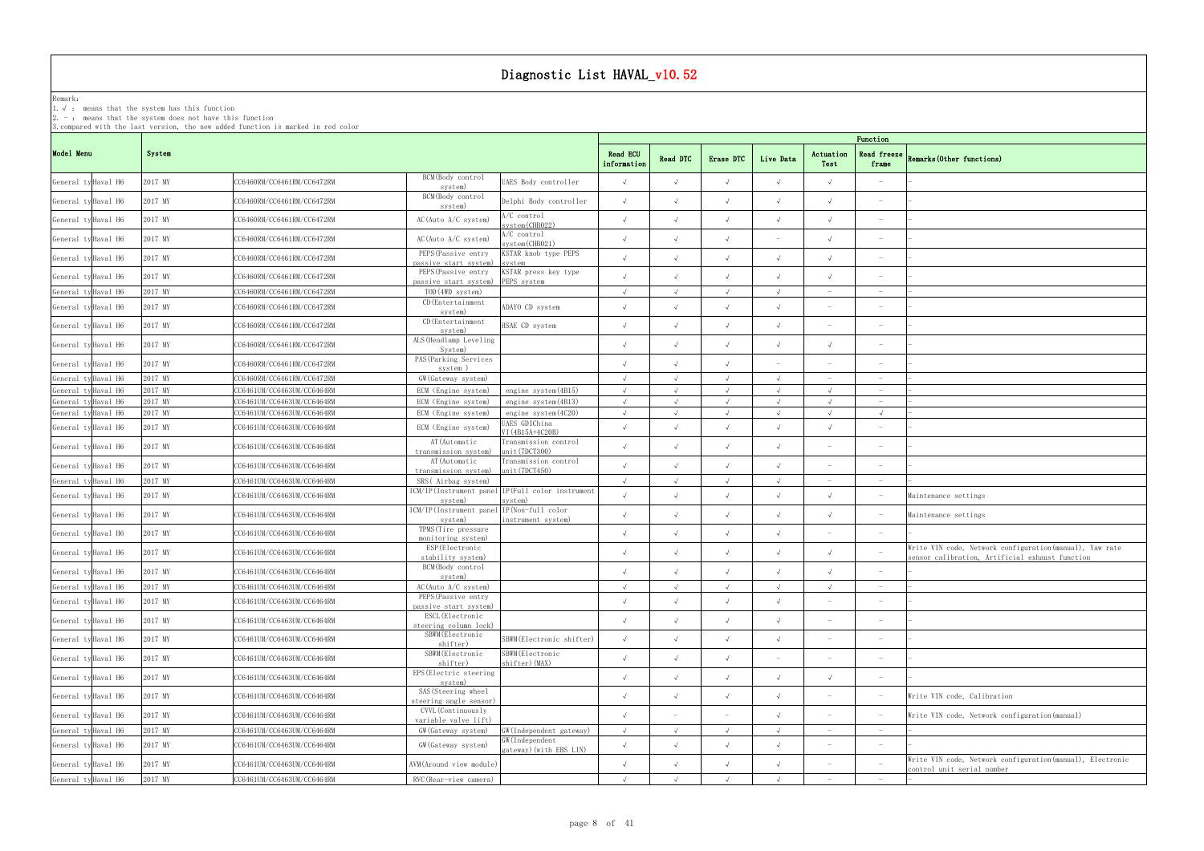# Diagnostic List HAVAL_v10.52

Remark:
1. √ : means that the system has this function
2. - : means that the system does not have this function
3. compared with the last version, the new added function is marked in red color

| Model Menu | | System | | | | Function | | | | | | |
|---|---|---|---|---|---|---|---|---|---|---|---|---|
| | | | | | | Read ECU information | Read DTC | Erase DTC | Live Data | Actuation Test | Read freeze frame | Remarks(Other functions) |
| General ty | Haval H6 | 2017 MY | CC6460RM/CC6461RM/CC6472RM | BCM(Body control system) | UAES Body controller | √ | √ | √ | √ | √ | - | - |
| General ty | Haval H6 | 2017 MY | CC6460RM/CC6461RM/CC6472RM | BCM(Body control system) | Delphi Body controller | √ | √ | √ | √ | √ | - | - |
| General ty | Haval H6 | 2017 MY | CC6460RM/CC6461RM/CC6472RM | AC(Auto A/C system) | A/C control system(CHB022) | √ | √ | √ | √ | √ | - | - |
| General ty | Haval H6 | 2017 MY | CC6460RM/CC6461RM/CC6472RM | AC(Auto A/C system) | A/C control system(CHB021) | √ | √ | √ | - | √ | - | - |
| General ty | Haval H6 | 2017 MY | CC6460RM/CC6461RM/CC6472RM | PEPS(Passive entry passive start system) | KSTAR knob type PEPS system | √ | √ | √ | √ | √ | - | - |
| General ty | Haval H6 | 2017 MY | CC6460RM/CC6461RM/CC6472RM | PEPS(Passive entry passive start system) | KSTAR press key type PEPS system | √ | √ | √ | √ | √ | - | - |
| General ty | Haval H6 | 2017 MY | CC6460RM/CC6461RM/CC6472RM | TOD(4WD system) | | √ | √ | √ | √ | - | - | - |
| General ty | Haval H6 | 2017 MY | CC6460RM/CC6461RM/CC6472RM | CD(Entertainment system) | ADAYO CD system | √ | √ | √ | √ | - | - | - |
| General ty | Haval H6 | 2017 MY | CC6460RM/CC6461RM/CC6472RM | CD(Entertainment system) | HSAE CD system | √ | √ | √ | √ | - | - | - |
| General ty | Haval H6 | 2017 MY | CC6460RM/CC6461RM/CC6472RM | ALS(Headlamp Leveling System) | | √ | √ | √ | √ | √ | - | - |
| General ty | Haval H6 | 2017 MY | CC6460RM/CC6461RM/CC6472RM | PAS(Parking Services system ) | | √ | √ | √ | - | - | - | - |
| General ty | Haval H6 | 2017 MY | CC6460RM/CC6461RM/CC6472RM | GW(Gateway system) | | √ | √ | √ | √ | - | - | - |
| General ty | Haval H6 | 2017 MY | CC6461UM/CC6463UM/CC6464RM | ECM (Engine system) | engine system(4B15) | √ | √ | √ | √ | √ | - | - |
| General ty | Haval H6 | 2017 MY | CC6461UM/CC6463UM/CC6464RM | ECM (Engine system) | engine system(4B13) | √ | √ | √ | √ | √ | - | - |
| General ty | Haval H6 | 2017 MY | CC6461UM/CC6463UM/CC6464RM | ECM (Engine system) | engine system(4C20) | √ | √ | √ | √ | √ | √ | - |
| General ty | Haval H6 | 2017 MY | CC6461UM/CC6463UM/CC6464RM | ECM (Engine system) | UAES GDIChina VI(4B15A+4C20B) | √ | √ | √ | √ | √ | - | - |
| General ty | Haval H6 | 2017 MY | CC6461UM/CC6463UM/CC6464RM | AT(Automatic transmission system) | Transmission control unit(7DCT300) | √ | √ | √ | √ | - | - | - |
| General ty | Haval H6 | 2017 MY | CC6461UM/CC6463UM/CC6464RM | AT(Automatic transmission system) | Transmission control unit(7DCT450) | √ | √ | √ | √ | - | - | - |
| General ty | Haval H6 | 2017 MY | CC6461UM/CC6463UM/CC6464RM | SRS( Airbag system) | | √ | √ | √ | √ | - | - | - |
| General ty | Haval H6 | 2017 MY | CC6461UM/CC6463UM/CC6464RM | ICM/IP(Instrument panel system) | IP(Full color instrument system) | √ | √ | √ | √ | √ | - | Maintenance settings |
| General ty | Haval H6 | 2017 MY | CC6461UM/CC6463UM/CC6464RM | ICM/IP(Instrument panel system) | IP(Non-full color instrument system) | √ | √ | √ | √ | √ | - | Maintenance settings |
| General ty | Haval H6 | 2017 MY | CC6461UM/CC6463UM/CC6464RM | TPMS(Tire pressure monitoring system) | | √ | √ | √ | √ | - | - | - |
| General ty | Haval H6 | 2017 MY | CC6461UM/CC6463UM/CC6464RM | ESP(Electronic stability system) | | √ | √ | √ | √ | √ | - | Write VIN code, Network configuration(manual), Yaw rate sensor calibration, Artificial exhaust function |
| General ty | Haval H6 | 2017 MY | CC6461UM/CC6463UM/CC6464RM | BCM(Body control system) | | √ | √ | √ | √ | √ | - | - |
| General ty | Haval H6 | 2017 MY | CC6461UM/CC6463UM/CC6464RM | AC(Auto A/C system) | | √ | √ | √ | √ | √ | - | - |
| General ty | Haval H6 | 2017 MY | CC6461UM/CC6463UM/CC6464RM | PEPS(Passive entry passive start system) | | √ | √ | √ | √ | - | - | - |
| General ty | Haval H6 | 2017 MY | CC6461UM/CC6463UM/CC6464RM | ESCL(Electronic steering column lock) | | √ | √ | √ | √ | - | - | - |
| General ty | Haval H6 | 2017 MY | CC6461UM/CC6463UM/CC6464RM | SBWM(Electronic shifter) | SBWM(Electronic shifter) | √ | √ | √ | √ | - | - | - |
| General ty | Haval H6 | 2017 MY | CC6461UM/CC6463UM/CC6464RM | SBWM(Electronic shifter) | SBWM(Electronic shifter)(MAX) | √ | √ | √ | - | - | - | - |
| General ty | Haval H6 | 2017 MY | CC6461UM/CC6463UM/CC6464RM | EPS(Electric steering system) | | √ | √ | √ | √ | √ | - | - |
| General ty | Haval H6 | 2017 MY | CC6461UM/CC6463UM/CC6464RM | SAS(Steering wheel steering angle sensor) | | √ | √ | √ | √ | - | - | Write VIN code, Calibration |
| General ty | Haval H6 | 2017 MY | CC6461UM/CC6463UM/CC6464RM | CVVL(Continuously variable valve lift) | | √ | - | - | √ | - | - | Write VIN code, Network configuration(manual) |
| General ty | Haval H6 | 2017 MY | CC6461UM/CC6463UM/CC6464RM | GW(Gateway system) | GW(Independent gateway) | √ | √ | √ | √ | - | - | - |
| General ty | Haval H6 | 2017 MY | CC6461UM/CC6463UM/CC6464RM | GW(Gateway system) | GW(Independent gateway)(with EBS LIN) | √ | √ | √ | √ | - | - | - |
| General ty | Haval H6 | 2017 MY | CC6461UM/CC6463UM/CC6464RM | AVM(Around view module) | | √ | √ | √ | √ | - | - | Write VIN code, Network configuration(manual), Electronic control unit serial number |
| General ty | Haval H6 | 2017 MY | CC6461UM/CC6463UM/CC6464RM | RVC(Rear-view camera) | | √ | √ | √ | √ | - | - | - |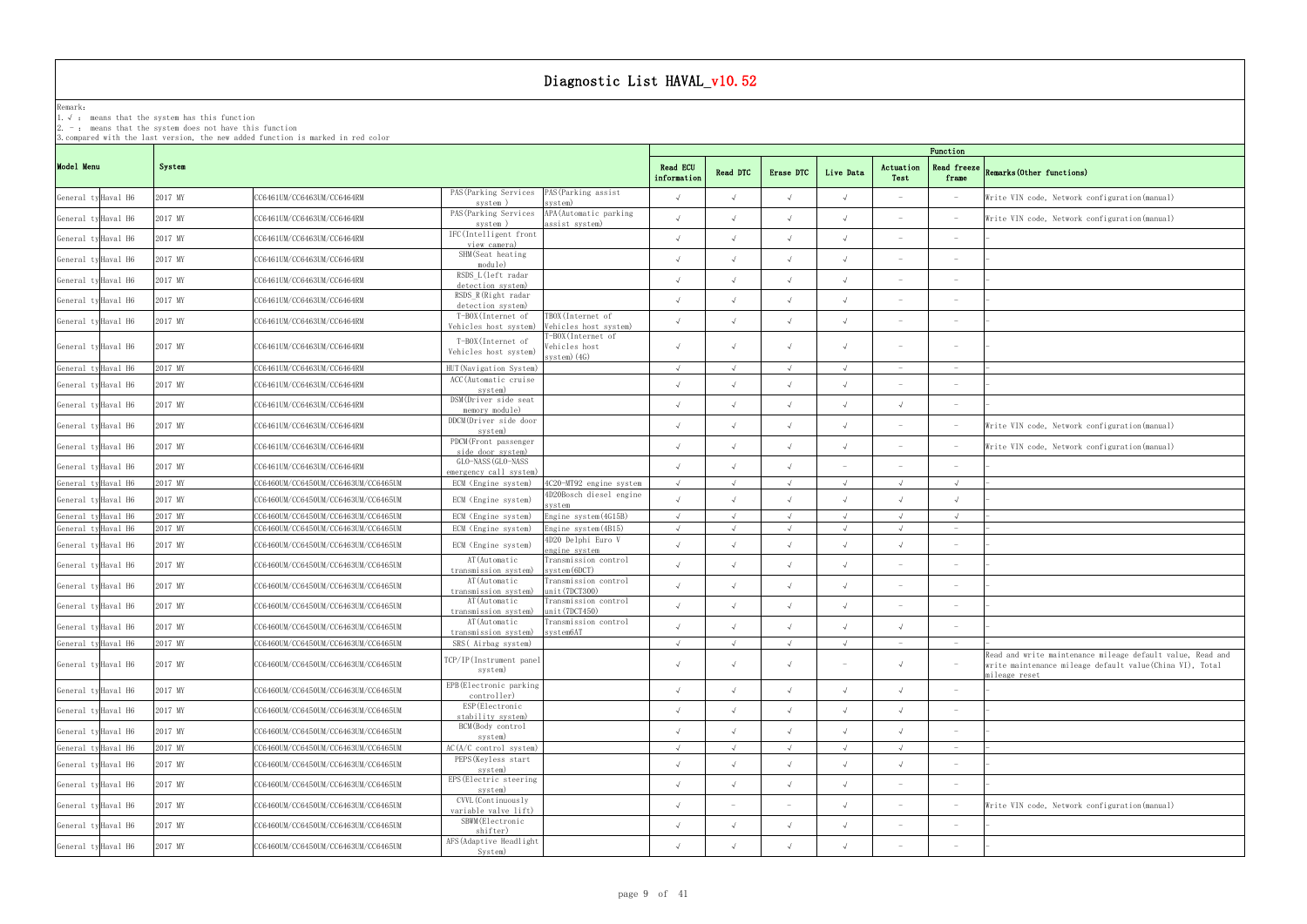# Diagnostic List HAVAL_v10.52

Remark:
1. √ : means that the system has this function
2. - : means that the system does not have this function
3. compared with the last version, the new added function is marked in red color

| Model Menu | | System | | | | Function | | | | | | |
|---|---|---|---|---|---|---|---|---|---|---|---|---|
| | | | | | | Read ECU information | Read DTC | Erase DTC | Live Data | Actuation Test | Read freeze frame | Remarks(Other functions) |
| General ty | Haval H6 | 2017 MY | CC6461UM/CC6463UM/CC6464RM | PAS(Parking Services system ) | PAS(Parking assist system) | √ | √ | √ | √ | - | - | Write VIN code, Network configuration(manual) |
| General ty | Haval H6 | 2017 MY | CC6461UM/CC6463UM/CC6464RM | PAS(Parking Services system ) | APA(Automatic parking assist system) | √ | √ | √ | √ | - | - | Write VIN code, Network configuration(manual) |
| General ty | Haval H6 | 2017 MY | CC6461UM/CC6463UM/CC6464RM | IFC(Intelligent front view camera) | | √ | √ | √ | √ | - | - | - |
| General ty | Haval H6 | 2017 MY | CC6461UM/CC6463UM/CC6464RM | SHM(Seat heating module) | | √ | √ | √ | √ | - | - | - |
| General ty | Haval H6 | 2017 MY | CC6461UM/CC6463UM/CC6464RM | RSDS_L(left radar detection system) | | √ | √ | √ | √ | - | - | - |
| General ty | Haval H6 | 2017 MY | CC6461UM/CC6463UM/CC6464RM | RSDS_R(Right radar detection system) | | √ | √ | √ | √ | - | - | - |
| General ty | Haval H6 | 2017 MY | CC6461UM/CC6463UM/CC6464RM | T-BOX(Internet of Vehicles host system) | TBOX(Internet of Vehicles host system) | √ | √ | √ | √ | - | - | - |
| General ty | Haval H6 | 2017 MY | CC6461UM/CC6463UM/CC6464RM | T-BOX(Internet of Vehicles host system) | T-BOX(Internet of Vehicles host system)(4G) | √ | √ | √ | √ | - | - | - |
| General ty | Haval H6 | 2017 MY | CC6461UM/CC6463UM/CC6464RM | HUT(Navigation System) | | √ | √ | √ | √ | - | - | - |
| General ty | Haval H6 | 2017 MY | CC6461UM/CC6463UM/CC6464RM | ACC(Automatic cruise system) | | √ | √ | √ | √ | - | - | - |
| General ty | Haval H6 | 2017 MY | CC6461UM/CC6463UM/CC6464RM | DSM(Driver side seat memory module) | | √ | √ | √ | √ | √ | - | - |
| General ty | Haval H6 | 2017 MY | CC6461UM/CC6463UM/CC6464RM | DDCM(Driver side door system) | | √ | √ | √ | √ | - | - | Write VIN code, Network configuration(manual) |
| General ty | Haval H6 | 2017 MY | CC6461UM/CC6463UM/CC6464RM | PDCM(Front passenger side door system) | | √ | √ | √ | √ | - | - | Write VIN code, Network configuration(manual) |
| General ty | Haval H6 | 2017 MY | CC6461UM/CC6463UM/CC6464RM | GLO-NASS(GLO-NASS emergency call system) | | √ | √ | √ | - | - | - | - |
| General ty | Haval H6 | 2017 MY | CC6460UM/CC6450UM/CC6463UM/CC6465UM | ECM (Engine system) | 4C20-MT92 engine system | √ | √ | √ | √ | √ | √ | - |
| General ty | Haval H6 | 2017 MY | CC6460UM/CC6450UM/CC6463UM/CC6465UM | ECM (Engine system) | 4D20Bosch diesel engine system | √ | √ | √ | √ | √ | √ | - |
| General ty | Haval H6 | 2017 MY | CC6460UM/CC6450UM/CC6463UM/CC6465UM | ECM (Engine system) | Engine system(4G15B) | √ | √ | √ | √ | √ | √ | - |
| General ty | Haval H6 | 2017 MY | CC6460UM/CC6450UM/CC6463UM/CC6465UM | ECM (Engine system) | Engine system(4B15) | √ | √ | √ | √ | √ | - | - |
| General ty | Haval H6 | 2017 MY | CC6460UM/CC6450UM/CC6463UM/CC6465UM | ECM (Engine system) | 4D20 Delphi Euro V engine system | √ | √ | √ | √ | √ | - | - |
| General ty | Haval H6 | 2017 MY | CC6460UM/CC6450UM/CC6463UM/CC6465UM | AT(Automatic transmission system) | Transmission control system(6DCT) | √ | √ | √ | √ | - | - | - |
| General ty | Haval H6 | 2017 MY | CC6460UM/CC6450UM/CC6463UM/CC6465UM | AT(Automatic transmission system) | Transmission control unit(7DCT300) | √ | √ | √ | √ | - | - | - |
| General ty | Haval H6 | 2017 MY | CC6460UM/CC6450UM/CC6463UM/CC6465UM | AT(Automatic transmission system) | Transmission control unit(7DCT450) | √ | √ | √ | √ | - | - | - |
| General ty | Haval H6 | 2017 MY | CC6460UM/CC6450UM/CC6463UM/CC6465UM | AT(Automatic transmission system) | Transmission control system6AT | √ | √ | √ | √ | √ | - | - |
| General ty | Haval H6 | 2017 MY | CC6460UM/CC6450UM/CC6463UM/CC6465UM | SRS( Airbag system) | | √ | √ | √ | √ | - | - | - |
| General ty | Haval H6 | 2017 MY | CC6460UM/CC6450UM/CC6463UM/CC6465UM | TCP/IP(Instrument panel system) | | √ | √ | √ | - | √ | - | Read and write maintenance mileage default value, Read and write maintenance mileage default value(China VI), Total mileage reset |
| General ty | Haval H6 | 2017 MY | CC6460UM/CC6450UM/CC6463UM/CC6465UM | EPB(Electronic parking controller) | | √ | √ | √ | √ | √ | - | - |
| General ty | Haval H6 | 2017 MY | CC6460UM/CC6450UM/CC6463UM/CC6465UM | ESP(Electronic stability system) | | √ | √ | √ | √ | √ | - | - |
| General ty | Haval H6 | 2017 MY | CC6460UM/CC6450UM/CC6463UM/CC6465UM | BCM(Body control system) | | √ | √ | √ | √ | √ | - | - |
| General ty | Haval H6 | 2017 MY | CC6460UM/CC6450UM/CC6463UM/CC6465UM | AC(A/C control system) | | √ | √ | √ | √ | √ | - | - |
| General ty | Haval H6 | 2017 MY | CC6460UM/CC6450UM/CC6463UM/CC6465UM | PEPS(Keyless start system) | | √ | √ | √ | √ | √ | - | - |
| General ty | Haval H6 | 2017 MY | CC6460UM/CC6450UM/CC6463UM/CC6465UM | EPS(Electric steering system) | | √ | √ | √ | √ | - | - | - |
| General ty | Haval H6 | 2017 MY | CC6460UM/CC6450UM/CC6463UM/CC6465UM | CVVL(Continuously variable valve lift) | | √ | - | - | √ | - | - | Write VIN code, Network configuration(manual) |
| General ty | Haval H6 | 2017 MY | CC6460UM/CC6450UM/CC6463UM/CC6465UM | SBWM(Electronic shifter) | | √ | √ | √ | √ | - | - | - |
| General ty | Haval H6 | 2017 MY | CC6460UM/CC6450UM/CC6463UM/CC6465UM | AFS(Adaptive Headlight System) | | √ | √ | √ | √ | - | - | - |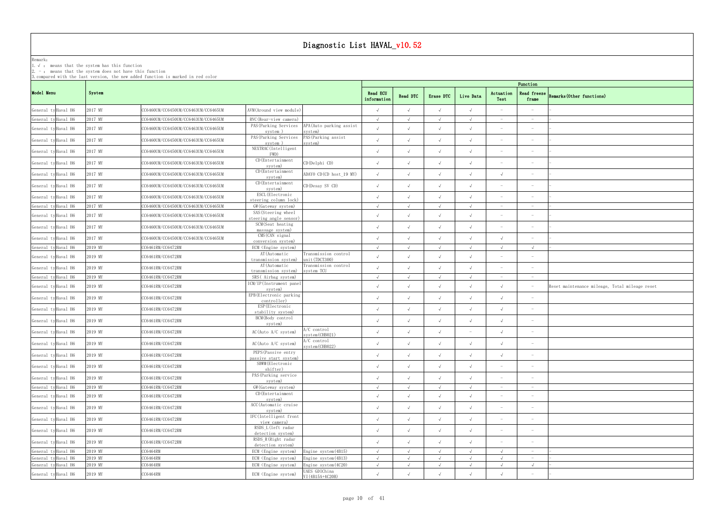# Diagnostic List HAVAL_v10.52

Remark:
1. √ : means that the system has this function
2. - : means that the system does not have this function
3. compared with the last version, the new added function is marked in red color

| Model Menu | | System | | | | Function | | | | | | |
|---|---|---|---|---|---|---|---|---|---|---|---|---|
| | | | | | | Read ECU information | Read DTC | Erase DTC | Live Data | Actuation Test | Read freeze frame | Remarks(Other functions) |
| General ty | Haval H6 | 2017 MY | CC6460UM/CC6450UM/CC6463UM/CC6465UM | AVM(Around view module) | | √ | √ | √ | √ | - | - | - |
| General ty | Haval H6 | 2017 MY | CC6460UM/CC6450UM/CC6463UM/CC6465UM | RVC(Rear-view camera) | | √ | √ | √ | √ | - | - | - |
| General ty | Haval H6 | 2017 MY | CC6460UM/CC6450UM/CC6463UM/CC6465UM | PAS(Parking Services system ) | APA(Auto parking assist system) | √ | √ | √ | √ | - | - | - |
| General ty | Haval H6 | 2017 MY | CC6460UM/CC6450UM/CC6463UM/CC6465UM | PAS(Parking Services system ) | PAS(Parking assist system) | √ | √ | √ | √ | - | - | - |
| General ty | Haval H6 | 2017 MY | CC6460UM/CC6450UM/CC6463UM/CC6465UM | NEXTRAC(Intelligent FWD) | | √ | √ | √ | √ | - | - | - |
| General ty | Haval H6 | 2017 MY | CC6460UM/CC6450UM/CC6463UM/CC6465UM | CD(Entertainment system) | CD(Delphi CD) | √ | √ | √ | √ | - | - | - |
| General ty | Haval H6 | 2017 MY | CC6460UM/CC6450UM/CC6463UM/CC6465UM | CD(Entertainment system) | ADAYO CD(CD host_19 MY) | √ | √ | √ | √ | √ | - | - |
| General ty | Haval H6 | 2017 MY | CC6460UM/CC6450UM/CC6463UM/CC6465UM | CD(Entertainment system) | CD(Desay SV CD) | √ | √ | √ | √ | - | - | - |
| General ty | Haval H6 | 2017 MY | CC6460UM/CC6450UM/CC6463UM/CC6465UM | ESCL(Electronic steering column lock) | | √ | √ | √ | √ | - | - | - |
| General ty | Haval H6 | 2017 MY | CC6460UM/CC6450UM/CC6463UM/CC6465UM | GW(Gateway system) | | √ | √ | √ | √ | - | - | - |
| General ty | Haval H6 | 2017 MY | CC6460UM/CC6450UM/CC6463UM/CC6465UM | SAS(Steering wheel steering angle sensor) | | √ | √ | √ | √ | - | - | - |
| General ty | Haval H6 | 2017 MY | CC6460UM/CC6450UM/CC6463UM/CC6465UM | SCM(Seat heating massage system) | | √ | √ | √ | √ | - | - | - |
| General ty | Haval H6 | 2017 MY | CC6460UM/CC6450UM/CC6463UM/CC6465UM | CMS(CAN signal conversion system) | | √ | √ | √ | √ | √ | - | - |
| General ty | Haval H6 | 2019 MY | CC6461RM/CC6472RM | ECM (Engine system) | | √ | √ | √ | √ | √ | √ | - |
| General ty | Haval H6 | 2019 MY | CC6461RM/CC6472RM | AT(Automatic transmission system) | Transmission control unit(7DCT300) | √ | √ | √ | √ | - | - | |
| General ty | Haval H6 | 2019 MY | CC6461RM/CC6472RM | AT(Automatic transmission system) | Transmission control system TCU | √ | √ | √ | √ | - | - | |
| General ty | Haval H6 | 2019 MY | CC6461RM/CC6472RM | SRS( Airbag system) | | √ | √ | √ | √ | - | - | |
| General ty | Haval H6 | 2019 MY | CC6461RM/CC6472RM | ICM/IP(Instrument panel system) | | √ | √ | √ | √ | √ | - | Reset maintenance mileage, Total mileage reset |
| General ty | Haval H6 | 2019 MY | CC6461RM/CC6472RM | EPB(Electronic parking controller) | | √ | √ | √ | √ | √ | - | |
| General ty | Haval H6 | 2019 MY | CC6461RM/CC6472RM | ESP(Electronic stability system) | | √ | √ | √ | √ | √ | - | |
| General ty | Haval H6 | 2019 MY | CC6461RM/CC6472RM | BCM(Body control system) | | √ | √ | √ | √ | √ | - | |
| General ty | Haval H6 | 2019 MY | CC6461RM/CC6472RM | AC(Auto A/C system) | A/C control system(CHB021) | √ | √ | √ | - | √ | - | |
| General ty | Haval H6 | 2019 MY | CC6461RM/CC6472RM | AC(Auto A/C system) | A/C control system(CHB022) | √ | √ | √ | √ | √ | - | |
| General ty | Haval H6 | 2019 MY | CC6461RM/CC6472RM | PEPS(Passive entry passive start system) | | √ | √ | √ | √ | √ | - | |
| General ty | Haval H6 | 2019 MY | CC6461RM/CC6472RM | SBWM(Electronic shifter) | | √ | √ | √ | √ | - | - | |
| General ty | Haval H6 | 2019 MY | CC6461RM/CC6472RM | PAS(Parking service system) | | √ | √ | √ | √ | - | - | |
| General ty | Haval H6 | 2019 MY | CC6461RM/CC6472RM | GW(Gateway system) | | √ | √ | √ | √ | - | - | |
| General ty | Haval H6 | 2019 MY | CC6461RM/CC6472RM | CD(Entertainment system) | | √ | √ | √ | √ | - | - | |
| General ty | Haval H6 | 2019 MY | CC6461RM/CC6472RM | ACC(Automatic cruise system) | | √ | √ | √ | √ | - | - | |
| General ty | Haval H6 | 2019 MY | CC6461RM/CC6472RM | IFC(Intelligent front view camera) | | √ | √ | √ | √ | - | - | |
| General ty | Haval H6 | 2019 MY | CC6461RM/CC6472RM | RSDS_L(left radar detection system) | | √ | √ | √ | √ | - | - | |
| General ty | Haval H6 | 2019 MY | CC6461RM/CC6472RM | RSDS_R(Right radar detection system) | | √ | √ | √ | √ | - | - | |
| General ty | Haval H6 | 2019 MY | CC6464RM | ECM (Engine system) | Engine system(4B15) | √ | √ | √ | √ | √ | - | - |
| General ty | Haval H6 | 2019 MY | CC6464RM | ECM (Engine system) | Engine system(4B13) | √ | √ | √ | √ | √ | - | - |
| General ty | Haval H6 | 2019 MY | CC6464RM | ECM (Engine system) | Engine system(4C20) | √ | √ | √ | √ | √ | √ | - |
| General ty | Haval H6 | 2019 MY | CC6464RM | ECM (Engine system) | UAES GDIChina VI(4B15A+4C20B) | √ | √ | √ | √ | √ | - | - |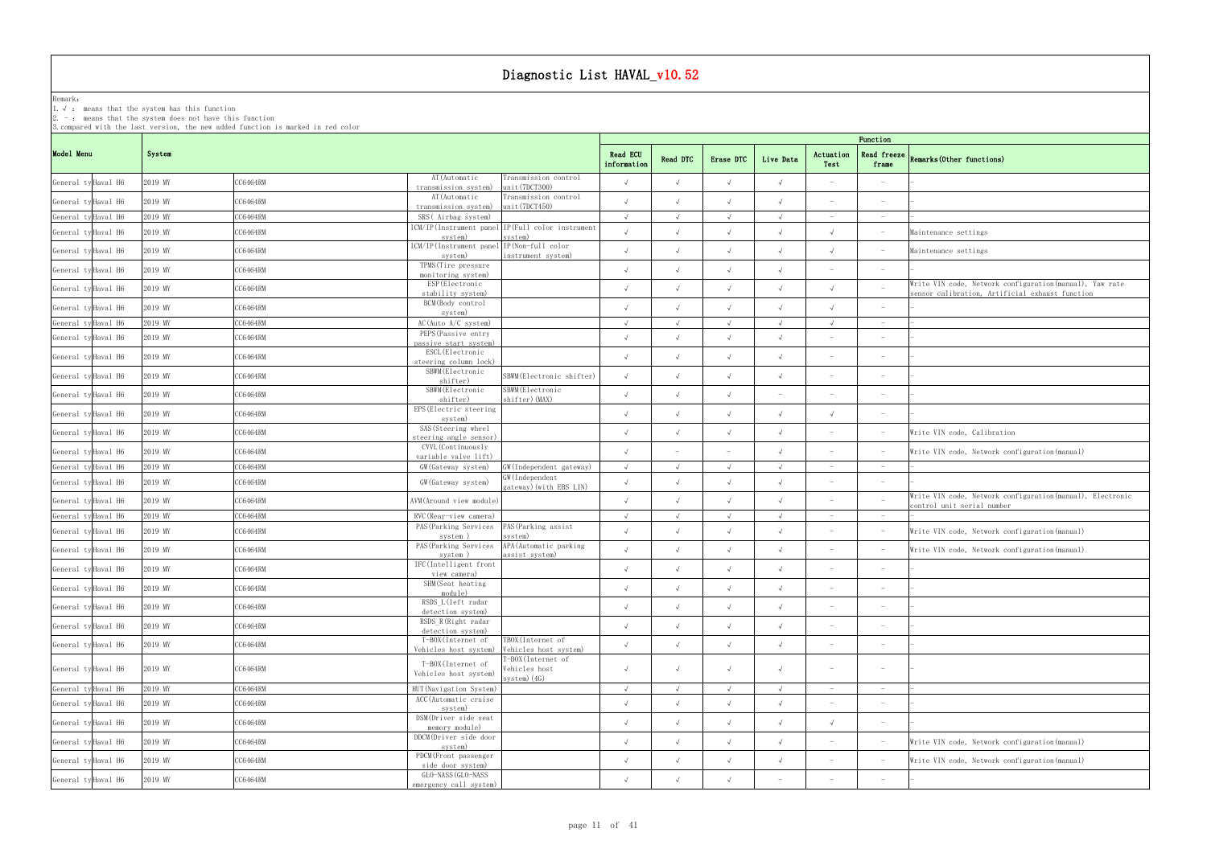# Diagnostic List HAVAL_v10.52

Remark:
1. √ : means that the system has this function
2. - : means that the system does not have this function
3. compared with the last version, the new added function is marked in red color

| Model Menu | | System | | | | Function | | | | | | |
|---|---|---|---|---|---|---|---|---|---|---|---|---|
| | | | | | | Read ECU information | Read DTC | Erase DTC | Live Data | Actuation Test | Read freeze frame | Remarks(Other functions) |
| General ty | Haval H6 | 2019 MY | CC6464RM | AT(Automatic transmission system) | Transmission control unit(7DCT300) | √ | √ | √ | √ | - | - | - |
| General ty | Haval H6 | 2019 MY | CC6464RM | AT(Automatic transmission system) | Transmission control unit(7DCT450) | √ | √ | √ | √ | - | - | - |
| General ty | Haval H6 | 2019 MY | CC6464RM | SRS( Airbag system) | | √ | √ | √ | √ | - | - | - |
| General ty | Haval H6 | 2019 MY | CC6464RM | ICM/IP(Instrument panel system) | IP(Full color instrument system) | √ | √ | √ | √ | √ | - | Maintenance settings |
| General ty | Haval H6 | 2019 MY | CC6464RM | ICM/IP(Instrument panel system) | IP(Non-full color instrument system) | √ | √ | √ | √ | √ | - | Maintenance settings |
| General ty | Haval H6 | 2019 MY | CC6464RM | TPMS(Tire pressure monitoring system) | | √ | √ | √ | √ | - | - | - |
| General ty | Haval H6 | 2019 MY | CC6464RM | ESP(Electronic stability system) | | √ | √ | √ | √ | √ | - | Write VIN code, Network configuration(manual), Yaw rate sensor calibration, Artificial exhaust function |
| General ty | Haval H6 | 2019 MY | CC6464RM | BCM(Body control system) | | √ | √ | √ | √ | √ | - | - |
| General ty | Haval H6 | 2019 MY | CC6464RM | AC(Auto A/C system) | | √ | √ | √ | √ | √ | - | - |
| General ty | Haval H6 | 2019 MY | CC6464RM | PEPS(Passive entry passive start system) | | √ | √ | √ | √ | - | - | - |
| General ty | Haval H6 | 2019 MY | CC6464RM | ESCL(Electronic steering column lock) | | √ | √ | √ | √ | - | - | - |
| General ty | Haval H6 | 2019 MY | CC6464RM | SBWM(Electronic shifter) | SBWM(Electronic shifter) | √ | √ | √ | √ | - | - | - |
| General ty | Haval H6 | 2019 MY | CC6464RM | SBWM(Electronic shifter) | SBWM(Electronic shifter)(MAX) | √ | √ | √ | - | - | - | - |
| General ty | Haval H6 | 2019 MY | CC6464RM | EPS(Electric steering system) | | √ | √ | √ | √ | √ | - | - |
| General ty | Haval H6 | 2019 MY | CC6464RM | SAS(Steering wheel steering angle sensor) | | √ | √ | √ | √ | - | - | Write VIN code, Calibration |
| General ty | Haval H6 | 2019 MY | CC6464RM | CVVL(Continuously variable valve lift) | | √ | - | - | √ | - | - | Write VIN code, Network configuration(manual) |
| General ty | Haval H6 | 2019 MY | CC6464RM | GW(Gateway system) | GW(Independent gateway) | √ | √ | √ | √ | - | - | - |
| General ty | Haval H6 | 2019 MY | CC6464RM | GW(Gateway system) | GW(Independent gateway)(with EBS LIN) | √ | √ | √ | √ | - | - | - |
| General ty | Haval H6 | 2019 MY | CC6464RM | AVM(Around view module) | | √ | √ | √ | √ | - | - | Write VIN code, Network configuration(manual), Electronic control unit serial number |
| General ty | Haval H6 | 2019 MY | CC6464RM | RVC(Rear-view camera) | | √ | √ | √ | √ | - | - | - |
| General ty | Haval H6 | 2019 MY | CC6464RM | PAS(Parking Services system ) | PAS(Parking assist system) | √ | √ | √ | √ | - | - | Write VIN code, Network configuration(manual) |
| General ty | Haval H6 | 2019 MY | CC6464RM | PAS(Parking Services system ) | APA(Automatic parking assist system) | √ | √ | √ | √ | - | - | Write VIN code, Network configuration(manual) |
| General ty | Haval H6 | 2019 MY | CC6464RM | IFC(Intelligent front view camera) | | √ | √ | √ | √ | - | - | - |
| General ty | Haval H6 | 2019 MY | CC6464RM | SHM(Seat heating module) | | √ | √ | √ | √ | - | - | - |
| General ty | Haval H6 | 2019 MY | CC6464RM | RSDS_L(left radar detection system) | | √ | √ | √ | √ | - | - | - |
| General ty | Haval H6 | 2019 MY | CC6464RM | RSDS_R(Right radar detection system) | | √ | √ | √ | √ | - | - | - |
| General ty | Haval H6 | 2019 MY | CC6464RM | T-BOX(Internet of Vehicles host system) | TBOX(Internet of Vehicles host system) | √ | √ | √ | √ | - | - | - |
| General ty | Haval H6 | 2019 MY | CC6464RM | T-BOX(Internet of Vehicles host system) | T-BOX(Internet of Vehicles host system)(4G) | √ | √ | √ | √ | - | - | - |
| General ty | Haval H6 | 2019 MY | CC6464RM | HUT(Navigation System) | | √ | √ | √ | √ | - | - | - |
| General ty | Haval H6 | 2019 MY | CC6464RM | ACC(Automatic cruise system) | | √ | √ | √ | √ | - | - | - |
| General ty | Haval H6 | 2019 MY | CC6464RM | DSM(Driver side seat memory module) | | √ | √ | √ | √ | √ | - | - |
| General ty | Haval H6 | 2019 MY | CC6464RM | DDCM(Driver side door system) | | √ | √ | √ | √ | - | - | Write VIN code, Network configuration(manual) |
| General ty | Haval H6 | 2019 MY | CC6464RM | PDCM(Front passenger side door system) | | √ | √ | √ | √ | - | - | Write VIN code, Network configuration(manual) |
| General ty | Haval H6 | 2019 MY | CC6464RM | GLO-NASS(GLO-NASS emergency call system) | | √ | √ | √ | - | - | - | - |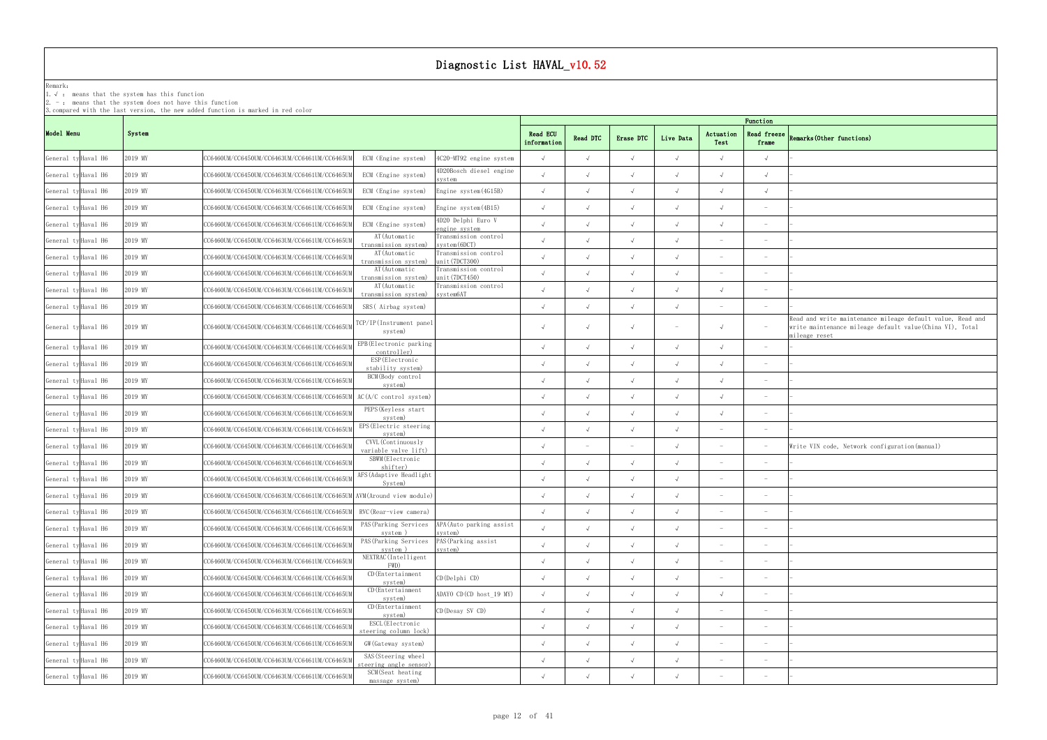# Diagnostic List HAVAL_v10.52

Remark:
1. √ : means that the system has this function
2. – : means that the system does not have this function
3. compared with the last version, the new added function is marked in red color

| Model Menu | | System | | | | Function | | | | | | |
|---|---|---|---|---|---|---|---|---|---|---|---|---|
| | | | | | | Read ECU information | Read DTC | Erase DTC | Live Data | Actuation Test | Read freeze frame | Remarks(Other functions) |
| General ty | Haval H6 | 2019 MY | CC6460UM/CC6450UM/CC6463UM/CC6461UM/CC6465UM | ECM (Engine system) | 4C20-MT92 engine system | √ | √ | √ | √ | √ | √ | – |
| General ty | Haval H6 | 2019 MY | CC6460UM/CC6450UM/CC6463UM/CC6461UM/CC6465UM | ECM (Engine system) | 4D20Bosch diesel engine system | √ | √ | √ | √ | √ | √ | – |
| General ty | Haval H6 | 2019 MY | CC6460UM/CC6450UM/CC6463UM/CC6461UM/CC6465UM | ECM (Engine system) | Engine system(4G15B) | √ | √ | √ | √ | √ | √ | – |
| General ty | Haval H6 | 2019 MY | CC6460UM/CC6450UM/CC6463UM/CC6461UM/CC6465UM | ECM (Engine system) | Engine system(4B15) | √ | √ | √ | √ | √ | – | – |
| General ty | Haval H6 | 2019 MY | CC6460UM/CC6450UM/CC6463UM/CC6461UM/CC6465UM | ECM (Engine system) | 4D20 Delphi Euro V engine system | √ | √ | √ | √ | √ | – | – |
| General ty | Haval H6 | 2019 MY | CC6460UM/CC6450UM/CC6463UM/CC6461UM/CC6465UM | AT(Automatic transmission system) | Transmission control system(6DCT) | √ | √ | √ | √ | – | – | – |
| General ty | Haval H6 | 2019 MY | CC6460UM/CC6450UM/CC6463UM/CC6461UM/CC6465UM | AT(Automatic transmission system) | Transmission control unit(7DCT300) | √ | √ | √ | √ | – | – | – |
| General ty | Haval H6 | 2019 MY | CC6460UM/CC6450UM/CC6463UM/CC6461UM/CC6465UM | AT(Automatic transmission system) | Transmission control unit(7DCT450) | √ | √ | √ | √ | – | – | – |
| General ty | Haval H6 | 2019 MY | CC6460UM/CC6450UM/CC6463UM/CC6461UM/CC6465UM | AT(Automatic transmission system) | Transmission control system6AT | √ | √ | √ | √ | √ | – | – |
| General ty | Haval H6 | 2019 MY | CC6460UM/CC6450UM/CC6463UM/CC6461UM/CC6465UM | SRS( Airbag system) | | √ | √ | √ | √ | – | – | – |
| General ty | Haval H6 | 2019 MY | CC6460UM/CC6450UM/CC6463UM/CC6461UM/CC6465UM | TCP/IP(Instrument panel system) | | √ | √ | √ | – | √ | – | Read and write maintenance mileage default value, Read and write maintenance mileage default value(China VI), Total mileage reset |
| General ty | Haval H6 | 2019 MY | CC6460UM/CC6450UM/CC6463UM/CC6461UM/CC6465UM | EPB(Electronic parking controller) | | √ | √ | √ | √ | √ | – | – |
| General ty | Haval H6 | 2019 MY | CC6460UM/CC6450UM/CC6463UM/CC6461UM/CC6465UM | ESP(Electronic stability system) | | √ | √ | √ | √ | √ | – | – |
| General ty | Haval H6 | 2019 MY | CC6460UM/CC6450UM/CC6463UM/CC6461UM/CC6465UM | BCM(Body control system) | | √ | √ | √ | √ | √ | – | – |
| General ty | Haval H6 | 2019 MY | CC6460UM/CC6450UM/CC6463UM/CC6461UM/CC6465UM | AC(A/C control system) | | √ | √ | √ | √ | √ | – | – |
| General ty | Haval H6 | 2019 MY | CC6460UM/CC6450UM/CC6463UM/CC6461UM/CC6465UM | PEPS(Keyless start system) | | √ | √ | √ | √ | √ | – | – |
| General ty | Haval H6 | 2019 MY | CC6460UM/CC6450UM/CC6463UM/CC6461UM/CC6465UM | EPS(Electric steering system) | | √ | √ | √ | √ | – | – | – |
| General ty | Haval H6 | 2019 MY | CC6460UM/CC6450UM/CC6463UM/CC6461UM/CC6465UM | CVVL(Continuously variable valve lift) | | √ | – | – | √ | – | – | Write VIN code, Network configuration(manual) |
| General ty | Haval H6 | 2019 MY | CC6460UM/CC6450UM/CC6463UM/CC6461UM/CC6465UM | SBWM(Electronic shifter) | | √ | √ | √ | √ | – | – | – |
| General ty | Haval H6 | 2019 MY | CC6460UM/CC6450UM/CC6463UM/CC6461UM/CC6465UM | AFS(Adaptive Headlight System) | | √ | √ | √ | √ | – | – | – |
| General ty | Haval H6 | 2019 MY | CC6460UM/CC6450UM/CC6463UM/CC6461UM/CC6465UM | AVM(Around view module) | | √ | √ | √ | √ | – | – | – |
| General ty | Haval H6 | 2019 MY | CC6460UM/CC6450UM/CC6463UM/CC6461UM/CC6465UM | RVC(Rear-view camera) | | √ | √ | √ | √ | – | – | – |
| General ty | Haval H6 | 2019 MY | CC6460UM/CC6450UM/CC6463UM/CC6461UM/CC6465UM | PAS(Parking Services system ) | APA(Auto parking assist system) | √ | √ | √ | √ | – | – | – |
| General ty | Haval H6 | 2019 MY | CC6460UM/CC6450UM/CC6463UM/CC6461UM/CC6465UM | PAS(Parking Services system ) | PAS(Parking assist system) | √ | √ | √ | √ | – | – | – |
| General ty | Haval H6 | 2019 MY | CC6460UM/CC6450UM/CC6463UM/CC6461UM/CC6465UM | NEXTRAC(Intelligent FWD) | | √ | √ | √ | √ | – | – | – |
| General ty | Haval H6 | 2019 MY | CC6460UM/CC6450UM/CC6463UM/CC6461UM/CC6465UM | CD(Entertainment system) | CD(Delphi CD) | √ | √ | √ | √ | – | – | – |
| General ty | Haval H6 | 2019 MY | CC6460UM/CC6450UM/CC6463UM/CC6461UM/CC6465UM | CD(Entertainment system) | ADAYO CD(CD host_19 MY) | √ | √ | √ | √ | √ | – | – |
| General ty | Haval H6 | 2019 MY | CC6460UM/CC6450UM/CC6463UM/CC6461UM/CC6465UM | CD(Entertainment system) | CD(Desay SV CD) | √ | √ | √ | √ | – | – | – |
| General ty | Haval H6 | 2019 MY | CC6460UM/CC6450UM/CC6463UM/CC6461UM/CC6465UM | ESCL(Electronic steering column lock) | | √ | √ | √ | √ | – | – | – |
| General ty | Haval H6 | 2019 MY | CC6460UM/CC6450UM/CC6463UM/CC6461UM/CC6465UM | GW(Gateway system) | | √ | √ | √ | √ | – | – | – |
| General ty | Haval H6 | 2019 MY | CC6460UM/CC6450UM/CC6463UM/CC6461UM/CC6465UM | SAS(Steering wheel steering angle sensor) | | √ | √ | √ | √ | – | – | – |
| General ty | Haval H6 | 2019 MY | CC6460UM/CC6450UM/CC6463UM/CC6461UM/CC6465UM | SCM(Seat heating massage system) | | √ | √ | √ | √ | – | – | – |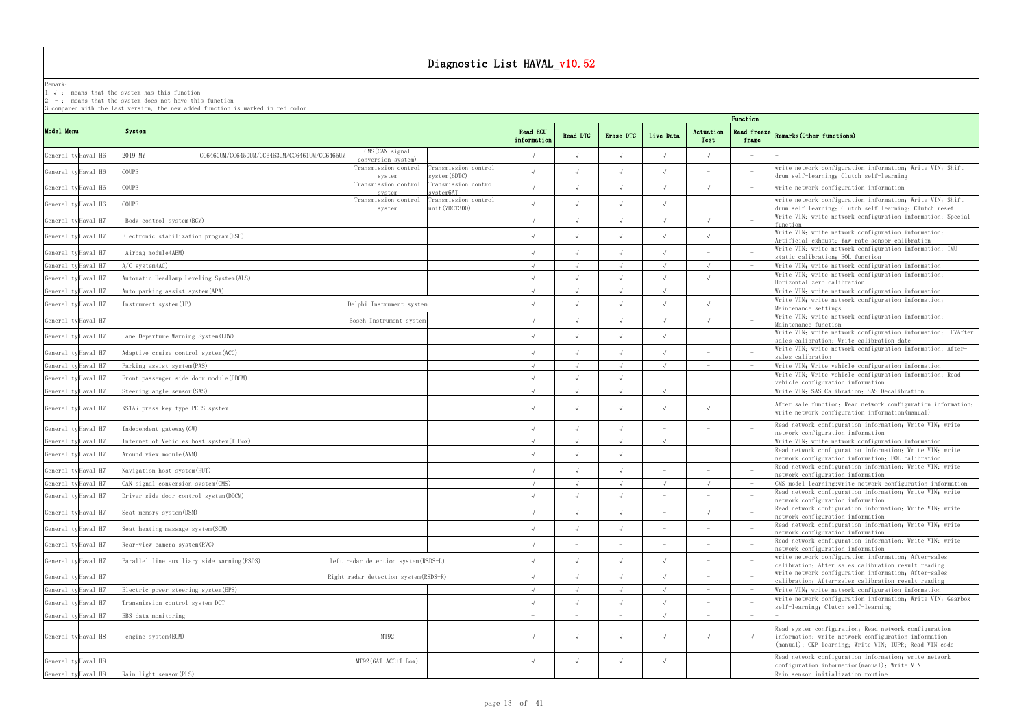# Diagnostic List HAVAL_v10.52

Remark:
1. √ : means that the system has this function
2. - : means that the system does not have this function
3. compared with the last version, the new added function is marked in red color

| Model Menu | | System | | | | Read ECU information | Read DTC | Erase DTC | Live Data | Actuation Test | Read freeze frame | Remarks(Other functions) |
|---|---|---|---|---|---|---|---|---|---|---|---|---|
| General ty | Haval H6 | 2019 MY | CC6460UM/CC6450UM/CC6463UM/CC6461UM/CC6465UM | CMS(CAN signal conversion system) | | √ | √ | √ | √ | √ | - | - |
| General ty | Haval H6 | COUPE | | Transmission control system | Transmission control system(6DTC) | √ | √ | √ | √ | - | - | write network configuration information; Write VIN; Shift drum self-learning; Clutch self-learning |
| General ty | Haval H6 | COUPE | | Transmission control system | Transmission control system6AT | √ | √ | √ | √ | √ | - | write network configuration information |
| General ty | Haval H6 | COUPE | | Transmission control system | Transmission control unit(7DCT300) | √ | √ | √ | √ | - | - | write network configuration information; Write VIN; Shift drum self-learning; Clutch self-learning; Clutch reset |
| General ty | Haval H7 | Body control system(BCM) | | | | √ | √ | √ | √ | √ | - | Write VIN; write network configuration information; Special function |
| General ty | Haval H7 | Electronic stabilization program(ESP) | | | | √ | √ | √ | √ | √ | - | Write VIN; write network configuration information; Artificial exhaust; Yaw rate sensor calibration |
| General ty | Haval H7 | Airbag module(ABM) | | | | √ | √ | √ | √ | - | - | Write VIN; write network configuration information; IMU static calibration; EOL function |
| General ty | Haval H7 | A/C system(AC) | | | | √ | √ | √ | √ | √ | - | Write VIN; write network configuration information |
| General ty | Haval H7 | Automatic Headlamp Leveling System(ALS) | | | | √ | √ | √ | √ | √ | - | Write VIN; write network configuration information; Horizontal zero calibration |
| General ty | Haval H7 | Auto parking assist system(APA) | | | | √ | √ | √ | √ | - | - | Write VIN; write network configuration information |
| General ty | Haval H7 | Instrument system(IP) | | Delphi Instrument system | | √ | √ | √ | √ | √ | - | Write VIN; write network configuration information; Maintenance settings |
| General ty | Haval H7 | | | Bosch Instrument system | | √ | √ | √ | √ | √ | - | Write VIN; write network configuration information; Maintenance function |
| General ty | Haval H7 | Lane Departure Warning System(LDW) | | | | √ | √ | √ | √ | - | - | Write VIN; write network configuration information; IFVAfter-sales calibration; Write calibration date |
| General ty | Haval H7 | Adaptive cruise control system(ACC) | | | | √ | √ | √ | √ | - | - | Write VIN; write network configuration information; After-sales calibration |
| General ty | Haval H7 | Parking assist system(PAS) | | | | √ | √ | √ | √ | - | - | Write VIN; Write vehicle configuration information |
| General ty | Haval H7 | Front passenger side door module(PDCM) | | | | √ | √ | √ | - | - | - | Write VIN; Write vehicle configuration information; Read vehicle configuration information |
| General ty | Haval H7 | Steering angle sensor(SAS) | | | | √ | √ | √ | √ | - | - | Write VIN; SAS Calibration; SAS Decalibration |
| General ty | Haval H7 | KSTAR press key type PEPS system | | | | √ | √ | √ | √ | √ | - | After-sale function; Read network configuration information; write network configuration information(manual) |
| General ty | Haval H7 | Independent gateway(GW) | | | | √ | √ | √ | - | - | - | Read network configuration information; Write VIN; write network configuration information |
| General ty | Haval H7 | Internet of Vehicles host system(T-Box) | | | | √ | √ | √ | √ | - | - | Write VIN; write network configuration information |
| General ty | Haval H7 | Around view module(AVM) | | | | √ | √ | √ | - | - | - | Read network configuration information; Write VIN; write network configuration information; EOL calibration |
| General ty | Haval H7 | Navigation host system(HUT) | | | | √ | √ | √ | - | - | - | Read network configuration information; Write VIN; write network configuration information |
| General ty | Haval H7 | CAN signal conversion system(CMS) | | | | √ | √ | √ | √ | √ | - | CMS model learning;write network configuration information |
| General ty | Haval H7 | Driver side door control system(DDCM) | | | | √ | √ | √ | - | - | - | Read network configuration information; Write VIN; write network configuration information |
| General ty | Haval H7 | Seat memory system(DSM) | | | | √ | √ | √ | - | √ | - | Read network configuration information; Write VIN; write network configuration information |
| General ty | Haval H7 | Seat heating massage system(SCM) | | | | √ | √ | √ | - | - | - | Read network configuration information; Write VIN; write network configuration information |
| General ty | Haval H7 | Rear-view camera system(RVC) | | | | √ | - | - | - | - | - | Read network configuration information; Write VIN; write network configuration information |
| General ty | Haval H7 | Parallel line auxiliary side warning(RSDS) | | left radar detection system(RSDS-L) | | √ | √ | √ | √ | - | - | write network configuration information; After-sales calibration; After-sales calibration result reading |
| General ty | Haval H7 | | | Right radar detection system(RSDS-R) | | √ | √ | √ | √ | - | - | write network configuration information; After-sales calibration; After-sales calibration result reading |
| General ty | Haval H7 | Electric power steering system(EPS) | | | | √ | √ | √ | √ | - | - | Write VIN; write network configuration information |
| General ty | Haval H7 | Transmission control system DCT | | | | √ | √ | √ | √ | - | - | write network configuration information; Write VIN; Gearbox self-learning; Clutch self-learning |
| General ty | Haval H7 | EBS data monitoring | | | | - | - | - | √ | - | - | - |
| General ty | Haval H8 | engine system(ECM) | | MT92 | | √ | √ | √ | √ | √ | √ | Read system configuration; Read network configuration information; write network configuration information (manual); CKP learning; Write VIN; IUPR; Read VIN code |
| General ty | Haval H8 | | | MT92(6AT+ACC+T-Box) | | √ | √ | √ | √ | - | - | Read network configuration information; write network configuration information(manual); Write VIN |
| General ty | Haval H8 | Rain light sensor(RLS) | | | | - | - | - | - | - | - | Rain sensor initialization routine |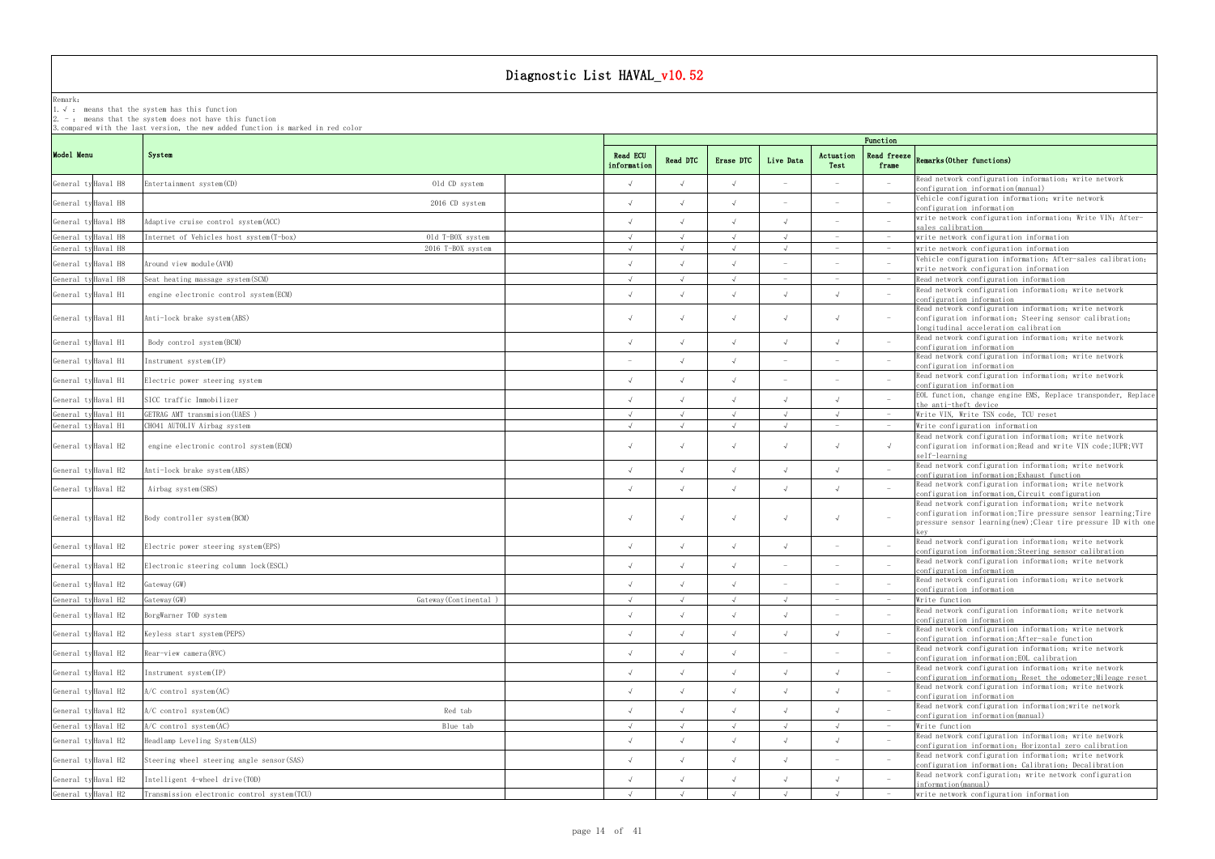# Diagnostic List HAVAL_v10.52

Remark:
1. √ : means that the system has this function
2. - : means that the system does not have this function
3. compared with the last version, the new added function is marked in red color

| Model Menu | | System | | Function | | | | | | |
|---|---|---|---|---|---|---|---|---|---|---|
| | | | | Read ECU information | Read DTC | Erase DTC | Live Data | Actuation Test | Read freeze frame | Remarks(Other functions) |
| General ty | Haval H8 | Entertainment system(CD) | Old CD system | √ | √ | √ | - | - | - | Read network configuration information; write network configuration information(manual) |
| General ty | Haval H8 | | 2016 CD system | √ | √ | √ | - | - | - | Vehicle configuration information; write network configuration information |
| General ty | Haval H8 | Adaptive cruise control system(ACC) | | √ | √ | √ | √ | - | - | write network configuration information; Write VIN; After-sales calibration |
| General ty | Haval H8 | Internet of Vehicles host system(T-box) | Old T-BOX system | √ | √ | √ | √ | - | - | write network configuration information |
| General ty | Haval H8 | | 2016 T-BOX system | √ | √ | √ | √ | - | - | write network configuration information |
| General ty | Haval H8 | Around view module(AVM) | | √ | √ | √ | - | - | - | Vehicle configuration information; After-sales calibration; write network configuration information |
| General ty | Haval H8 | Seat heating massage system(SCM) | | √ | √ | √ | - | - | - | Read network configuration information |
| General ty | Haval H1 | engine electronic control system(ECM) | | √ | √ | √ | √ | √ | - | Read network configuration information; write network configuration information |
| General ty | Haval H1 | Anti-lock brake system(ABS) | | √ | √ | √ | √ | √ | - | Read network configuration information; write network configuration information; Steering sensor calibration; longitudinal acceleration calibration |
| General ty | Haval H1 | Body control system(BCM) | | √ | √ | √ | √ | √ | - | Read network configuration information; write network configuration information |
| General ty | Haval H1 | Instrument system(IP) | | - | √ | √ | - | - | - | Read network configuration information; write network configuration information |
| General ty | Haval H1 | Electric power steering system | | √ | √ | √ | - | - | - | Read network configuration information; write network configuration information |
| General ty | Haval H1 | SICC traffic Immobilizer | | √ | √ | √ | √ | √ | - | EOL function, change engine EMS, Replace transponder, Replace the anti-theft device |
| General ty | Haval H1 | GETRAG AMT transmision(UAES ) | | √ | √ | √ | √ | √ | - | Write VIN, Write TSN code, TCU reset |
| General ty | Haval H1 | CH041 AUTOLIV Airbag system | | √ | √ | √ | √ | - | - | Write configuration information |
| General ty | Haval H2 | engine electronic control system(ECM) | | √ | √ | √ | √ | √ | √ | Read network configuration information; write network configuration information;Read and write VIN code;IUPR;VVT self-learning |
| General ty | Haval H2 | Anti-lock brake system(ABS) | | √ | √ | √ | √ | √ | - | Read network configuration information; write network configuration information;Exhaust function |
| General ty | Haval H2 | Airbag system(SRS) | | √ | √ | √ | √ | √ | - | Read network configuration information; write network configuration information,Circuit configuration |
| General ty | Haval H2 | Body controller system(BCM) | | √ | √ | √ | √ | √ | - | Read network configuration information; write network configuration information;Tire pressure sensor learning;Tire pressure sensor learning(new);Clear tire pressure ID with one key |
| General ty | Haval H2 | Electric power steering system(EPS) | | √ | √ | √ | √ | - | - | Read network configuration information; write network configuration information;Steering sensor calibration |
| General ty | Haval H2 | Electronic steering column lock(ESCL) | | √ | √ | √ | - | - | - | Read network configuration information; write network configuration information |
| General ty | Haval H2 | Gateway(GW) | | √ | √ | √ | - | - | - | Read network configuration information; write network configuration information |
| General ty | Haval H2 | Gateway(GW) | Gateway(Continental ) | √ | √ | √ | √ | - | - | Write function |
| General ty | Haval H2 | BorgWarner TOD system | | √ | √ | √ | √ | - | - | Read network configuration information; write network configuration information |
| General ty | Haval H2 | Keyless start system(PEPS) | | √ | √ | √ | √ | √ | - | Read network configuration information; write network configuration information;After-sale function |
| General ty | Haval H2 | Rear-view camera(RVC) | | √ | √ | √ | - | - | - | Read network configuration information; write network configuration information;EOL calibration |
| General ty | Haval H2 | Instrument system(IP) | | √ | √ | √ | √ | √ | - | Read network configuration information; write network configuration information; Reset the odometer;Mileage reset |
| General ty | Haval H2 | A/C control system(AC) | | √ | √ | √ | √ | √ | - | Read network configuration information; write network configuration information |
| General ty | Haval H2 | A/C control system(AC) | Red tab | √ | √ | √ | √ | √ | - | Read network configuration information;write network configuration information(manual) |
| General ty | Haval H2 | A/C control system(AC) | Blue tab | √ | √ | √ | √ | √ | - | Write function |
| General ty | Haval H2 | Headlamp Leveling System(ALS) | | √ | √ | √ | √ | √ | - | Read network configuration information; write network configuration information; Horizontal zero calibration |
| General ty | Haval H2 | Steering wheel steering angle sensor(SAS) | | √ | √ | √ | √ | - | - | Read network configuration information; write network configuration information; Calibration; Decalibration |
| General ty | Haval H2 | Intelligent 4-wheel drive(TOD) | | √ | √ | √ | √ | √ | - | Read network configuration; write network configuration information(manual) |
| General ty | Haval H2 | Transmission electronic control system(TCU) | | √ | √ | √ | √ | √ | - | write network configuration information |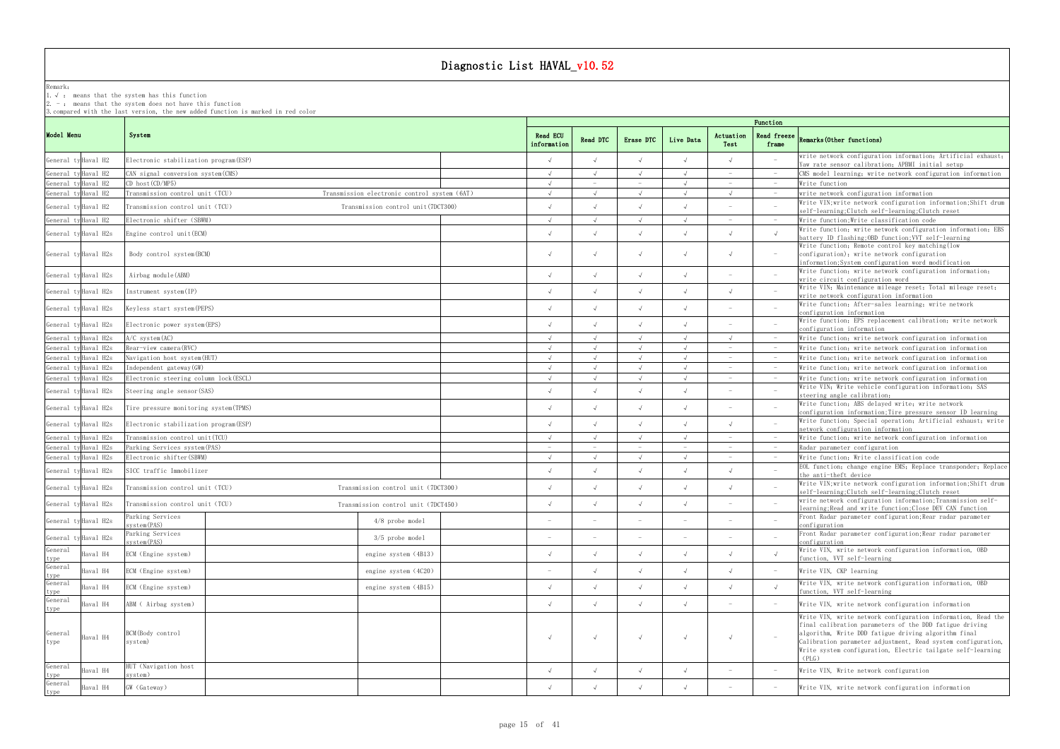# Diagnostic List HAVAL_v10.52

Remark:
1. √ : means that the system has this function
2. - : means that the system does not have this function
3. compared with the last version, the new added function is marked in red color

| Model Menu | | System | | | Read ECU information | Read DTC | Erase DTC | Live Data | Actuation Test | Read freeze frame | Remarks(Other functions) |
|---|---|---|---|---|---|---|---|---|---|---|---|
| | | | | | Function | | | | | | |
| General type | Haval H2 | Electronic stabilization program(ESP) | | | √ | √ | √ | √ | √ | - | write network configuration information; Artificial exhaust; Yaw rate sensor calibration; APBMI initial setup |
| General type | Haval H2 | CAN signal conversion system(CMS) | | | √ | √ | √ | √ | - | - | CMS model learning; write network configuration information |
| General type | Haval H2 | CD host(CD/MP5) | | | √ | - | - | √ | - | - | Write function |
| General type | Haval H2 | Transmission control unit (TCU) | Transmission electronic control system (6AT) | | √ | √ | √ | √ | √ | - | write network configuration information |
| General type | Haval H2 | Transmission control unit (TCU) | Transmission control unit(7DCT300) | | √ | √ | √ | √ | - | - | Write VIN;write network configuration information;Shift drum self-learning;Clutch self-learning;Clutch reset |
| General type | Haval H2 | Electronic shifter (SBWM) | | | √ | √ | √ | √ | - | - | Write function;Write classification code |
| General type | Haval H2s | Engine control unit(ECM) | | | √ | √ | √ | √ | √ | √ | Write function; write network configuration information; EBS battery ID flashing;OBD function;VVT self-learning |
| General type | Haval H2s | Body control system(BCM) | | | √ | √ | √ | √ | √ | - | Write function; Remote control key matching(low configuration); write network configuration information;System configuration word modification |
| General type | Haval H2s | Airbag module(ABM) | | | √ | √ | √ | √ | - | - | Write function; write network configuration information; write circuit configuration word |
| General type | Haval H2s | Instrument system(IP) | | | √ | √ | √ | √ | √ | - | Write VIN; Maintenance mileage reset; Total mileage reset; write network configuration information |
| General type | Haval H2s | Keyless start system(PEPS) | | | √ | √ | √ | √ | - | - | Write function; After-sales learning; write network configuration information |
| General type | Haval H2s | Electronic power system(EPS) | | | √ | √ | √ | √ | - | - | Write function; EPS replacement calibration; write network configuration information |
| General type | Haval H2s | A/C system(AC) | | | √ | √ | √ | √ | √ | - | Write function; write network configuration information |
| General type | Haval H2s | Rear-view camera(RVC) | | | √ | √ | √ | √ | - | - | Write function; write network configuration information |
| General type | Haval H2s | Navigation host system(HUT) | | | √ | √ | √ | √ | - | - | Write function; write network configuration information |
| General type | Haval H2s | Independent gateway(GW) | | | √ | √ | √ | √ | - | - | Write function; write network configuration information |
| General type | Haval H2s | Electronic steering column lock(ESCL) | | | √ | √ | √ | √ | - | - | Write function; write network configuration information |
| General type | Haval H2s | Steering angle sensor(SAS) | | | √ | √ | √ | √ | - | - | Write VIN; Write vehicle configuration information; SAS steering angle calibration; |
| General type | Haval H2s | Tire pressure monitoring system(TPMS) | | | √ | √ | √ | √ | - | - | Write function; ABS delayed write; write network configuration information;Tire pressure sensor ID learning |
| General type | Haval H2s | Electronic stabilization program(ESP) | | | √ | √ | √ | √ | √ | - | Write function; Special operation; Artificial exhaust; write network configuration information |
| General type | Haval H2s | Transmission control unit(TCU) | | | √ | √ | √ | √ | - | - | Write function; write network configuration information |
| General type | Haval H2s | Parking Services system(PAS) | | | - | - | - | - | - | - | Radar parameter configuration |
| General type | Haval H2s | Electronic shifter(SBWM) | | | √ | √ | √ | √ | - | - | Write function; Write classification code |
| General type | Haval H2s | SICC traffic Immobilizer | | | √ | √ | √ | √ | √ | - | EOL function; change engine EMS; Replace transponder; Replace the anti-theft device |
| General type | Haval H2s | Transmission control unit (TCU) | Transmission control unit (7DCT300) | | √ | √ | √ | √ | √ | - | Write VIN;write network configuration information;Shift drum self-learning;Clutch self-learning;Clutch reset |
| General type | Haval H2s | Transmission control unit (TCU) | Transmission control unit (7DCT450) | | √ | √ | √ | √ | - | - | write network configuration information;Transmission self-learning;Read and write function;Close DEV CAN function |
| General type | Haval H2s | Parking Services system(PAS) | | 4/8 probe model | - | - | - | - | - | - | Front Radar parameter configuration;Rear radar parameter configuration |
| General type | Haval H2s | Parking Services system(PAS) | | 3/5 probe model | - | - | - | - | - | - | Front Radar parameter configuration;Rear radar parameter configuration |
| General type | Haval H4 | ECM (Engine system) | | engine system (4B13) | √ | √ | √ | √ | √ | √ | Write VIN, write network configuration information, OBD function, VVT self-learning |
| General type | Haval H4 | ECM (Engine system) | | engine system (4C20) | - | √ | √ | √ | √ | - | Write VIN, CKP learning |
| General type | Haval H4 | ECM (Engine system) | | engine system (4B15) | √ | √ | √ | √ | √ | √ | Write VIN, write network configuration information, OBD function, VVT self-learning |
| General type | Haval H4 | ABM ( Airbag system) | | | √ | √ | √ | √ | - | - | Write VIN, write network configuration information |
| General type | Haval H4 | BCM(Body control system) | | | √ | √ | √ | √ | √ | - | Write VIN, write network configuration information, Read the final calibration parameters of the DDD fatigue driving algorithm, Write DDD fatigue driving algorithm final Calibration parameter adjustment, Read system configuration, Write system configuration, Electric tailgate self-learning (PLG) |
| General type | Haval H4 | HUT (Navigation host system) | | | √ | √ | √ | √ | - | - | Write VIN, Write network configuration |
| General type | Haval H4 | GW (Gateway) | | | √ | √ | √ | √ | - | - | Write VIN, write network configuration information |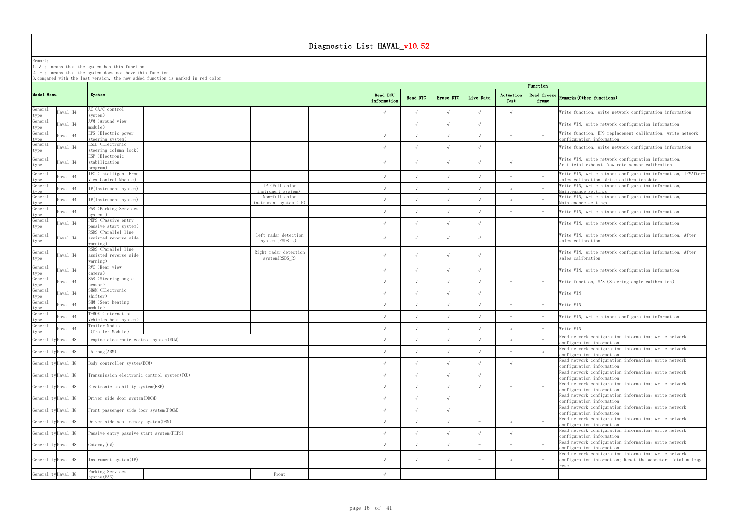# Diagnostic List HAVAL_v10.52

Remark:
1. √ : means that the system has this function
2. – : means that the system does not have this function
3. compared with the last version, the new added function is marked in red color

| Model Menu | | System | | | | Function | | | | | | |
|---|---|---|---|---|---|---|---|---|---|---|---|---|
| | | | | | | Read ECU information | Read DTC | Erase DTC | Live Data | Actuation Test | Read freeze frame | Remarks(Other functions) |
| General type | Haval H4 | AC (A/C control system) | | | | √ | √ | √ | √ | √ | – | Write function, write network configuration information |
| General type | Haval H4 | AVM (Around view module) | | | | – | √ | √ | √ | – | – | Write VIN, write network configuration information |
| General type | Haval H4 | EPS (Electric power steering system) | | | | √ | √ | √ | √ | – | – | Write function, EPS replacement calibration, write network configuration information |
| General type | Haval H4 | ESCL (Electronic steering column lock) | | | | √ | √ | √ | √ | – | – | Write function, write network configuration information |
| General type | Haval H4 | ESP (Electronic stabilization program) | | | | √ | √ | √ | √ | √ | – | Write VIN, write network configuration information, Artificial exhaust, Yaw rate sensor calibration |
| General type | Haval H4 | IFC (Intelligent Front View Control Module) | | | | √ | √ | √ | √ | – | – | Write VIN, write network configuration information, IFVAfter-sales calibration, Write calibration date |
| General type | Haval H4 | IP(Instrument system) | | IP (Full color instrument system) | | √ | √ | √ | √ | √ | – | Write VIN, write network configuration information, Maintenance settings |
| General type | Haval H4 | IP(Instrument system) | | Non-full color instrument system (IP) | | √ | √ | √ | √ | √ | – | Write VIN, write network configuration information, Maintenance settings |
| General type | Haval H4 | PAS (Parking Services system ) | | | | √ | √ | √ | √ | – | – | Write VIN, write network configuration information |
| General type | Haval H4 | PEPS (Passive entry passive start system) | | | | √ | √ | √ | √ | – | – | Write VIN, write network configuration information |
| General type | Haval H4 | RSDS (Parallel line assisted reverse side warning) | | left radar detection system (RSDS_L) | | √ | √ | √ | √ | – | – | Write VIN, write network configuration information, After-sales calibration |
| General type | Haval H4 | RSDS (Parallel line assisted reverse side warning) | | Right radar detection system(RSDS_R) | | √ | √ | √ | √ | – | – | Write VIN, write network configuration information, After-sales calibration |
| General type | Haval H4 | RVC (Rear-view camera) | | | | √ | √ | √ | √ | – | – | Write VIN, write network configuration information |
| General type | Haval H4 | SAS (Steering angle sensor) | | | | √ | √ | √ | √ | – | – | Write function, SAS (Steering angle calibration) |
| General type | Haval H4 | SBWM (Electronic shifter) | | | | √ | √ | √ | √ | – | – | Write VIN |
| General type | Haval H4 | SHM (Seat heating module) | | | | √ | √ | √ | √ | – | – | Write VIN |
| General type | Haval H4 | T-BOX (Internet of Vehicles host system) | | | | √ | √ | √ | √ | – | – | Write VIN, write network configuration information |
| General type | Haval H4 | Trailer Module (Trailer Module) | | | | √ | √ | √ | √ | √ | – | Write VIN |
| General type | Haval H8 | engine electronic control system(ECM) | | | | √ | √ | √ | √ | √ | – | Read network configuration information; write network configuration information |
| General type | Haval H8 | Airbag(ABM) | | | | √ | √ | √ | √ | – | √ | Read network configuration information; write network configuration information |
| General type | Haval H8 | Body controller system(BCM) | | | | √ | √ | √ | √ | √ | – | Read network configuration information; write network configuration information |
| General type | Haval H8 | Transmission electronic control system(TCU) | | | | √ | √ | √ | √ | – | – | Read network configuration information; write network configuration information |
| General type | Haval H8 | Electronic stability system(ESP) | | | | √ | √ | √ | √ | – | – | Read network configuration information; write network configuration information |
| General type | Haval H8 | Driver side door system(DDCM) | | | | √ | √ | √ | – | – | – | Read network configuration information; write network configuration information |
| General type | Haval H8 | Front passenger side door system(PDCM) | | | | √ | √ | √ | – | – | – | Read network configuration information; write network configuration information |
| General type | Haval H8 | Driver side seat memory system(DSM) | | | | √ | √ | √ | – | √ | – | Read network configuration information; write network configuration information |
| General type | Haval H8 | Passive entry passive start system(PEPS) | | | | √ | √ | √ | √ | √ | – | Read network configuration information; write network configuration information |
| General type | Haval H8 | Gateway(GW) | | | | √ | √ | √ | – | – | – | Read network configuration information; write network configuration information |
| General type | Haval H8 | Instrument system(IP) | | | | √ | √ | √ | – | √ | – | Read network configuration information; write network configuration information; Reset the odometer; Total mileage reset |
| General type | Haval H8 | Parking Services system(PAS) | | Front | | √ | – | – | – | – | – | – |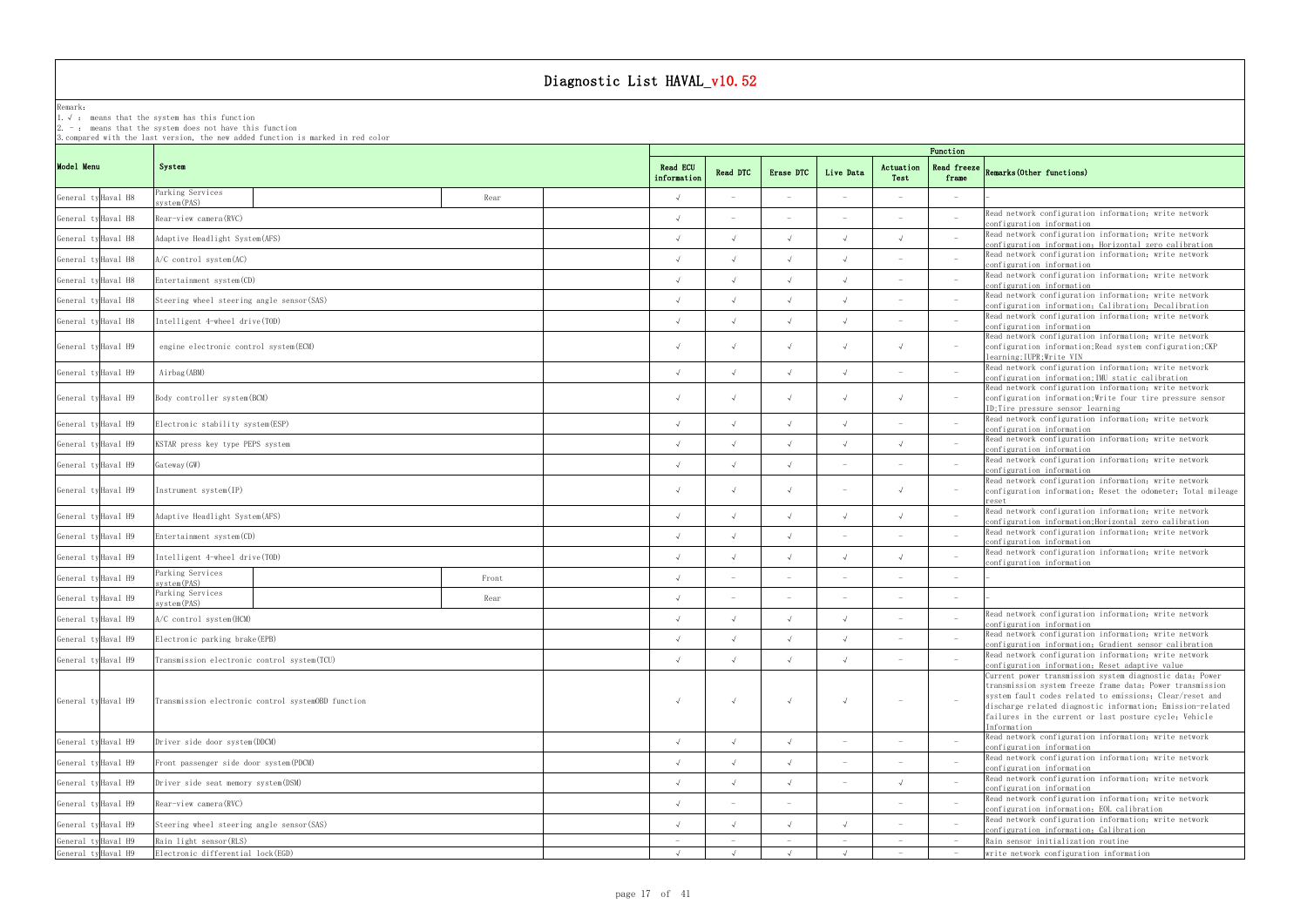# Diagnostic List HAVAL_v10.52

Remark:
1. √ : means that the system has this function
2. - : means that the system does not have this function
3. compared with the last version, the new added function is marked in red color

| Model Menu | | System | | | | Read ECU information | Read DTC | Erase DTC | Live Data | Actuation Test | Read freeze frame | Remarks(Other functions) |
|---|---|---|---|---|---|---|---|---|---|---|---|---|
| General ty | Haval H8 | Parking Services system(PAS) | | Rear | | √ | - | - | - | - | - | - |
| General ty | Haval H8 | Rear-view camera(RVC) | | | | √ | - | - | - | - | - | Read network configuration information; write network configuration information |
| General ty | Haval H8 | Adaptive Headlight System(AFS) | | | | √ | √ | √ | √ | √ | - | Read network configuration information; write network configuration information; Horizontal zero calibration |
| General ty | Haval H8 | A/C control system(AC) | | | | √ | √ | √ | √ | - | - | Read network configuration information; write network configuration information |
| General ty | Haval H8 | Entertainment system(CD) | | | | √ | √ | √ | √ | - | - | Read network configuration information; write network configuration information |
| General ty | Haval H8 | Steering wheel steering angle sensor(SAS) | | | | √ | √ | √ | √ | - | - | Read network configuration information; write network configuration information; Calibration; Decalibration |
| General ty | Haval H8 | Intelligent 4-wheel drive(TOD) | | | | √ | √ | √ | √ | - | - | Read network configuration information; write network configuration information |
| General ty | Haval H9 | engine electronic control system(ECM) | | | | √ | √ | √ | √ | √ | - | Read network configuration information; write network configuration information;Read system configuration;CKP learning;IUPR;Write VIN |
| General ty | Haval H9 | Airbag(ABM) | | | | √ | √ | √ | √ | - | - | Read network configuration information; write network configuration information;IMU static calibration |
| General ty | Haval H9 | Body controller system(BCM) | | | | √ | √ | √ | √ | √ | - | Read network configuration information; write network configuration information;Write four tire pressure sensor ID;Tire pressure sensor learning |
| General ty | Haval H9 | Electronic stability system(ESP) | | | | √ | √ | √ | √ | - | - | Read network configuration information; write network configuration information |
| General ty | Haval H9 | KSTAR press key type PEPS system | | | | √ | √ | √ | √ | √ | - | Read network configuration information; write network configuration information |
| General ty | Haval H9 | Gateway(GW) | | | | √ | √ | √ | - | - | - | Read network configuration information; write network configuration information |
| General ty | Haval H9 | Instrument system(IP) | | | | √ | √ | √ | - | √ | - | Read network configuration information; write network configuration information; Reset the odometer; Total mileage reset |
| General ty | Haval H9 | Adaptive Headlight System(AFS) | | | | √ | √ | √ | √ | √ | - | Read network configuration information; write network configuration information;Horizontal zero calibration |
| General ty | Haval H9 | Entertainment system(CD) | | | | √ | √ | √ | - | - | - | Read network configuration information; write network configuration information |
| General ty | Haval H9 | Intelligent 4-wheel drive(TOD) | | | | √ | √ | √ | √ | √ | - | Read network configuration information; write network configuration information |
| General ty | Haval H9 | Parking Services system(PAS) | | Front | | √ | - | - | - | - | - | - |
| General ty | Haval H9 | Parking Services system(PAS) | | Rear | | √ | - | - | - | - | - | - |
| General ty | Haval H9 | A/C control system(HCM) | | | | √ | √ | √ | √ | - | - | Read network configuration information; write network configuration information |
| General ty | Haval H9 | Electronic parking brake(EPB) | | | | √ | √ | √ | √ | - | - | Read network configuration information; write network configuration information; Gradient sensor calibration |
| General ty | Haval H9 | Transmission electronic control system(TCU) | | | | √ | √ | √ | √ | - | - | Read network configuration information; write network configuration information; Reset adaptive value |
| General ty | Haval H9 | Transmission electronic control systemOBD function | | | | √ | √ | √ | √ | - | - | Current power transmission system diagnostic data; Power transmission system freeze frame data; Power transmission system fault codes related to emissions; Clear/reset and discharge related diagnostic information; Emission-related failures in the current or last posture cycle; Vehicle Information |
| General ty | Haval H9 | Driver side door system(DDCM) | | | | √ | √ | √ | - | - | - | Read network configuration information; write network configuration information |
| General ty | Haval H9 | Front passenger side door system(PDCM) | | | | √ | √ | √ | - | - | - | Read network configuration information; write network configuration information |
| General ty | Haval H9 | Driver side seat memory system(DSM) | | | | √ | √ | √ | - | √ | - | Read network configuration information; write network configuration information |
| General ty | Haval H9 | Rear-view camera(RVC) | | | | √ | - | - | | - | - | Read network configuration information; write network configuration information; EOL calibration |
| General ty | Haval H9 | Steering wheel steering angle sensor(SAS) | | | | √ | √ | √ | √ | - | - | Read network configuration information; write network configuration information; Calibration |
| General ty | Haval H9 | Rain light sensor(RLS) | | | | - | - | - | - | - | - | Rain sensor initialization routine |
| General ty | Haval H9 | Electronic differential lock(EGD) | | | | √ | √ | √ | √ | - | - | write network configuration information |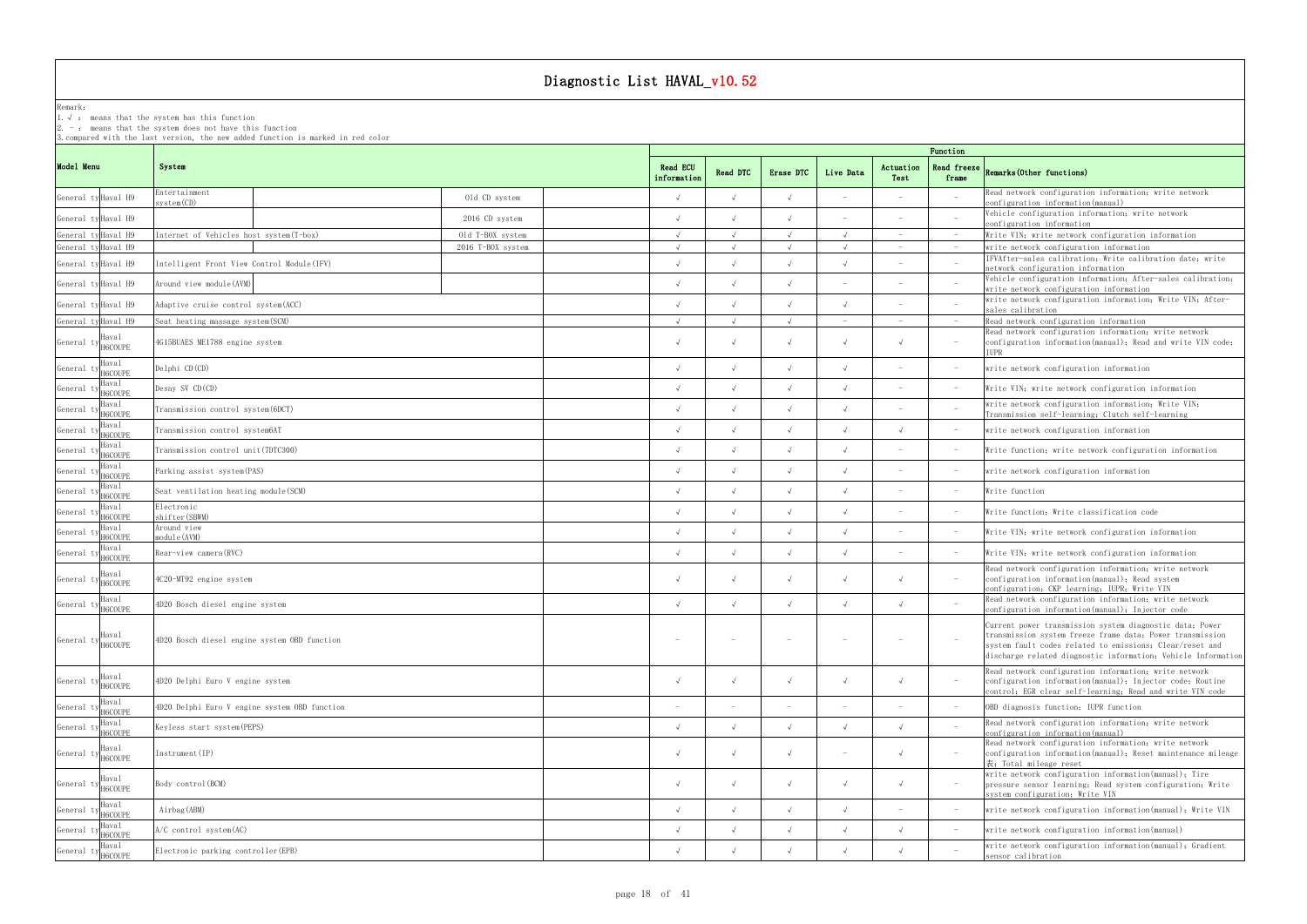# Diagnostic List HAVAL_v10.52

Remark:
1. √ : means that the system has this function
2. - : means that the system does not have this function
3. compared with the last version, the new added function is marked in red color

| Model Menu | | System | | | Read ECU information | Read DTC | Erase DTC | Live Data | Actuation Test | Read freeze frame | Remarks(Other functions) |
|---|---|---|---|---|---|---|---|---|---|---|---|
| General ty | Haval H9 | Entertainment system(CD) | | Old CD system | √ | √ | √ | - | - | - | Read network configuration information; write network configuration information(manual) |
| General ty | Haval H9 | | | 2016 CD system | √ | √ | √ | - | - | - | Vehicle configuration information; write network configuration information |
| General ty | Haval H9 | Internet of Vehicles host system(T-box) | | Old T-BOX system | √ | √ | √ | √ | - | - | Write VIN; write network configuration information |
| General ty | Haval H9 | | | 2016 T-BOX system | √ | √ | √ | √ | - | - | write network configuration information |
| General ty | Haval H9 | Intelligent Front View Control Module(IFV) | | | √ | √ | √ | √ | - | - | IFVAfter-sales calibration; Write calibration date; write network configuration information |
| General ty | Haval H9 | Around view module(AVM) | | | √ | √ | √ | - | - | - | Vehicle configuration information; After-sales calibration; write network configuration information |
| General ty | Haval H9 | Adaptive cruise control system(ACC) | | | √ | √ | √ | √ | - | - | write network configuration information; Write VIN; After-sales calibration |
| General ty | Haval H9 | Seat heating massage system(SCM) | | | √ | √ | √ | - | - | - | Read network configuration information |
| General ty | Haval H6COUPE | 4G15BUAES ME1788 engine system | | | √ | √ | √ | √ | √ | - | Read network configuration information; write network configuration information(manual); Read and write VIN code; IUPR |
| General ty | Haval H6COUPE | Delphi CD(CD) | | | √ | √ | √ | √ | - | - | write network configuration information |
| General ty | Haval H6COUPE | Desay SV CD(CD) | | | √ | √ | √ | √ | - | - | Write VIN; write network configuration information |
| General ty | Haval H6COUPE | Transmission control system(6DCT) | | | √ | √ | √ | √ | - | - | write network configuration information; Write VIN; Transmission self-learning; Clutch self-learning |
| General ty | Haval H6COUPE | Transmission control system6AT | | | √ | √ | √ | √ | √ | - | write network configuration information |
| General ty | Haval H6COUPE | Transmission control unit(7DTC300) | | | √ | √ | √ | √ | - | - | Write function; write network configuration information |
| General ty | Haval H6COUPE | Parking assist system(PAS) | | | √ | √ | √ | √ | - | - | write network configuration information |
| General ty | Haval H6COUPE | Seat ventilation heating module(SCM) | | | √ | √ | √ | √ | - | - | Write function |
| General ty | Haval H6COUPE | Electronic shifter(SBWM) | | | √ | √ | √ | √ | - | - | Write function; Write classification code |
| General ty | Haval H6COUPE | Around view module(AVM) | | | √ | √ | √ | √ | - | - | Write VIN; write network configuration information |
| General ty | Haval H6COUPE | Rear-view camera(RVC) | | | √ | √ | √ | √ | - | - | Write VIN; write network configuration information |
| General ty | Haval H6COUPE | 4C20-MT92 engine system | | | √ | √ | √ | √ | √ | - | Read network configuration information; write network configuration information(manual); Read system configuration; CKP learning; IUPR; Write VIN |
| General ty | Haval H6COUPE | 4D20 Bosch diesel engine system | | | √ | √ | √ | √ | √ | - | Read network configuration information; write network configuration information(manual); Injector code |
| General ty | Haval H6COUPE | 4D20 Bosch diesel engine system OBD function | | | - | - | - | - | - | - | Current power transmission system diagnostic data; Power transmission system freeze frame data; Power transmission system fault codes related to emissions; Clear/reset and discharge related diagnostic information; Vehicle Information |
| General ty | Haval H6COUPE | 4D20 Delphi Euro V engine system | | | √ | √ | √ | √ | √ | - | Read network configuration information; write network configuration information(manual); Injector code; Routine control; EGR clear self-learning; Read and write VIN code |
| General ty | Haval H6COUPE | 4D20 Delphi Euro V engine system OBD function | | | - | - | - | - | - | - | OBD diagnosis function; IUPR function |
| General ty | Haval H6COUPE | Keyless start system(PEPS) | | | √ | √ | √ | √ | √ | - | Read network configuration information; write network configuration information(manual) |
| General ty | Haval H6COUPE | Instrument(IP) | | | √ | √ | √ | - | √ | - | Read network configuration information; write network configuration information(manual); Reset maintenance mileage 表; Total mileage reset |
| General ty | Haval H6COUPE | Body control(BCM) | | | √ | √ | √ | √ | √ | - | write network configuration information(manual); Tire pressure sensor learning; Read system configuration; Write system configuration; Write VIN |
| General ty | Haval H6COUPE | Airbag(ABM) | | | √ | √ | √ | √ | - | - | write network configuration information(manual); Write VIN |
| General ty | Haval H6COUPE | A/C control system(AC) | | | √ | √ | √ | √ | √ | - | write network configuration information(manual) |
| General ty | Haval H6COUPE | Electronic parking controller(EPB) | | | √ | √ | √ | √ | √ | - | write network configuration information(manual); Gradient sensor calibration |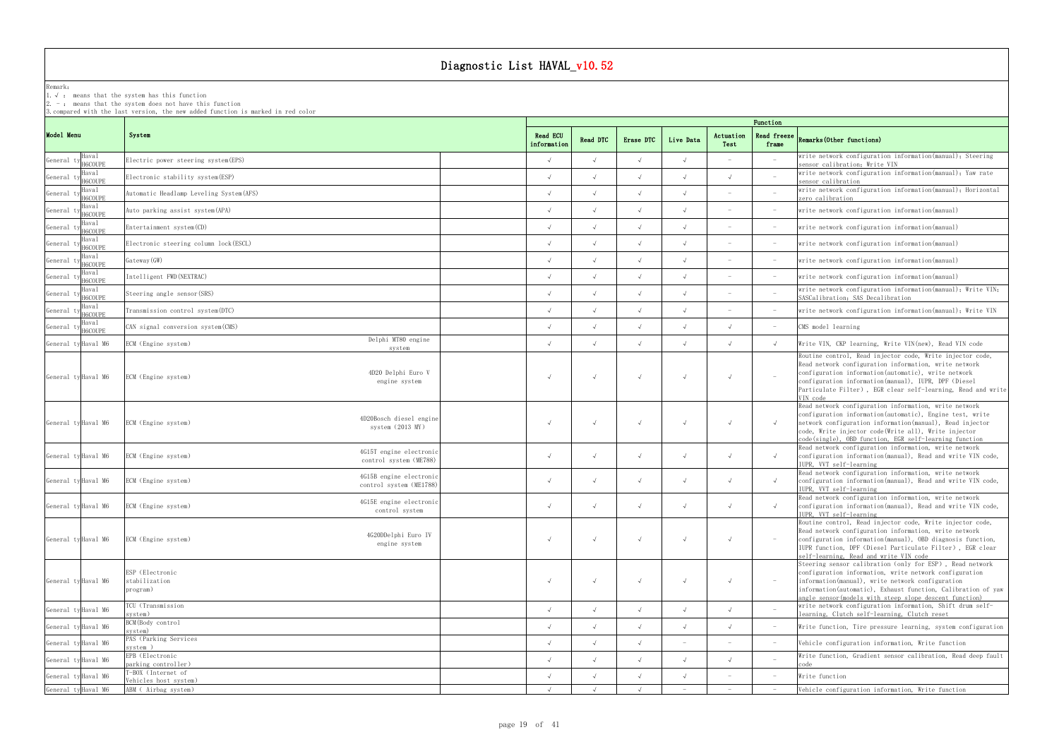# Diagnostic List HAVAL_v10.52

Remark:
1. √ : means that the system has this function
2. － : means that the system does not have this function
3. compared with the last version, the new added function is marked in red color

| Model Menu | | System | | Function | | | | | | |
|---|---|---|---|---|---|---|---|---|---|---|
| | | | | Read ECU information | Read DTC | Erase DTC | Live Data | Actuation Test | Read freeze frame | Remarks(Other functions) |
| General ty | Haval H6COUPE | Electric power steering system(EPS) | | √ | √ | √ | √ | － | － | write network configuration information(manual); Steering sensor calibration; Write VIN |
| General ty | Haval H6COUPE | Electronic stability system(ESP) | | √ | √ | √ | √ | √ | － | write network configuration information(manual); Yaw rate sensor calibration |
| General ty | Haval H6COUPE | Automatic Headlamp Leveling System(AFS) | | √ | √ | √ | √ | － | － | write network configuration information(manual); Horizontal zero calibration |
| General ty | Haval H6COUPE | Auto parking assist system(APA) | | √ | √ | √ | √ | － | － | write network configuration information(manual) |
| General ty | Haval H6COUPE | Entertainment system(CD) | | √ | √ | √ | √ | － | － | write network configuration information(manual) |
| General ty | Haval H6COUPE | Electronic steering column lock(ESCL) | | √ | √ | √ | √ | － | － | write network configuration information(manual) |
| General ty | Haval H6COUPE | Gateway(GW) | | √ | √ | √ | √ | － | － | write network configuration information(manual) |
| General ty | Haval H6COUPE | Intelligent FWD(NEXTRAC) | | √ | √ | √ | √ | － | － | write network configuration information(manual) |
| General ty | Haval H6COUPE | Steering angle sensor(SRS) | | √ | √ | √ | √ | － | － | write network configuration information(manual); Write VIN; SASCalibration; SAS Decalibration |
| General ty | Haval H6COUPE | Transmission control system(DTC) | | √ | √ | √ | √ | － | － | write network configuration information(manual); Write VIN |
| General ty | Haval H6COUPE | CAN signal conversion system(CMS) | | √ | √ | √ | √ | √ | － | CMS model learning |
| General ty | Haval M6 | ECM (Engine system) | Delphi MT80 engine system | √ | √ | √ | √ | √ | √ | Write VIN, CKP learning, Write VIN(new), Read VIN code |
| General ty | Haval M6 | ECM (Engine system) | 4D20 Delphi Euro V engine system | √ | √ | √ | √ | √ | － | Routine control, Read injector code, Write injector code, Read network configuration information, write network configuration information(automatic), write network configuration information(manual), IUPR, DPF (Diesel Particulate Filter) , EGR clear self-learning, Read and write VIN code |
| General ty | Haval M6 | ECM (Engine system) | 4D20Bosch diesel engine system (2013 MY) | √ | √ | √ | √ | √ | √ | Read network configuration information, write network configuration information(automatic), Engine test, write network configuration information(manual), Read injector code, Write injector code(Write all), Write injector code(single), OBD function, EGR self-learning function |
| General ty | Haval M6 | ECM (Engine system) | 4G15T engine electronic control system (ME788) | √ | √ | √ | √ | √ | √ | Read network configuration information, write network configuration information(manual), Read and write VIN code, IUPR, VVT self-learning |
| General ty | Haval M6 | ECM (Engine system) | 4G15B engine electronic control system (ME1788) | √ | √ | √ | √ | √ | √ | Read network configuration information, write network configuration information(manual), Read and write VIN code, IUPR, VVT self-learning |
| General ty | Haval M6 | ECM (Engine system) | 4G15E engine electronic control system | √ | √ | √ | √ | √ | √ | Read network configuration information, write network configuration information(manual), Read and write VIN code, IUPR, VVT self-learning |
| General ty | Haval M6 | ECM (Engine system) | 4G20DDelphi Euro IV engine system | √ | √ | √ | √ | √ | － | Routine control, Read injector code, Write injector code, Read network configuration information, write network configuration information(manual), OBD diagnosis function, IUPR function, DPF (Diesel Particulate Filter) , EGR clear self-learning, Read and write VIN code |
| General ty | Haval M6 | ESP (Electronic stabilization program) | | √ | √ | √ | √ | √ | － | Steering sensor calibration (only for ESP) , Read network configuration information, write network configuration information(manual), write network configuration information(automatic), Exhaust function, Calibration of yaw angle sensor(models with steep slope descent function) |
| General ty | Haval M6 | TCU (Transmission system) | | √ | √ | √ | √ | √ | － | write network configuration information, Shift drum self-learning, Clutch self-learning, Clutch reset |
| General ty | Haval M6 | BCM(Body control system) | | √ | √ | √ | √ | √ | － | Write function, Tire pressure learning, system configuration |
| General ty | Haval M6 | PAS (Parking Services system ) | | √ | √ | √ | － | － | － | Vehicle configuration information, Write function |
| General ty | Haval M6 | EPB (Electronic parking controller) | | √ | √ | √ | √ | √ | － | Write function, Gradient sensor calibration, Read deep fault code |
| General ty | Haval M6 | T-BOX (Internet of Vehicles host system) | | √ | √ | √ | √ | － | － | Write function |
| General ty | Haval M6 | ABM ( Airbag system) | | √ | √ | √ | － | － | － | Vehicle configuration information, Write function |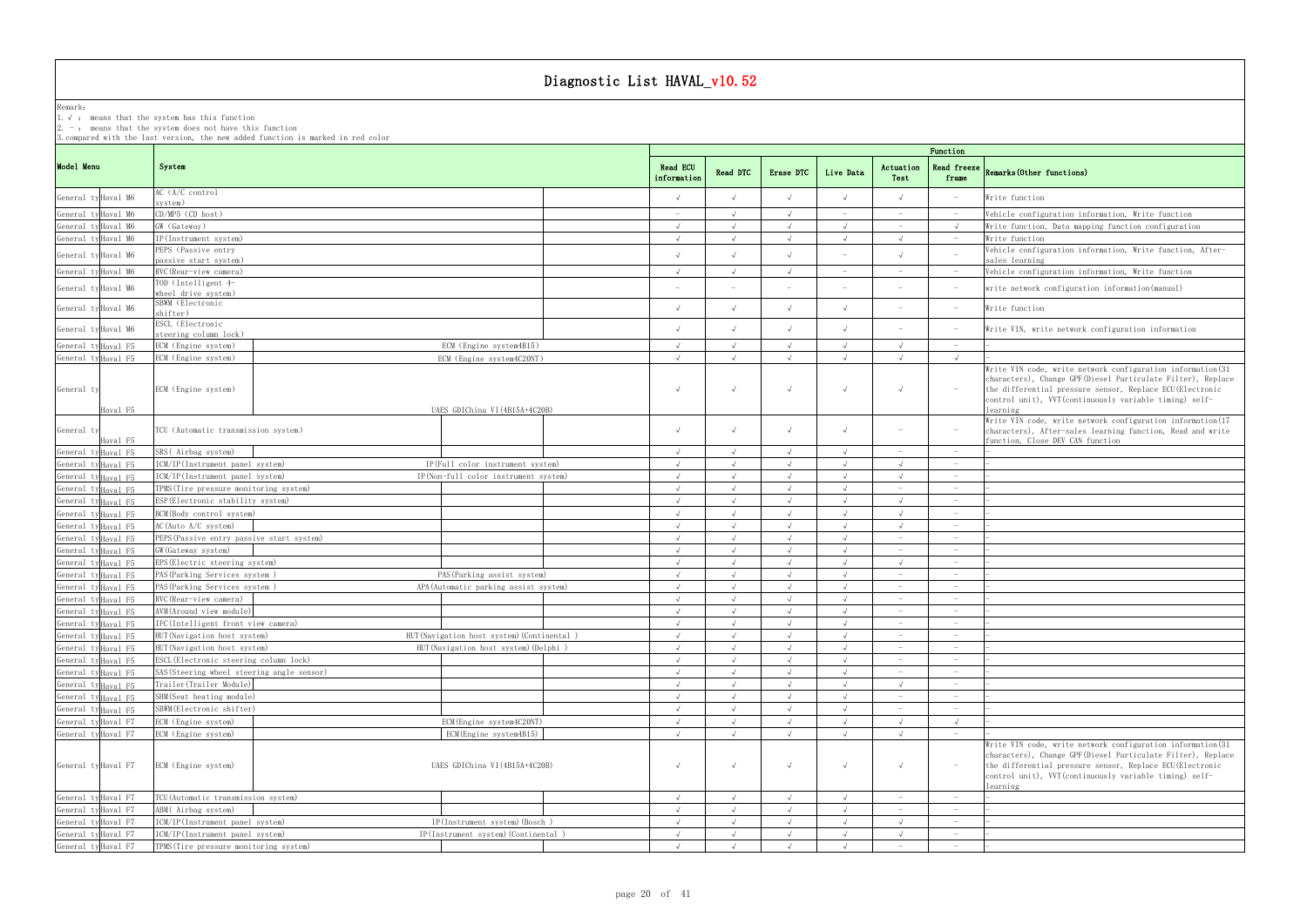# Diagnostic List HAVAL_v10.52

Remark:
1. √ : means that the system has this function
2. - : means that the system does not have this function
3. compared with the last version, the new added function is marked in red color

| Model Menu | | System | | | Function | | | | | | |
|---|---|---|---|---|---|---|---|---|---|---|---|
| | | | | | Read ECU information | Read DTC | Erase DTC | Live Data | Actuation Test | Read freeze frame | Remarks(Other functions) |
| General ty | Haval M6 | AC (A/C control system) | | | √ | √ | √ | √ | √ | - | Write function |
| General ty | Haval M6 | CD/MP5 (CD host) | | | - | √ | √ | - | - | - | Vehicle configuration information, Write function |
| General ty | Haval M6 | GW (Gateway) | | | √ | √ | √ | √ | - | √ | Write function, Data mapping function configuration |
| General ty | Haval M6 | IP(Instrument system) | | | √ | √ | √ | √ | √ | - | Write function |
| General ty | Haval M6 | PEPS (Passive entry passive start system) | | | √ | √ | √ | - | √ | - | Vehicle configuration information, Write function, After-sales learning |
| General ty | Haval M6 | RVC(Rear-view camera) | | | √ | √ | √ | - | - | - | Vehicle configuration information, Write function |
| General ty | Haval M6 | TOD (Intelligent 4-wheel drive system) | | | - | - | - | - | - | - | write network configuration information(manual) |
| General ty | Haval M6 | SBWM (Electronic shifter) | | | √ | √ | √ | √ | - | - | Write function |
| General ty | Haval M6 | ESCL (Electronic steering column lock) | | | √ | √ | √ | √ | - | - | Write VIN, write network configuration information |
| General ty | Haval F5 | ECM (Engine system) | ECM (Engine system4B15) | | √ | √ | √ | √ | √ | - | - |
| General ty | Haval F5 | ECM (Engine system) | ECM (Engine system4C20NT) | | √ | √ | √ | √ | √ | √ | - |
| General ty | Haval F5 | ECM (Engine system) | UAES GDIChina VI(4B15A+4C20B) | | √ | √ | √ | √ | √ | - | Write VIN code, write network configuration information(31 characters), Change GPF(Diesel Particulate Filter), Replace the differential pressure sensor, Replace ECU(Electronic control unit), VVT(continuously variable timing) self-learning |
| General ty | Haval F5 | TCU (Automatic transmission system) | | | √ | √ | √ | √ | - | - | Write VIN code, write network configuration information(17 characters), After-sales learning function, Read and write function, Close DEV CAN function |
| General ty | Haval F5 | SRS( Airbag system) | | | √ | √ | √ | √ | - | - | - |
| General ty | Haval F5 | ICM/IP(Instrument panel system) | IP(Full color instrument system) | | √ | √ | √ | √ | √ | - | - |
| General ty | Haval F5 | ICM/IP(Instrument panel system) | IP(Non-full color instrument system) | | √ | √ | √ | √ | √ | - | - |
| General ty | Haval F5 | TPMS(Tire pressure monitoring system) | | | √ | √ | √ | √ | - | - | - |
| General ty | Haval F5 | ESP(Electronic stability system) | | | √ | √ | √ | √ | √ | - | - |
| General ty | Haval F5 | BCM(Body control system) | | | √ | √ | √ | √ | √ | - | - |
| General ty | Haval F5 | AC(Auto A/C system) | | | √ | √ | √ | √ | √ | - | - |
| General ty | Haval F5 | PEPS(Passive entry passive start system) | | | √ | √ | √ | √ | - | - | - |
| General ty | Haval F5 | GW(Gateway system) | | | √ | √ | √ | √ | - | - | - |
| General ty | Haval F5 | EPS(Electric steering system) | | | √ | √ | √ | √ | √ | - | - |
| General ty | Haval F5 | PAS(Parking Services system ) | PAS(Parking assist system) | | √ | √ | √ | √ | - | - | - |
| General ty | Haval F5 | PAS(Parking Services system ) | APA(Automatic parking assist system) | | √ | √ | √ | √ | - | - | - |
| General ty | Haval F5 | RVC(Rear-view camera) | | | √ | √ | √ | √ | - | - | - |
| General ty | Haval F5 | AVM(Around view module) | | | √ | √ | √ | √ | - | - | - |
| General ty | Haval F5 | IFC(Intelligent front view camera) | | | √ | √ | √ | √ | - | - | - |
| General ty | Haval F5 | HUT(Navigation host system) | HUT(Navigation host system)(Continental ) | | √ | √ | √ | √ | - | - | - |
| General ty | Haval F5 | HUT(Navigation host system) | HUT(Navigation host system)(Delphi ) | | √ | √ | √ | √ | - | - | - |
| General ty | Haval F5 | ESCL(Electronic steering column lock) | | | √ | √ | √ | √ | - | - | - |
| General ty | Haval F5 | SAS(Steering wheel steering angle sensor) | | | √ | √ | √ | √ | - | - | - |
| General ty | Haval F5 | Trailer(Trailer Module) | | | √ | √ | √ | √ | √ | - | - |
| General ty | Haval F5 | SHM(Seat heating module) | | | √ | √ | √ | √ | - | - | - |
| General ty | Haval F5 | SBWM(Electronic shifter) | | | √ | √ | √ | √ | - | - | - |
| General ty | Haval F7 | ECM (Engine system) | ECM(Engine system4C20NT) | | √ | √ | √ | √ | √ | √ | - |
| General ty | Haval F7 | ECM (Engine system) | ECM(Engine system4B15) | | √ | √ | √ | √ | √ | - | - |
| General ty | Haval F7 | ECM (Engine system) | UAES GDIChina VI(4B15A+4C20B) | | √ | √ | √ | √ | √ | - | Write VIN code, write network configuration information(31 characters), Change GPF(Diesel Particulate Filter), Replace the differential pressure sensor, Replace ECU(Electronic control unit), VVT(continuously variable timing) self-learning |
| General ty | Haval F7 | TCU(Automatic transmission system) | | | √ | √ | √ | √ | - | - | - |
| General ty | Haval F7 | ABM( Airbag system) | | | √ | √ | √ | √ | - | - | - |
| General ty | Haval F7 | ICM/IP(Instrument panel system) | IP(Instrument system)(Bosch ) | | √ | √ | √ | √ | √ | - | - |
| General ty | Haval F7 | ICM/IP(Instrument panel system) | IP(Instrument system)(Continental ) | | √ | √ | √ | √ | √ | - | - |
| General ty | Haval F7 | TPMS(Tire pressure monitoring system) | | | √ | √ | √ | √ | - | - | - |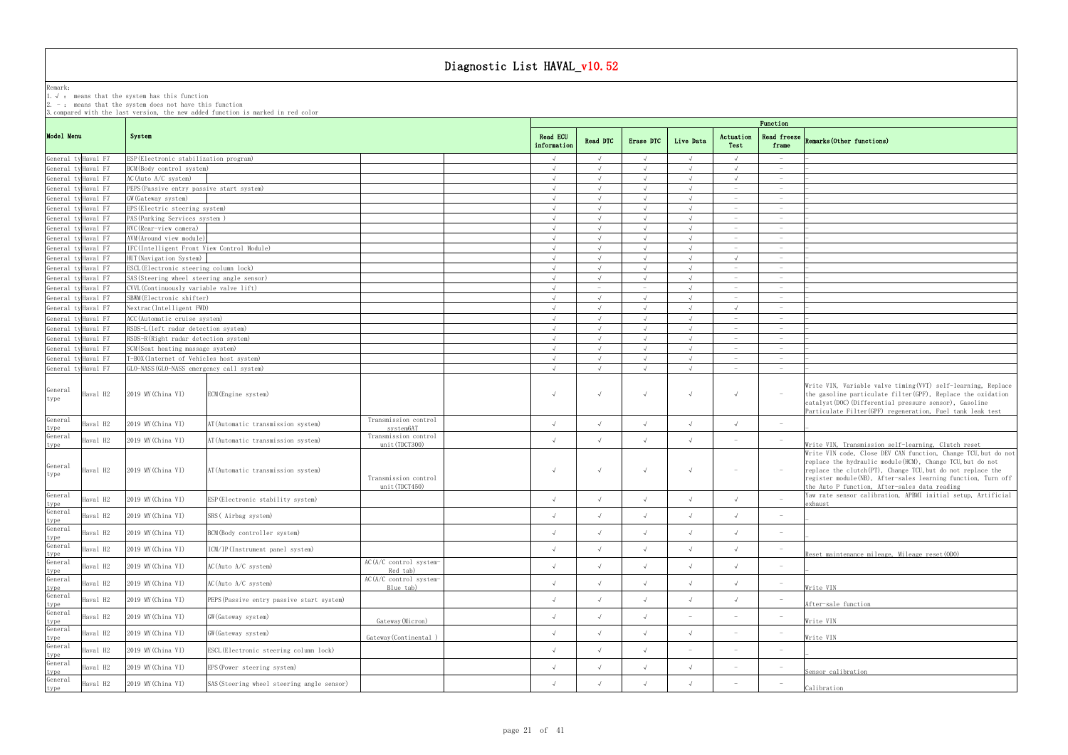# Diagnostic List HAVAL_v10.52

Remark:
1. √ : means that the system has this function
2. - : means that the system does not have this function
3. compared with the last version, the new added function is marked in red color

| Model Menu | | System | | | | Read ECU information | Read DTC | Erase DTC | Live Data | Actuation Test | Read freeze frame | Remarks(Other functions) |
|---|---|---|---|---|---|---|---|---|---|---|---|---|
| General ty | Haval F7 | ESP(Electronic stabilization program) | | | | √ | √ | √ | √ | √ | - | - |
| General ty | Haval F7 | BCM(Body control system) | | | | √ | √ | √ | √ | √ | - | - |
| General ty | Haval F7 | AC(Auto A/C system) | | | | √ | √ | √ | √ | √ | - | - |
| General ty | Haval F7 | PEPS(Passive entry passive start system) | | | | √ | √ | √ | √ | - | - | - |
| General ty | Haval F7 | GW(Gateway system) | | | | √ | √ | √ | √ | - | - | - |
| General ty | Haval F7 | EPS(Electric steering system) | | | | √ | √ | √ | √ | - | - | - |
| General ty | Haval F7 | PAS(Parking Services system ) | | | | √ | √ | √ | √ | - | - | - |
| General ty | Haval F7 | RVC(Rear-view camera) | | | | √ | √ | √ | √ | - | - | - |
| General ty | Haval F7 | AVM(Around view module) | | | | √ | √ | √ | √ | - | - | - |
| General ty | Haval F7 | IFC(Intelligent Front View Control Module) | | | | √ | √ | √ | √ | - | - | - |
| General ty | Haval F7 | HUT(Navigation System) | | | | √ | √ | √ | √ | √ | - | - |
| General ty | Haval F7 | ESCL(Electronic steering column lock) | | | | √ | √ | √ | √ | - | - | - |
| General ty | Haval F7 | SAS(Steering wheel steering angle sensor) | | | | √ | √ | √ | √ | - | - | - |
| General ty | Haval F7 | CVVL(Continuously variable valve lift) | | | | √ | - | - | √ | - | - | - |
| General ty | Haval F7 | SBWM(Electronic shifter) | | | | √ | √ | √ | √ | - | - | - |
| General ty | Haval F7 | Nextrac(Intelligent FWD) | | | | √ | √ | √ | √ | √ | - | - |
| General ty | Haval F7 | ACC(Automatic cruise system) | | | | √ | √ | √ | √ | - | - | - |
| General ty | Haval F7 | RSDS-L(left radar detection system) | | | | √ | √ | √ | √ | - | - | - |
| General ty | Haval F7 | RSDS-R(Right radar detection system) | | | | √ | √ | √ | √ | - | - | - |
| General ty | Haval F7 | SCM(Seat heating massage system) | | | | √ | √ | √ | √ | - | - | - |
| General ty | Haval F7 | T-BOX(Internet of Vehicles host system) | | | | √ | √ | √ | √ | - | - | - |
| General ty | Haval F7 | GLO-NASS(GLO-NASS emergency call system) | | | | √ | √ | √ | √ | - | - | - |
| General type | Haval H2 | 2019 MY(China VI) | ECM(Engine system) | | | √ | √ | √ | √ | √ | - | Write VIN, Variable valve timing(VVT) self-learning, Replace the gasoline particulate filter(GPF), Replace the oxidation catalyst(DOC)(Differential pressure sensor), Gasoline Particulate Filter(GPF) regeneration, Fuel tank leak test |
| General type | Haval H2 | 2019 MY(China VI) | AT(Automatic transmission system) | Transmission control system6AT | | √ | √ | √ | √ | √ | - | - |
| General type | Haval H2 | 2019 MY(China VI) | AT(Automatic transmission system) | Transmission control unit(7DCT300) | | √ | √ | √ | √ | - | - | Write VIN, Transmission self-learning, Clutch reset |
| General type | Haval H2 | 2019 MY(China VI) | AT(Automatic transmission system) | Transmission control unit(7DCT450) | | √ | √ | √ | √ | - | - | Write VIN code, Close DEV CAN function, Change TCU,but do not replace the hydraulic module(HCM), Change TCU,but do not replace the clutch(PT), Change TCU,but do not replace the register module(NB), After-sales learning function, Turn off the Auto P function, After-sales data reading |
| General type | Haval H2 | 2019 MY(China VI) | ESP(Electronic stability system) | | | √ | √ | √ | √ | √ | - | Yaw rate sensor calibration, APBMI initial setup, Artificial exhaust |
| General type | Haval H2 | 2019 MY(China VI) | SRS( Airbag system) | | | √ | √ | √ | √ | √ | - | - |
| General type | Haval H2 | 2019 MY(China VI) | BCM(Body controller system) | | | √ | √ | √ | √ | √ | - | - |
| General type | Haval H2 | 2019 MY(China VI) | ICM/IP(Instrument panel system) | | | √ | √ | √ | √ | √ | - | Reset maintenance mileage, Mileage reset(ODO) |
| General type | Haval H2 | 2019 MY(China VI) | AC(Auto A/C system) | AC(A/C control system-Red tab) | | √ | √ | √ | √ | √ | - | - |
| General type | Haval H2 | 2019 MY(China VI) | AC(Auto A/C system) | AC(A/C control system-Blue tab) | | √ | √ | √ | √ | √ | - | Write VIN |
| General type | Haval H2 | 2019 MY(China VI) | PEPS(Passive entry passive start system) | | | √ | √ | √ | √ | √ | - | After-sale function |
| General type | Haval H2 | 2019 MY(China VI) | GW(Gateway system) | Gateway(Micron) | | √ | √ | √ | - | - | - | Write VIN |
| General type | Haval H2 | 2019 MY(China VI) | GW(Gateway system) | Gateway(Continental ) | | √ | √ | √ | √ | - | - | Write VIN |
| General type | Haval H2 | 2019 MY(China VI) | ESCL(Electronic steering column lock) | | | √ | √ | √ | - | - | - | - |
| General type | Haval H2 | 2019 MY(China VI) | EPS(Power steering system) | | | √ | √ | √ | √ | - | - | Sensor calibration |
| General type | Haval H2 | 2019 MY(China VI) | SAS(Steering wheel steering angle sensor) | | | √ | √ | √ | √ | - | - | Calibration |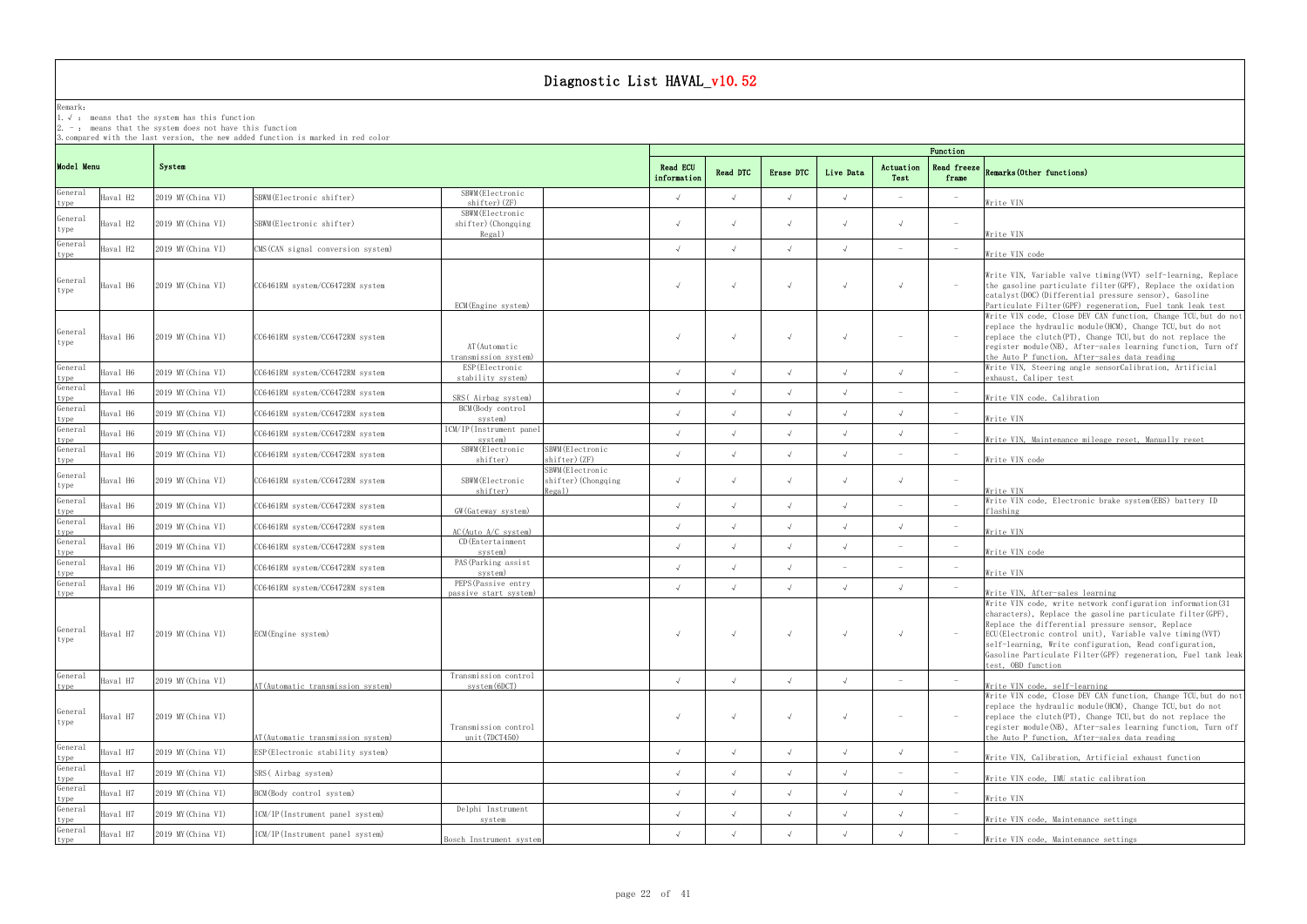# Diagnostic List HAVAL_v10.52

Remark:
1. √ : means that the system has this function
2. - : means that the system does not have this function
3. compared with the last version, the new added function is marked in red color

| Model Menu | | System | | | | Function | | | | | | |
|---|---|---|---|---|---|---|---|---|---|---|---|---|
| | | | | | | Read ECU information | Read DTC | Erase DTC | Live Data | Actuation Test | Read freeze frame | Remarks(Other functions) |
| General type | Haval H2 | 2019 MY(China VI) | SBWM(Electronic shifter) | SBWM(Electronic shifter)(ZF) | | √ | √ | √ | √ | - | - | Write VIN |
| General type | Haval H2 | 2019 MY(China VI) | SBWM(Electronic shifter) | SBWM(Electronic shifter)(Chongqing Regal) | | √ | √ | √ | √ | √ | - | Write VIN |
| General type | Haval H2 | 2019 MY(China VI) | CMS(CAN signal conversion system) | | | √ | √ | √ | √ | - | - | Write VIN code |
| General type | Haval H6 | 2019 MY(China VI) | CC6461RM system/CC6472RM system | ECM(Engine system) | | √ | √ | √ | √ | √ | - | Write VIN, Variable valve timing(VVT) self-learning, Replace the gasoline particulate filter(GPF), Replace the oxidation catalyst(DOC)(Differential pressure sensor), Gasoline Particulate Filter(GPF) regeneration, Fuel tank leak test |
| General type | Haval H6 | 2019 MY(China VI) | CC6461RM system/CC6472RM system | AT(Automatic transmission system) | | √ | √ | √ | √ | - | - | Write VIN code, Close DEV CAN function, Change TCU,but do not replace the hydraulic module(HCM), Change TCU,but do not replace the clutch(PT), Change TCU,but do not replace the register module(NB), After-sales learning function, Turn off the Auto P function, After-sales data reading |
| General type | Haval H6 | 2019 MY(China VI) | CC6461RM system/CC6472RM system | ESP(Electronic stability system) | | √ | √ | √ | √ | √ | - | Write VIN, Steering angle sensorCalibration, Artificial exhaust, Caliper test |
| General type | Haval H6 | 2019 MY(China VI) | CC6461RM system/CC6472RM system | SRS( Airbag system) | | √ | √ | √ | √ | - | - | Write VIN code, Calibration |
| General type | Haval H6 | 2019 MY(China VI) | CC6461RM system/CC6472RM system | BCM(Body control system) | | √ | √ | √ | √ | √ | - | Write VIN |
| General type | Haval H6 | 2019 MY(China VI) | CC6461RM system/CC6472RM system | ICM/IP(Instrument panel system) | | √ | √ | √ | √ | √ | - | Write VIN, Maintenance mileage reset, Manually reset |
| General type | Haval H6 | 2019 MY(China VI) | CC6461RM system/CC6472RM system | SBWM(Electronic shifter) | SBWM(Electronic shifter)(ZF) | √ | √ | √ | √ | - | - | Write VIN code |
| General type | Haval H6 | 2019 MY(China VI) | CC6461RM system/CC6472RM system | SBWM(Electronic shifter) | SBWM(Electronic shifter)(Chongqing Regal) | √ | √ | √ | √ | √ | - | Write VIN |
| General type | Haval H6 | 2019 MY(China VI) | CC6461RM system/CC6472RM system | GW(Gateway system) | | √ | √ | √ | √ | - | - | Write VIN code, Electronic brake system(EBS) battery ID flashing |
| General type | Haval H6 | 2019 MY(China VI) | CC6461RM system/CC6472RM system | AC(Auto A/C system) | | √ | √ | √ | √ | √ | - | Write VIN |
| General type | Haval H6 | 2019 MY(China VI) | CC6461RM system/CC6472RM system | CD(Entertainment system) | | √ | √ | √ | √ | - | - | Write VIN code |
| General type | Haval H6 | 2019 MY(China VI) | CC6461RM system/CC6472RM system | PAS(Parking assist system) | | √ | √ | √ | - | - | - | Write VIN |
| General type | Haval H6 | 2019 MY(China VI) | CC6461RM system/CC6472RM system | PEPS(Passive entry passive start system) | | √ | √ | √ | √ | √ | - | Write VIN, After-sales learning |
| General type | Haval H7 | 2019 MY(China VI) | ECM(Engine system) | | | √ | √ | √ | √ | √ | - | Write VIN code, write network configuration information(31 characters), Replace the gasoline particulate filter(GPF), Replace the differential pressure sensor, Replace ECU(Electronic control unit), Variable valve timing(VVT) self-learning, Write configuration, Read configuration, Gasoline Particulate Filter(GPF) regeneration, Fuel tank leak test, OBD function |
| General type | Haval H7 | 2019 MY(China VI) | AT(Automatic transmission system) | Transmission control system(6DCT) | | √ | √ | √ | √ | - | - | Write VIN code, self-learning |
| General type | Haval H7 | 2019 MY(China VI) | AT(Automatic transmission system) | Transmission control unit(7DCT450) | | √ | √ | √ | √ | - | - | Write VIN code, Close DEV CAN function, Change TCU,but do not replace the hydraulic module(HCM), Change TCU,but do not replace the clutch(PT), Change TCU,but do not replace the register module(NB), After-sales learning function, Turn off the Auto P function, After-sales data reading |
| General type | Haval H7 | 2019 MY(China VI) | ESP(Electronic stability system) | | | √ | √ | √ | √ | √ | - | Write VIN, Calibration, Artificial exhaust function |
| General type | Haval H7 | 2019 MY(China VI) | SRS( Airbag system) | | | √ | √ | √ | √ | - | - | Write VIN code, IMU static calibration |
| General type | Haval H7 | 2019 MY(China VI) | BCM(Body control system) | | | √ | √ | √ | √ | √ | - | Write VIN |
| General type | Haval H7 | 2019 MY(China VI) | ICM/IP(Instrument panel system) | Delphi Instrument system | | √ | √ | √ | √ | √ | - | Write VIN code, Maintenance settings |
| General type | Haval H7 | 2019 MY(China VI) | ICM/IP(Instrument panel system) | Bosch Instrument system | | √ | √ | √ | √ | √ | - | Write VIN code, Maintenance settings |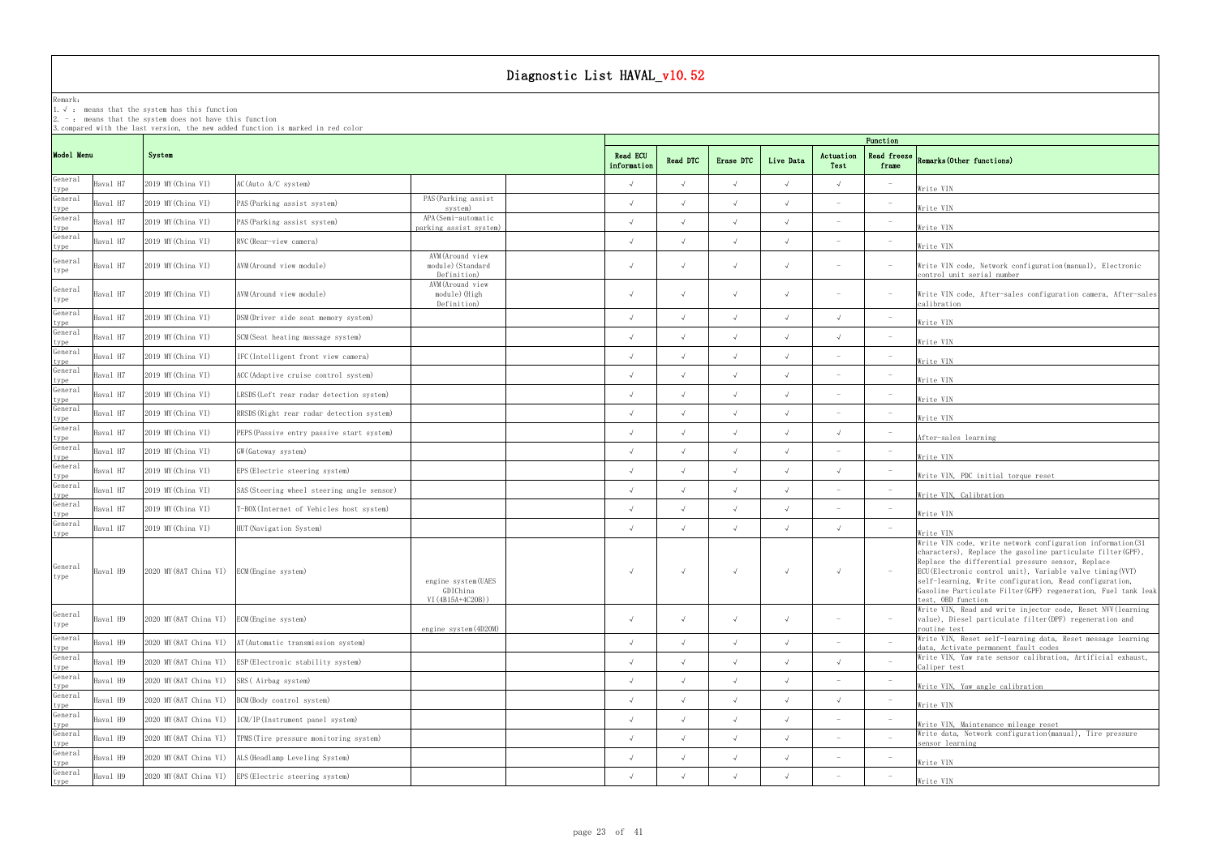# Diagnostic List HAVAL_v10.52

Remark:
1. √ : means that the system has this function
2. - : means that the system does not have this function
3. compared with the last version, the new added function is marked in red color

| Model Menu | | System | | | | Read ECU information | Read DTC | Erase DTC | Live Data | Actuation Test | Read freeze frame | Remarks(Other functions) |
|---|---|---|---|---|---|---|---|---|---|---|---|---|
| General type | Haval H7 | 2019 MY(China VI) | AC(Auto A/C system) | | | √ | √ | √ | √ | √ | - | Write VIN |
| General type | Haval H7 | 2019 MY(China VI) | PAS(Parking assist system) | PAS(Parking assist system) | | √ | √ | √ | √ | - | - | Write VIN |
| General type | Haval H7 | 2019 MY(China VI) | PAS(Parking assist system) | APA(Semi-automatic parking assist system) | | √ | √ | √ | √ | - | - | Write VIN |
| General type | Haval H7 | 2019 MY(China VI) | RVC(Rear-view camera) | | | √ | √ | √ | √ | - | - | Write VIN |
| General type | Haval H7 | 2019 MY(China VI) | AVM(Around view module) | AVM(Around view module)(Standard Definition) | | √ | √ | √ | √ | - | - | Write VIN code, Network configuration(manual), Electronic control unit serial number |
| General type | Haval H7 | 2019 MY(China VI) | AVM(Around view module) | AVM(Around view module)(High Definition) | | √ | √ | √ | √ | - | - | Write VIN code, After-sales configuration camera, After-sales calibration |
| General type | Haval H7 | 2019 MY(China VI) | DSM(Driver side seat memory system) | | | √ | √ | √ | √ | √ | - | Write VIN |
| General type | Haval H7 | 2019 MY(China VI) | SCM(Seat heating massage system) | | | √ | √ | √ | √ | √ | - | Write VIN |
| General type | Haval H7 | 2019 MY(China VI) | IFC(Intelligent front view camera) | | | √ | √ | √ | √ | - | - | Write VIN |
| General type | Haval H7 | 2019 MY(China VI) | ACC(Adaptive cruise control system) | | | √ | √ | √ | √ | - | - | Write VIN |
| General type | Haval H7 | 2019 MY(China VI) | LRSDS(Left rear radar detection system) | | | √ | √ | √ | √ | - | - | Write VIN |
| General type | Haval H7 | 2019 MY(China VI) | RRSDS(Right rear radar detection system) | | | √ | √ | √ | √ | - | - | Write VIN |
| General type | Haval H7 | 2019 MY(China VI) | PEPS(Passive entry passive start system) | | | √ | √ | √ | √ | √ | - | After-sales learning |
| General type | Haval H7 | 2019 MY(China VI) | GW(Gateway system) | | | √ | √ | √ | √ | - | - | Write VIN |
| General type | Haval H7 | 2019 MY(China VI) | EPS(Electric steering system) | | | √ | √ | √ | √ | √ | - | Write VIN, PDC initial torque reset |
| General type | Haval H7 | 2019 MY(China VI) | SAS(Steering wheel steering angle sensor) | | | √ | √ | √ | √ | - | - | Write VIN, Calibration |
| General type | Haval H7 | 2019 MY(China VI) | T-BOX(Internet of Vehicles host system) | | | √ | √ | √ | √ | - | - | Write VIN |
| General type | Haval H7 | 2019 MY(China VI) | HUT(Navigation System) | | | √ | √ | √ | √ | √ | - | Write VIN |
| General type | Haval H9 | 2020 MY(8AT China VI) | ECM(Engine system) | engine system(UAES GDIChina VI(4B15A+4C20B)) | | √ | √ | √ | √ | √ | - | Write VIN code, write network configuration information(31 characters), Replace the gasoline particulate filter(GPF), Replace the differential pressure sensor, Replace ECU(Electronic control unit), Variable valve timing(VVT) self-learning, Write configuration, Read configuration, Gasoline Particulate Filter(GPF) regeneration, Fuel tank leak test, OBD function |
| General type | Haval H9 | 2020 MY(8AT China VI) | ECM(Engine system) | engine system(4D20M) | | √ | √ | √ | √ | - | - | Write VIN, Read and write injector code, Reset NVV(learning value), Diesel particulate filter(DPF) regeneration and routine test |
| General type | Haval H9 | 2020 MY(8AT China VI) | AT(Automatic transmission system) | | | √ | √ | √ | √ | - | - | Write VIN, Reset self-learning data, Reset message learning data, Activate permanent fault codes |
| General type | Haval H9 | 2020 MY(8AT China VI) | ESP(Electronic stability system) | | | √ | √ | √ | √ | √ | - | Write VIN, Yaw rate sensor calibration, Artificial exhaust, Caliper test |
| General type | Haval H9 | 2020 MY(8AT China VI) | SRS( Airbag system) | | | √ | √ | √ | √ | - | - | Write VIN, Yaw angle calibration |
| General type | Haval H9 | 2020 MY(8AT China VI) | BCM(Body control system) | | | √ | √ | √ | √ | √ | - | Write VIN |
| General type | Haval H9 | 2020 MY(8AT China VI) | ICM/IP(Instrument panel system) | | | √ | √ | √ | √ | - | - | Write VIN, Maintenance mileage reset |
| General type | Haval H9 | 2020 MY(8AT China VI) | TPMS(Tire pressure monitoring system) | | | √ | √ | √ | √ | - | - | Write data, Network configuration(manual), Tire pressure sensor learning |
| General type | Haval H9 | 2020 MY(8AT China VI) | ALS(Headlamp Leveling System) | | | √ | √ | √ | √ | - | - | Write VIN |
| General type | Haval H9 | 2020 MY(8AT China VI) | EPS(Electric steering system) | | | √ | √ | √ | √ | - | - | Write VIN |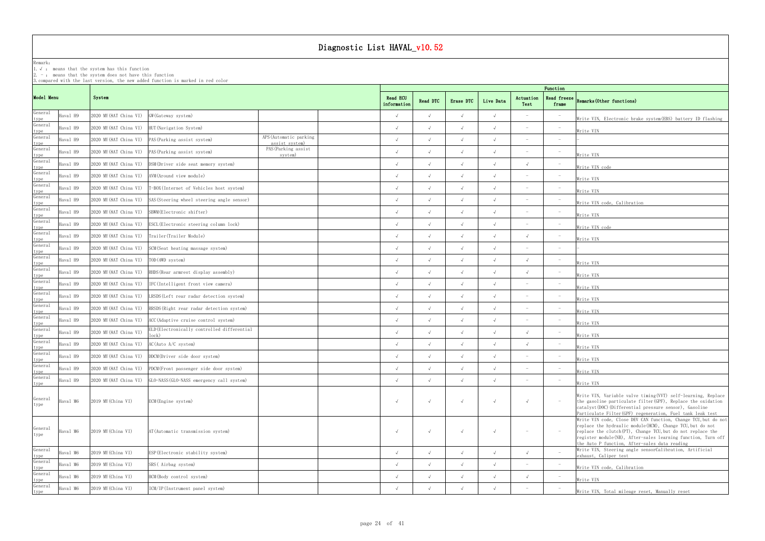# Diagnostic List HAVAL_v10.52

Remark:
1. √ : means that the system has this function
2. - : means that the system does not have this function
3. compared with the last version, the new added function is marked in red color

| Model Menu | | System | | | | Function | | | | | | |
|---|---|---|---|---|---|---|---|---|---|---|---|---|
| | | | | | | Read ECU information | Read DTC | Erase DTC | Live Data | Actuation Test | Read freeze frame | Remarks(Other functions) |
| General type | Haval H9 | 2020 MY(8AT China VI) | GW(Gateway system) | | | √ | √ | √ | √ | - | - | Write VIN, Electronic brake system(EBS) battery ID flashing |
| General type | Haval H9 | 2020 MY(8AT China VI) | HUT(Navigation System) | | | √ | √ | √ | √ | - | - | Write VIN |
| General type | Haval H9 | 2020 MY(8AT China VI) | PAS(Parking assist system) | APS(Automatic parking assist system) | | √ | √ | √ | √ | - | - | - |
| General type | Haval H9 | 2020 MY(8AT China VI) | PAS(Parking assist system) | PAS(Parking assist system) | | √ | √ | √ | √ | - | - | Write VIN |
| General type | Haval H9 | 2020 MY(8AT China VI) | DSM(Driver side seat memory system) | | | √ | √ | √ | √ | √ | - | Write VIN code |
| General type | Haval H9 | 2020 MY(8AT China VI) | AVM(Around view module) | | | √ | √ | √ | √ | - | - | Write VIN |
| General type | Haval H9 | 2020 MY(8AT China VI) | T-BOX(Internet of Vehicles host system) | | | √ | √ | √ | √ | - | - | Write VIN |
| General type | Haval H9 | 2020 MY(8AT China VI) | SAS(Steering wheel steering angle sensor) | | | √ | √ | √ | √ | - | - | Write VIN code, Calibration |
| General type | Haval H9 | 2020 MY(8AT China VI) | SBWM(Electronic shifter) | | | √ | √ | √ | √ | - | - | Write VIN |
| General type | Haval H9 | 2020 MY(8AT China VI) | ESCL(Electronic steering column lock) | | | √ | √ | √ | √ | - | - | Write VIN code |
| General type | Haval H9 | 2020 MY(8AT China VI) | Trailer(Trailer Module) | | | √ | √ | √ | √ | √ | - | Write VIN |
| General type | Haval H9 | 2020 MY(8AT China VI) | SCM(Seat heating massage system) | | | √ | √ | √ | √ | - | - | - |
| General type | Haval H9 | 2020 MY(8AT China VI) | TOD(4WD system) | | | √ | √ | √ | √ | √ | - | Write VIN |
| General type | Haval H9 | 2020 MY(8AT China VI) | RHDS(Rear armrest display assembly) | | | √ | √ | √ | √ | √ | - | Write VIN |
| General type | Haval H9 | 2020 MY(8AT China VI) | IFC(Intelligent front view camera) | | | √ | √ | √ | √ | - | - | Write VIN |
| General type | Haval H9 | 2020 MY(8AT China VI) | LRSDS(Left rear radar detection system) | | | √ | √ | √ | √ | - | - | Write VIN |
| General type | Haval H9 | 2020 MY(8AT China VI) | RRSDS(Right rear radar detection system) | | | √ | √ | √ | √ | - | - | Write VIN |
| General type | Haval H9 | 2020 MY(8AT China VI) | ACC(Adaptive cruise control system) | | | √ | √ | √ | √ | - | - | Write VIN |
| General type | Haval H9 | 2020 MY(8AT China VI) | ELD(Electronically controlled differential lock) | | | √ | √ | √ | √ | √ | - | Write VIN |
| General type | Haval H9 | 2020 MY(8AT China VI) | AC(Auto A/C system) | | | √ | √ | √ | √ | √ | - | Write VIN |
| General type | Haval H9 | 2020 MY(8AT China VI) | DDCM(Driver side door system) | | | √ | √ | √ | √ | - | - | Write VIN |
| General type | Haval H9 | 2020 MY(8AT China VI) | PDCM(Front passenger side door system) | | | √ | √ | √ | √ | - | - | Write VIN |
| General type | Haval H9 | 2020 MY(8AT China VI) | GLO-NASS(GLO-NASS emergency call system) | | | √ | √ | √ | √ | - | - | Write VIN |
| General type | Haval M6 | 2019 MY(China VI) | ECM(Engine system) | | | √ | √ | √ | √ | √ | - | Write VIN, Variable valve timing(VVT) self-learning, Replace the gasoline particulate filter(GPF), Replace the oxidation catalyst(DOC)(Differential pressure sensor), Gasoline Particulate Filter(GPF) regeneration, Fuel tank leak test |
| General type | Haval M6 | 2019 MY(China VI) | AT(Automatic transmission system) | | | √ | √ | √ | √ | - | - | Write VIN code, Close DEV CAN function, Change TCU,but do not replace the hydraulic module(HCM), Change TCU,but do not replace the clutch(PT), Change TCU,but do not replace the register module(NB), After-sales learning function, Turn off the Auto P function, After-sales data reading |
| General type | Haval M6 | 2019 MY(China VI) | ESP(Electronic stability system) | | | √ | √ | √ | √ | √ | - | Write VIN, Steering angle sensorCalibration, Artificial exhaust, Caliper test |
| General type | Haval M6 | 2019 MY(China VI) | SRS( Airbag system) | | | √ | √ | √ | √ | - | - | Write VIN code, Calibration |
| General type | Haval M6 | 2019 MY(China VI) | BCM(Body control system) | | | √ | √ | √ | √ | √ | - | Write VIN |
| General type | Haval M6 | 2019 MY(China VI) | ICM/IP(Instrument panel system) | | | √ | √ | √ | √ | - | - | Write VIN, Total mileage reset, Manually reset |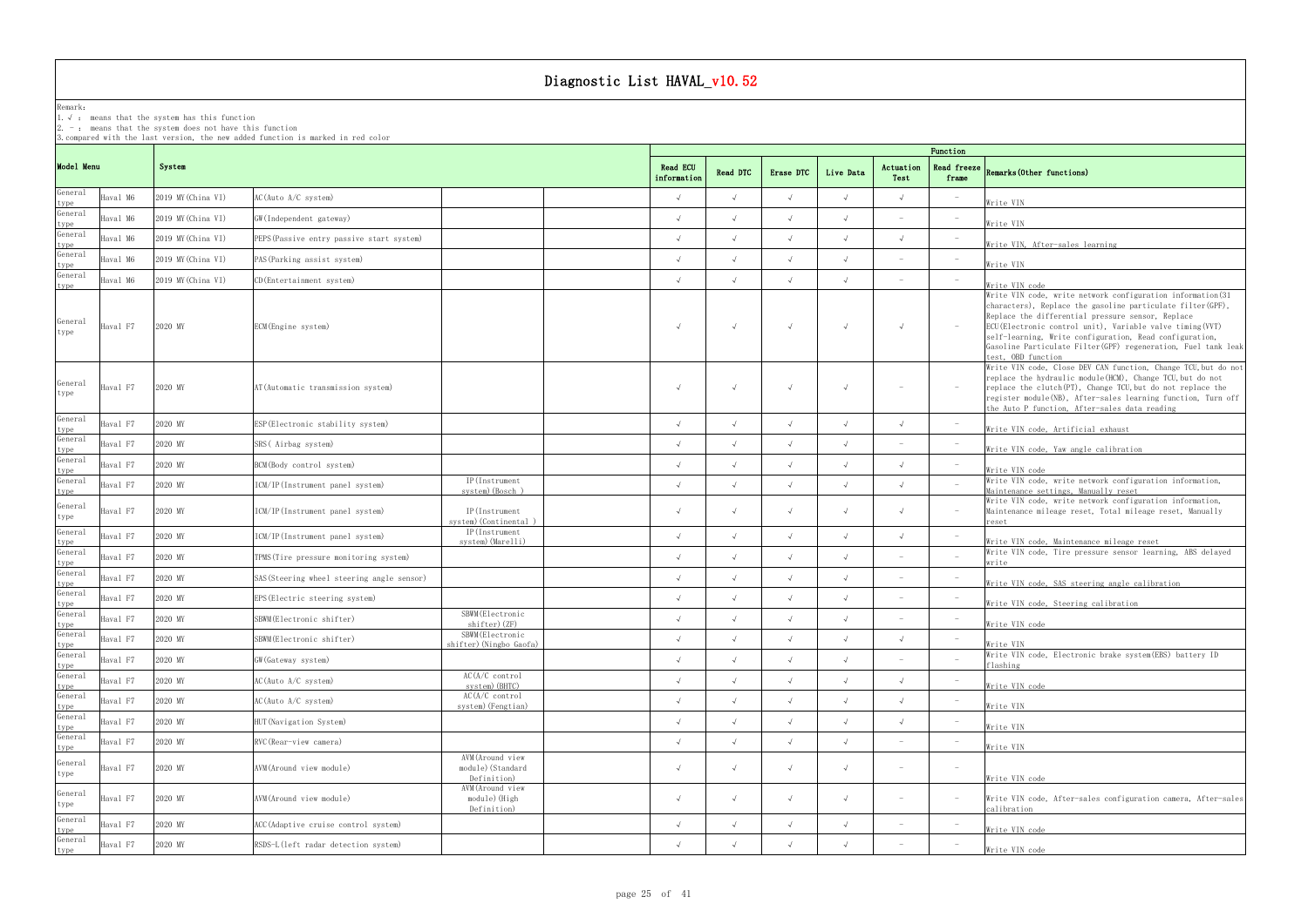# Diagnostic List HAVAL_v10.52

Remark:
1. √ : means that the system has this function
2. - : means that the system does not have this function
3. compared with the last version, the new added function is marked in red color

| Model Menu | | System | | | | Function | | | | | | |
|---|---|---|---|---|---|---|---|---|---|---|---|---|
| | | | | | | Read ECU information | Read DTC | Erase DTC | Live Data | Actuation Test | Read freeze frame | Remarks(Other functions) |
| General type | Haval M6 | 2019 MY(China VI) | AC(Auto A/C system) | | | √ | √ | √ | √ | √ | - | Write VIN |
| General type | Haval M6 | 2019 MY(China VI) | GW(Independent gateway) | | | √ | √ | √ | √ | - | - | Write VIN |
| General type | Haval M6 | 2019 MY(China VI) | PEPS(Passive entry passive start system) | | | √ | √ | √ | √ | √ | - | Write VIN, After-sales learning |
| General type | Haval M6 | 2019 MY(China VI) | PAS(Parking assist system) | | | √ | √ | √ | √ | - | - | Write VIN |
| General type | Haval M6 | 2019 MY(China VI) | CD(Entertainment system) | | | √ | √ | √ | √ | - | - | Write VIN code |
| General type | Haval F7 | 2020 MY | ECM(Engine system) | | | √ | √ | √ | √ | √ | - | Write VIN code, write network configuration information(31 characters), Replace the gasoline particulate filter(GPF), Replace the differential pressure sensor, Replace ECU(Electronic control unit), Variable valve timing(VVT) self-learning, Write configuration, Read configuration, Gasoline Particulate Filter(GPF) regeneration, Fuel tank leak test, OBD function |
| General type | Haval F7 | 2020 MY | AT(Automatic transmission system) | | | √ | √ | √ | √ | - | - | Write VIN code, Close DEV CAN function, Change TCU,but do not replace the hydraulic module(HCM), Change TCU,but do not replace the clutch(PT), Change TCU,but do not replace the register module(NB), After-sales learning function, Turn off the Auto P function, After-sales data reading |
| General type | Haval F7 | 2020 MY | ESP(Electronic stability system) | | | √ | √ | √ | √ | √ | - | Write VIN code, Artificial exhaust |
| General type | Haval F7 | 2020 MY | SRS( Airbag system) | | | √ | √ | √ | √ | - | - | Write VIN code, Yaw angle calibration |
| General type | Haval F7 | 2020 MY | BCM(Body control system) | | | √ | √ | √ | √ | √ | - | Write VIN code |
| General type | Haval F7 | 2020 MY | ICM/IP(Instrument panel system) | IP(Instrument system)(Bosch ) | | √ | √ | √ | √ | √ | - | Write VIN code, write network configuration information, Maintenance settings, Manually reset |
| General type | Haval F7 | 2020 MY | ICM/IP(Instrument panel system) | IP(Instrument system)(Continental ) | | √ | √ | √ | √ | √ | - | Write VIN code, write network configuration information, Maintenance mileage reset, Total mileage reset, Manually reset |
| General type | Haval F7 | 2020 MY | ICM/IP(Instrument panel system) | IP(Instrument system)(Marelli) | | √ | √ | √ | √ | √ | - | Write VIN code, Maintenance mileage reset |
| General type | Haval F7 | 2020 MY | TPMS(Tire pressure monitoring system) | | | √ | √ | √ | √ | - | - | Write VIN code, Tire pressure sensor learning, ABS delayed write |
| General type | Haval F7 | 2020 MY | SAS(Steering wheel steering angle sensor) | | | √ | √ | √ | √ | - | - | Write VIN code, SAS steering angle calibration |
| General type | Haval F7 | 2020 MY | EPS(Electric steering system) | | | √ | √ | √ | √ | - | - | Write VIN code, Steering calibration |
| General type | Haval F7 | 2020 MY | SBWM(Electronic shifter) | SBWM(Electronic shifter)(ZF) | | √ | √ | √ | √ | - | - | Write VIN code |
| General type | Haval F7 | 2020 MY | SBWM(Electronic shifter) | SBWM(Electronic shifter)(Ningbo Gaofa) | | √ | √ | √ | √ | √ | - | Write VIN |
| General type | Haval F7 | 2020 MY | GW(Gateway system) | | | √ | √ | √ | √ | - | - | Write VIN code, Electronic brake system(EBS) battery ID flashing |
| General type | Haval F7 | 2020 MY | AC(Auto A/C system) | AC(A/C control system)(BHTC) | | √ | √ | √ | √ | √ | - | Write VIN code |
| General type | Haval F7 | 2020 MY | AC(Auto A/C system) | AC(A/C control system)(Fengtian) | | √ | √ | √ | √ | √ | - | Write VIN |
| General type | Haval F7 | 2020 MY | HUT(Navigation System) | | | √ | √ | √ | √ | √ | - | Write VIN |
| General type | Haval F7 | 2020 MY | RVC(Rear-view camera) | | | √ | √ | √ | √ | - | - | Write VIN |
| General type | Haval F7 | 2020 MY | AVM(Around view module) | AVM(Around view module)(Standard Definition) | | √ | √ | √ | √ | - | - | Write VIN code |
| General type | Haval F7 | 2020 MY | AVM(Around view module) | AVM(Around view module)(High Definition) | | √ | √ | √ | √ | - | - | Write VIN code, After-sales configuration camera, After-sales calibration |
| General type | Haval F7 | 2020 MY | ACC(Adaptive cruise control system) | | | √ | √ | √ | √ | - | - | Write VIN code |
| General type | Haval F7 | 2020 MY | RSDS-L(left radar detection system) | | | √ | √ | √ | √ | - | - | Write VIN code |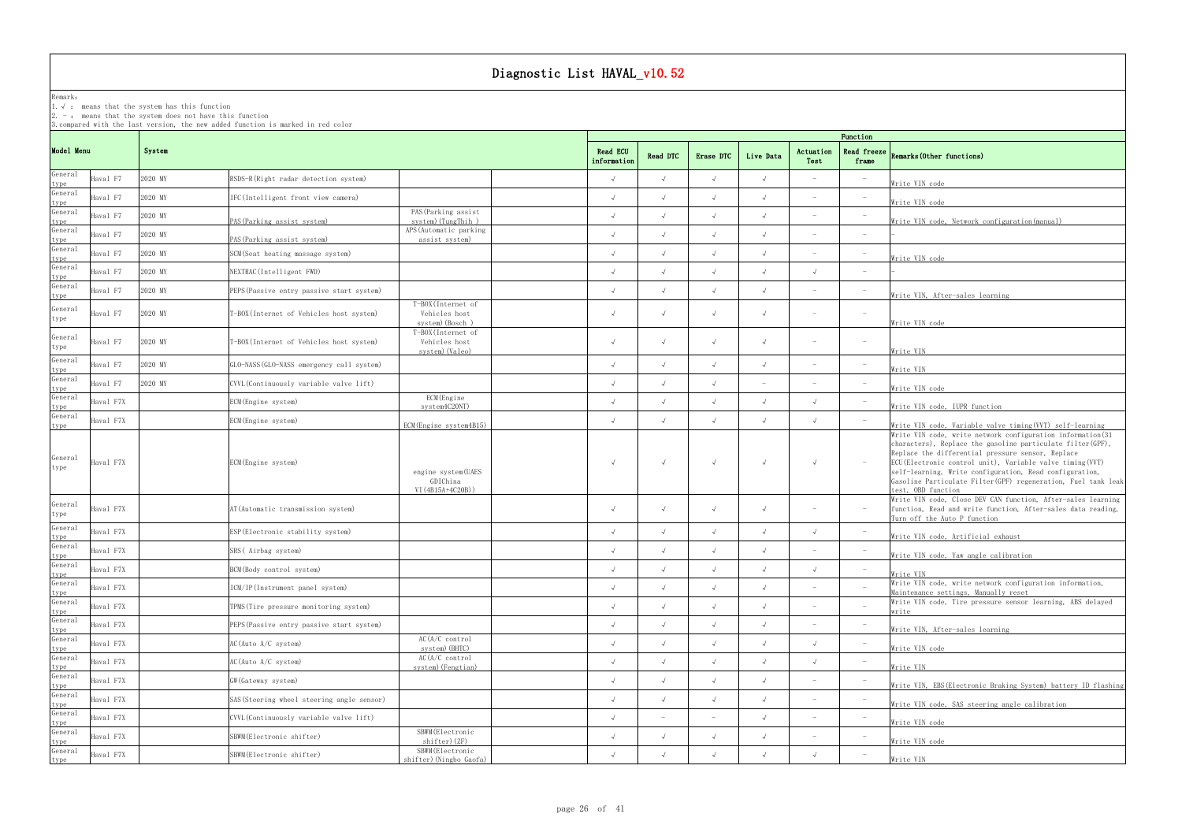# Diagnostic List HAVAL_v10.52

Remark:
1. √ : means that the system has this function
2. - : means that the system does not have this function
3. compared with the last version, the new added function is marked in red color

| Model Menu | | System | | | | Function | | | | | | |
|---|---|---|---|---|---|---|---|---|---|---|---|---|
| | | | | | | Read ECU information | Read DTC | Erase DTC | Live Data | Actuation Test | Read freeze frame | Remarks(Other functions) |
| General type | Haval F7 | 2020 MY | RSDS-R(Right radar detection system) | | | √ | √ | √ | √ | - | - | Write VIN code |
| General type | Haval F7 | 2020 MY | IFC(Intelligent front view camera) | | | √ | √ | √ | √ | - | - | Write VIN code |
| General type | Haval F7 | 2020 MY | PAS(Parking assist system) | PAS(Parking assist system)(TungThih ) | | √ | √ | √ | √ | - | - | Write VIN code, Network configuration(manual) |
| General type | Haval F7 | 2020 MY | PAS(Parking assist system) | APS(Automatic parking assist system) | | √ | √ | √ | √ | - | - | - |
| General type | Haval F7 | 2020 MY | SCM(Seat heating massage system) | | | √ | √ | √ | √ | - | - | Write VIN code |
| General type | Haval F7 | 2020 MY | NEXTRAC(Intelligent FWD) | | | √ | √ | √ | √ | √ | - | - |
| General type | Haval F7 | 2020 MY | PEPS(Passive entry passive start system) | | | √ | √ | √ | √ | - | - | Write VIN, After-sales learning |
| General type | Haval F7 | 2020 MY | T-BOX(Internet of Vehicles host system) | T-BOX(Internet of Vehicles host system)(Bosch ) | | √ | √ | √ | √ | - | - | Write VIN code |
| General type | Haval F7 | 2020 MY | T-BOX(Internet of Vehicles host system) | T-BOX(Internet of Vehicles host system)(Valeo) | | √ | √ | √ | √ | - | - | Write VIN |
| General type | Haval F7 | 2020 MY | GLO-NASS(GLO-NASS emergency call system) | | | √ | √ | √ | √ | - | - | Write VIN |
| General type | Haval F7 | 2020 MY | CVVL(Continuously variable valve lift) | | | √ | √ | √ | - | - | - | Write VIN code |
| General type | Haval F7X | | ECM(Engine system) | ECM(Engine system4C20NT) | | √ | √ | √ | √ | √ | - | Write VIN code, IUPR function |
| General type | Haval F7X | | ECM(Engine system) | ECM(Engine system4B15) | | √ | √ | √ | √ | √ | - | Write VIN code, Variable valve timing(VVT) self-learning |
| General type | Haval F7X | | ECM(Engine system) | engine system(UAES GDIChina VI(4B15A+4C20B)) | | √ | √ | √ | √ | √ | - | Write VIN code, write network configuration information(31 characters), Replace the gasoline particulate filter(GPF), Replace the differential pressure sensor, Replace ECU(Electronic control unit), Variable valve timing(VVT) self-learning, Write configuration, Read configuration, Gasoline Particulate Filter(GPF) regeneration, Fuel tank leak test, OBD function |
| General type | Haval F7X | | AT(Automatic transmission system) | | | √ | √ | √ | √ | - | - | Write VIN code, Close DEV CAN function, After-sales learning function, Read and write function, After-sales data reading, Turn off the Auto P function |
| General type | Haval F7X | | ESP(Electronic stability system) | | | √ | √ | √ | √ | √ | - | Write VIN code, Artificial exhaust |
| General type | Haval F7X | | SRS( Airbag system) | | | √ | √ | √ | √ | - | - | Write VIN code, Yaw angle calibration |
| General type | Haval F7X | | BCM(Body control system) | | | √ | √ | √ | √ | √ | - | Write VIN |
| General type | Haval F7X | | ICM/IP(Instrument panel system) | | | √ | √ | √ | √ | - | - | Write VIN code, write network configuration information, Maintenance settings, Manually reset |
| General type | Haval F7X | | TPMS(Tire pressure monitoring system) | | | √ | √ | √ | √ | - | - | Write VIN code, Tire pressure sensor learning, ABS delayed write |
| General type | Haval F7X | | PEPS(Passive entry passive start system) | | | √ | √ | √ | √ | - | - | Write VIN, After-sales learning |
| General type | Haval F7X | | AC(Auto A/C system) | AC(A/C control system)(BHTC) | | √ | √ | √ | √ | √ | - | Write VIN code |
| General type | Haval F7X | | AC(Auto A/C system) | AC(A/C control system)(Fengtian) | | √ | √ | √ | √ | √ | - | Write VIN |
| General type | Haval F7X | | GW(Gateway system) | | | √ | √ | √ | √ | - | - | Write VIN, EBS(Electronic Braking System) battery ID flashing |
| General type | Haval F7X | | SAS(Steering wheel steering angle sensor) | | | √ | √ | √ | √ | - | - | Write VIN code, SAS steering angle calibration |
| General type | Haval F7X | | CVVL(Continuously variable valve lift) | | | √ | - | - | √ | - | - | Write VIN code |
| General type | Haval F7X | | SBWM(Electronic shifter) | SBWM(Electronic shifter)(ZF) | | √ | √ | √ | √ | - | - | Write VIN code |
| General type | Haval F7X | | SBWM(Electronic shifter) | SBWM(Electronic shifter)(Ningbo Gaofa) | | √ | √ | √ | √ | √ | - | Write VIN |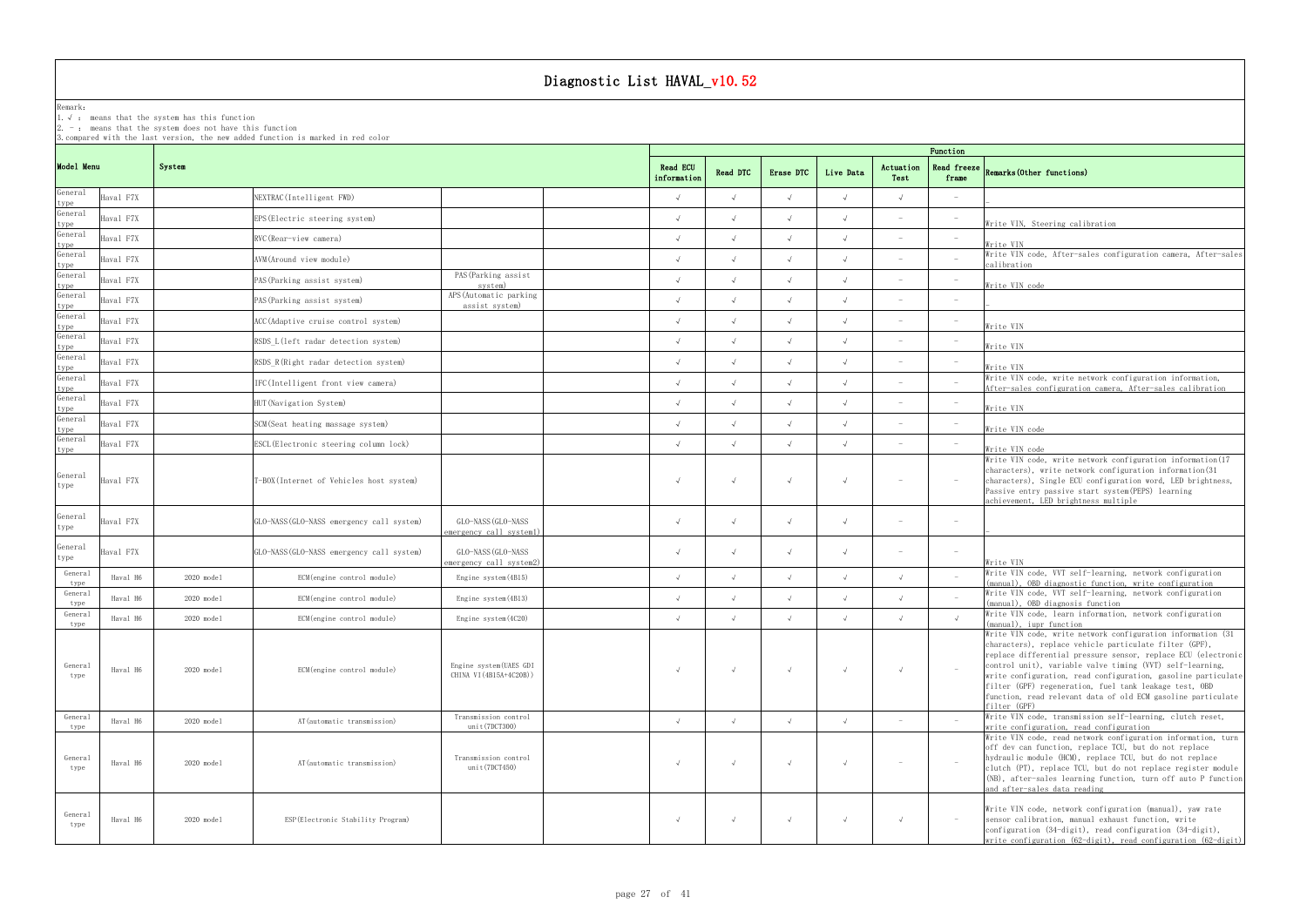# Diagnostic List HAVAL_v10.52

Remark:
1. √ : means that the system has this function
2. - : means that the system does not have this function
3. compared with the last version, the new added function is marked in red color

| Model Menu | | System | | | | Function | | | | | | Remarks(Other functions) |
|---|---|---|---|---|---|---|---|---|---|---|---|---|
| | | | | | | Read ECU information | Read DTC | Erase DTC | Live Data | Actuation Test | Read freeze frame | |
| General type | Haval F7X | | NEXTRAC(Intelligent FWD) | | | √ | √ | √ | √ | √ | - | - |
| General type | Haval F7X | | EPS(Electric steering system) | | | √ | √ | √ | √ | - | - | Write VIN, Steering calibration |
| General type | Haval F7X | | RVC(Rear-view camera) | | | √ | √ | √ | √ | - | - | Write VIN |
| General type | Haval F7X | | AVM(Around view module) | | | √ | √ | √ | √ | - | - | Write VIN code, After-sales configuration camera, After-sales calibration |
| General type | Haval F7X | | PAS(Parking assist system) | PAS(Parking assist system) | | √ | √ | √ | √ | - | - | Write VIN code |
| General type | Haval F7X | | PAS(Parking assist system) | APS(Automatic parking assist system) | | √ | √ | √ | √ | - | - | - |
| General type | Haval F7X | | ACC(Adaptive cruise control system) | | | √ | √ | √ | √ | - | - | Write VIN |
| General type | Haval F7X | | RSDS_L(left radar detection system) | | | √ | √ | √ | √ | - | - | Write VIN |
| General type | Haval F7X | | RSDS_R(Right radar detection system) | | | √ | √ | √ | √ | - | - | Write VIN |
| General type | Haval F7X | | IFC(Intelligent front view camera) | | | √ | √ | √ | √ | - | - | Write VIN code, write network configuration information, After-sales configuration camera, After-sales calibration |
| General type | Haval F7X | | HUT(Navigation System) | | | √ | √ | √ | √ | - | - | Write VIN |
| General type | Haval F7X | | SCM(Seat heating massage system) | | | √ | √ | √ | √ | - | - | Write VIN code |
| General type | Haval F7X | | ESCL(Electronic steering column lock) | | | √ | √ | √ | √ | - | - | Write VIN code |
| General type | Haval F7X | | T-BOX(Internet of Vehicles host system) | | | √ | √ | √ | √ | - | - | Write VIN code, write network configuration information(17 characters), write network configuration information(31 characters), Single ECU configuration word, LED brightness, Passive entry passive start system(PEPS) learning achievement, LED brightness multiple |
| General type | Haval F7X | | GLO-NASS(GLO-NASS emergency call system) | GLO-NASS(GLO-NASS emergency call system1) | | √ | √ | √ | √ | - | - | - |
| General type | Haval F7X | | GLO-NASS(GLO-NASS emergency call system) | GLO-NASS(GLO-NASS emergency call system2) | | √ | √ | √ | √ | - | - | Write VIN |
| General type | Haval H6 | 2020 model | ECM(engine control module) | Engine system(4B15) | | √ | √ | √ | √ | √ | - | Write VIN code, VVT self-learning, network configuration (manual), OBD diagnostic function, write configuration |
| General type | Haval H6 | 2020 model | ECM(engine control module) | Engine system(4B13) | | √ | √ | √ | √ | √ | - | Write VIN code, VVT self-learning, network configuration (manual), OBD diagnosis function |
| General type | Haval H6 | 2020 model | ECM(engine control module) | Engine system(4C20) | | √ | √ | √ | √ | √ | √ | Write VIN code, learn information, network configuration (manual), iupr function |
| General type | Haval H6 | 2020 model | ECM(engine control module) | Engine system(UAES GDI CHINA VI(4B15A+4C20B)) | | √ | √ | √ | √ | √ | - | Write VIN code, write network configuration information (31 characters), replace vehicle particulate filter (GPF), replace differential pressure sensor, replace ECU (electronic control unit), variable valve timing (VVT) self-learning, write configuration, read configuration, gasoline particulate filter (GPF) regeneration, fuel tank leakage test, OBD function, read relevant data of old ECM gasoline particulate filter (GPF) |
| General type | Haval H6 | 2020 model | AT(automatic transmission) | Transmission control unit(7DCT300) | | √ | √ | √ | √ | - | - | Write VIN code, transmission self-learning, clutch reset, write configuration, read configuration |
| General type | Haval H6 | 2020 model | AT(automatic transmission) | Transmission control unit(7DCT450) | | √ | √ | √ | √ | - | - | Write VIN code, read network configuration information, turn off dev can function, replace TCU, but do not replace hydraulic module (HCM), replace TCU, but do not replace clutch (PT), replace TCU, but do not replace register module (NB), after-sales learning function, turn off auto P function and after-sales data reading |
| General type | Haval H6 | 2020 model | ESP(Electronic Stability Program) | | | √ | √ | √ | √ | √ | - | Write VIN code, network configuration (manual), yaw rate sensor calibration, manual exhaust function, write configuration (34-digit), read configuration (34-digit), write configuration (62-digit), read configuration (62-digit) |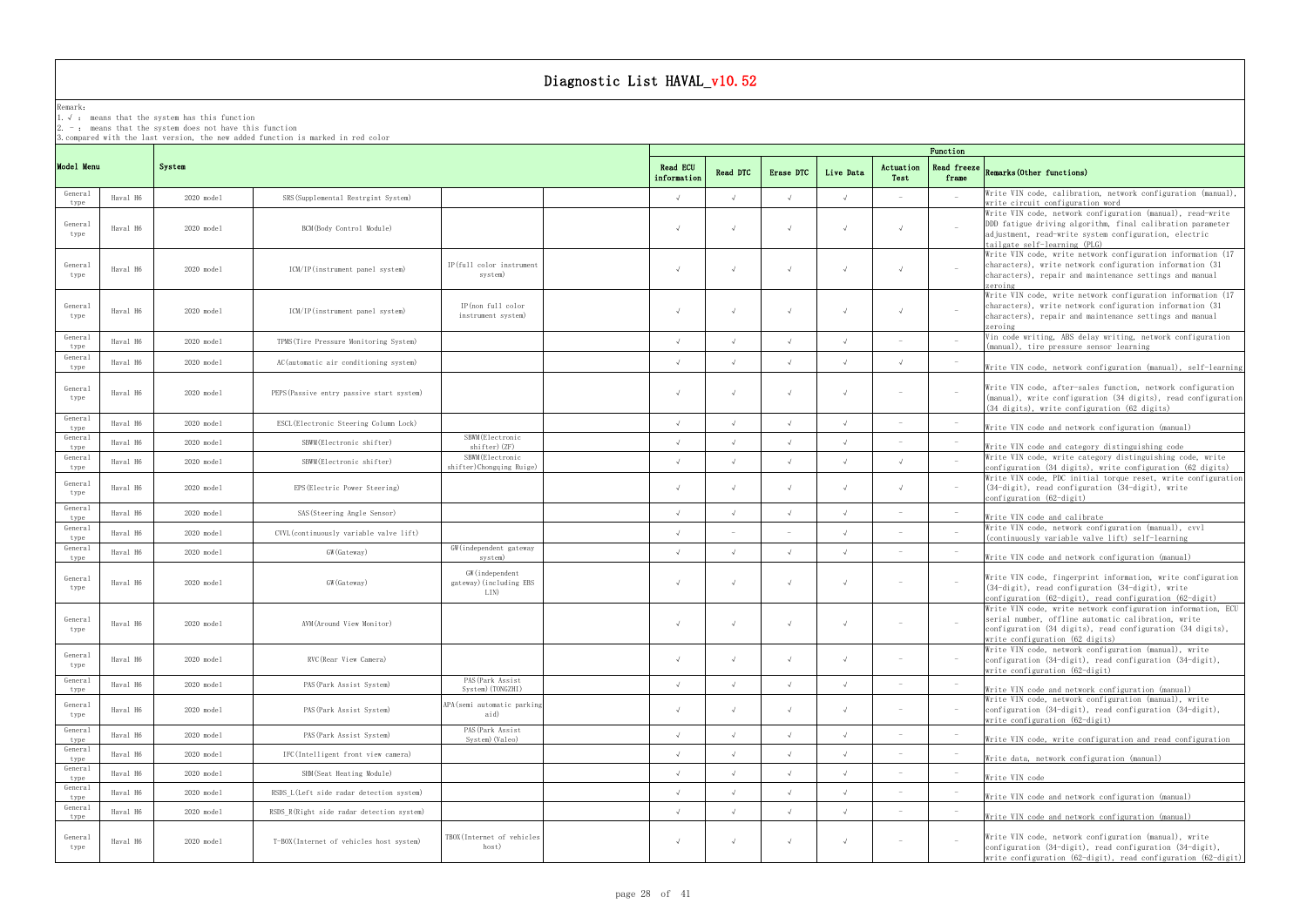# Diagnostic List HAVAL_v10.52

Remark:
1. √ : means that the system has this function
2. - : means that the system does not have this function
3. compared with the last version, the new added function is marked in red color

| Model Menu | | System | | | | Function | | | | | | Remarks(Other functions) |
|---|---|---|---|---|---|---|---|---|---|---|---|---|
| | | | | | | Read ECU information | Read DTC | Erase DTC | Live Data | Actuation Test | Read freeze frame | |
| General type | Haval H6 | 2020 model | SRS(Supplemental Restrgint System) | | | √ | √ | √ | √ | - | - | Write VIN code, calibration, network configuration (manual), write circuit configuration word |
| General type | Haval H6 | 2020 model | BCM(Body Control Module) | | | √ | √ | √ | √ | √ | - | Write VIN code, network configuration (manual), read-write DDD fatigue driving algorithm, final calibration parameter adjustment, read-write system configuration, electric tailgate self-learning (PLG) |
| General type | Haval H6 | 2020 model | ICM/IP(instrument panel system) | IP(full color instrument system) | | √ | √ | √ | √ | √ | - | Write VIN code, write network configuration information (17 characters), write network configuration information (31 characters), repair and maintenance settings and manual zeroing |
| General type | Haval H6 | 2020 model | ICM/IP(instrument panel system) | IP(non full color instrument system) | | √ | √ | √ | √ | √ | - | Write VIN code, write network configuration information (17 characters), write network configuration information (31 characters), repair and maintenance settings and manual zeroing |
| General type | Haval H6 | 2020 model | TPMS(Tire Pressure Monitoring System) | | | √ | √ | √ | √ | - | - | Vin code writing, ABS delay writing, network configuration (manual), tire pressure sensor learning |
| General type | Haval H6 | 2020 model | AC(automatic air conditioning system) | | | √ | √ | √ | √ | √ | - | Write VIN code, network configuration (manual), self-learning |
| General type | Haval H6 | 2020 model | PEPS(Passive entry passive start system) | | | √ | √ | √ | √ | - | - | Write VIN code, after-sales function, network configuration (manual), write configuration (34 digits), read configuration (34 digits), write configuration (62 digits) |
| General type | Haval H6 | 2020 model | ESCL(Electronic Steering Column Lock) | | | √ | √ | √ | √ | - | - | Write VIN code and network configuration (manual) |
| General type | Haval H6 | 2020 model | SBWM(Electronic shifter) | SBWM(Electronic shifter)(ZF) | | √ | √ | √ | √ | - | - | Write VIN code and category distinguishing code |
| General type | Haval H6 | 2020 model | SBWM(Electronic shifter) | SBWM(Electronic shifter)Chongqing Ruige) | | √ | √ | √ | √ | √ | - | Write VIN code, write category distinguishing code, write configuration (34 digits), write configuration (62 digits) |
| General type | Haval H6 | 2020 model | EPS(Electric Power Steering) | | | √ | √ | √ | √ | √ | - | Write VIN code, PDC initial torque reset, write configuration (34-digit), read configuration (34-digit), write configuration (62-digit) |
| General type | Haval H6 | 2020 model | SAS(Steering Angle Sensor) | | | √ | √ | √ | √ | - | - | Write VIN code and calibrate |
| General type | Haval H6 | 2020 model | CVVL(continuously variable valve lift) | | | √ | - | - | √ | - | - | Write VIN code, network configuration (manual), cvvl (continuously variable valve lift) self-learning |
| General type | Haval H6 | 2020 model | GW(Gateway) | GW(independent gateway system) | | √ | √ | √ | √ | - | - | Write VIN code and network configuration (manual) |
| General type | Haval H6 | 2020 model | GW(Gateway) | GW(independent gateway)(including EBS LIN) | | √ | √ | √ | √ | - | - | Write VIN code, fingerprint information, write configuration (34-digit), read configuration (34-digit), write configuration (62-digit), read configuration (62-digit) |
| General type | Haval H6 | 2020 model | AVM(Around View Monitor) | | | √ | √ | √ | √ | - | - | Write VIN code, write network configuration information, ECU serial number, offline automatic calibration, write configuration (34 digits), read configuration (34 digits), write configuration (62 digits) |
| General type | Haval H6 | 2020 model | RVC(Rear View Camera) | | | √ | √ | √ | √ | - | - | Write VIN code, network configuration (manual), write configuration (34-digit), read configuration (34-digit), write configuration (62-digit) |
| General type | Haval H6 | 2020 model | PAS(Park Assist System) | PAS(Park Assist System)(TONGZHI) | | √ | √ | √ | √ | - | - | Write VIN code and network configuration (manual) |
| General type | Haval H6 | 2020 model | PAS(Park Assist System) | APA(semi automatic parking aid) | | √ | √ | √ | √ | - | - | Write VIN code, network configuration (manual), write configuration (34-digit), read configuration (34-digit), write configuration (62-digit) |
| General type | Haval H6 | 2020 model | PAS(Park Assist System) | PAS(Park Assist System)(Valeo) | | √ | √ | √ | √ | - | - | Write VIN code, write configuration and read configuration |
| General type | Haval H6 | 2020 model | IFC(Intelligent front view camera) | | | √ | √ | √ | √ | - | - | Write data, network configuration (manual) |
| General type | Haval H6 | 2020 model | SHM(Seat Heating Module) | | | √ | √ | √ | √ | - | - | Write VIN code |
| General type | Haval H6 | 2020 model | RSDS_L(Left side radar detection system) | | | √ | √ | √ | √ | - | - | Write VIN code and network configuration (manual) |
| General type | Haval H6 | 2020 model | RSDS_R(Right side radar detection system) | | | √ | √ | √ | √ | - | - | Write VIN code and network configuration (manual) |
| General type | Haval H6 | 2020 model | T-BOX(Internet of vehicles host system) | TBOX(Internet of vehicles host) | | √ | √ | √ | √ | - | - | Write VIN code, network configuration (manual), write configuration (34-digit), read configuration (34-digit), write configuration (62-digit), read configuration (62-digit) |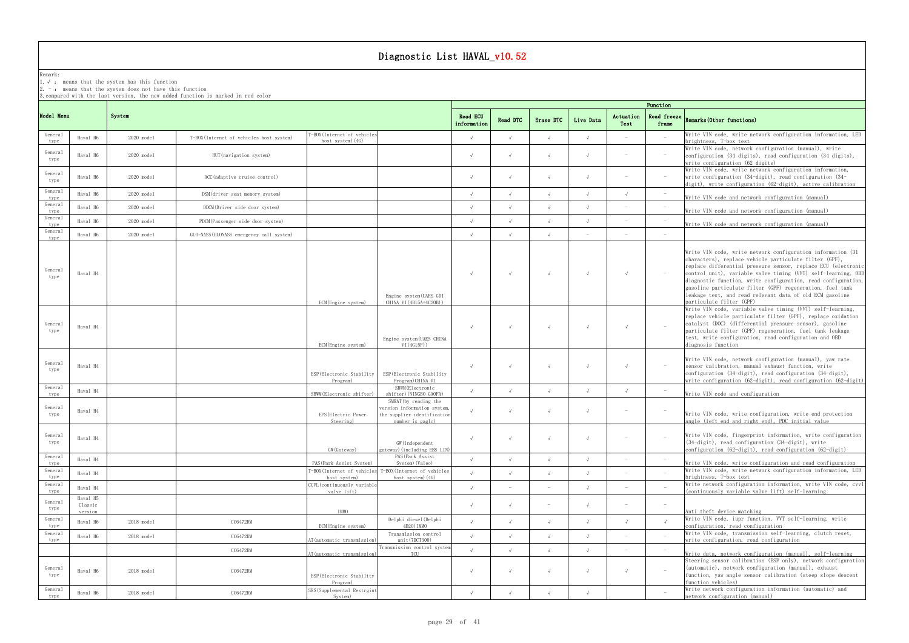# Diagnostic List HAVAL_v10.52

Remark:
1. √ : means that the system has this function
2. - : means that the system does not have this function
3. compared with the last version, the new added function is marked in red color

| Model Menu | | System | | | | Function | | | | | | |
|---|---|---|---|---|---|---|---|---|---|---|---|---|
| | | | | | | Read ECU information | Read DTC | Erase DTC | Live Data | Actuation Test | Read freeze frame | Remarks(Other functions) |
| General type | Haval H6 | 2020 model | T-BOX(Internet of vehicles host system) | T-BOX(Internet of vehicles host system)(4G) | | √ | √ | √ | √ | - | - | Write VIN code, write network configuration information, LED brightness, T-box test |
| General type | Haval H6 | 2020 model | HUT(navigation system) | | | √ | √ | √ | √ | - | - | Write VIN code, network configuration (manual), write configuration (34 digits), read configuration (34 digits), write configuration (62 digits) |
| General type | Haval H6 | 2020 model | ACC(adaptive cruise control) | | | √ | √ | √ | √ | - | - | Write VIN code, write network configuration information, write configuration (34-digit), read configuration (34-digit), write configuration (62-digit), active calibration |
| General type | Haval H6 | 2020 model | DSM(driver seat memory system) | | | √ | √ | √ | √ | √ | - | Write VIN code and network configuration (manual) |
| General type | Haval H6 | 2020 model | DDCM(Driver side door system) | | | √ | √ | √ | √ | - | - | Write VIN code and network configuration (manual) |
| General type | Haval H6 | 2020 model | PDCM(Passenger side door system) | | | √ | √ | √ | √ | - | - | Write VIN code and network configuration (manual) |
| General type | Haval H6 | 2020 model | GLO-NASS(GLONASS emergency call system) | | | √ | √ | √ | - | - | - | |
| General type | Haval H4 | | | ECM(Engine system) | Engine system(UAES GDI CHINA VI(4B15A+4C20B)) | √ | √ | √ | √ | √ | - | Write VIN code, write network configuration information (31 characters), replace vehicle particulate filter (GPF), replace differential pressure sensor, replace ECU (electronic control unit), variable valve timing (VVT) self-learning, OBD diagnostic function, write configuration, read configuration, gasoline particulate filter (GPF) regeneration, fuel tank leakage test, and read relevant data of old ECM gasoline particulate filter (GPF) |
| General type | Haval H4 | | | ECM(Engine system) | Engine system(UAES CHINA VI(4G15F)) | √ | √ | √ | √ | √ | - | Write VIN code, variable valve timing (VVT) self-learning, replace vehicle particulate filter (GPF), replace oxidation catalyst (DOC) (differential pressure sensor), gasoline particulate filter (GPF) regeneration, fuel tank leakage test, write configuration, read configuration and OBD diagnosis function |
| General type | Haval H4 | | | ESP(Electronic Stability Program) | ESP(Electronic Stability Program)CHINA VI | √ | √ | √ | √ | √ | - | Write VIN code, network configuration (manual), yaw rate sensor calibration, manual exhaust function, write configuration (34-digit), read configuration (34-digit), write configuration (62-digit), read configuration (62-digit) |
| General type | Haval H4 | | | SBWM(Electronic shifter) | SBWM(Electronic shifter)(NINGBO GAOFA) | √ | √ | √ | √ | √ | - | Write VIN code and configuration |
| General type | Haval H4 | | | EPS(Electric Power Steering) | SMRAT(by reading the version information system, the supplier identification number is gaglc) | √ | √ | √ | √ | - | - | Write VIN code, write configuration, write end protection angle (left end and right end), PDC initial value |
| General type | Haval H4 | | | GW(Gateway) | GW(independent gateway)(including EBS LIN) | √ | √ | √ | √ | - | - | Write VIN code, fingerprint information, write configuration (34-digit), read configuration (34-digit), write configuration (62-digit), read configuration (62-digit) |
| General type | Haval H4 | | | PAS(Park Assist System) | PAS(Park Assist System)(Valeo) | √ | √ | √ | √ | - | - | Write VIN code, write configuration and read configuration |
| General type | Haval H4 | | | T-BOX(Internet of vehicles host system) | T-BOX(Internet of vehicles host system)(4G) | √ | √ | √ | √ | - | - | Write VIN code, write network configuration information, LED brightness, T-box test |
| General type | Haval H4 | | | CCVL(continuously variable valve lift) | | √ | - | - | √ | - | - | Write network configuration information, write VIN code, cvvl (continuously variable valve lift) self-learning |
| General type | Haval H5 Classic version | | | IMMO | | √ | √ | - | √ | - | - | Anti theft device matching |
| General type | Haval H6 | 2018 model | CC6472RM | ECM(Engine system) | Delphi diesel(Delphi 4D20)IMMO | √ | √ | √ | √ | √ | √ | Write VIN code, iupr function, VVT self-learning, write configuration, read configuration |
| General type | Haval H6 | 2018 model | CC6472RM | AT(automatic transmission) | Transmission control unit(7DCT300) | √ | √ | √ | √ | - | - | Write VIN code, transmission self-learning, clutch reset, write configuration, read configuration |
| | | | CC6472RM | AT(automatic transmission) | Transmission control system TCU | √ | √ | √ | √ | - | - | Write data, network configuration (manual), self-learning |
| General type | Haval H6 | 2018 model | CC6472RM | ESP(Electronic Stability Program) | | √ | √ | √ | √ | √ | - | Steering sensor calibration (ESP only), network configuration (automatic), network configuration (manual), exhaust function, yaw angle sensor calibration (steep slope descent function vehicles) |
| General type | Haval H6 | 2018 model | CC6472RM | SRS(Supplemental Restrgint System) | | √ | √ | √ | √ | | - | Write network configuration information (automatic) and network configuration (manual) |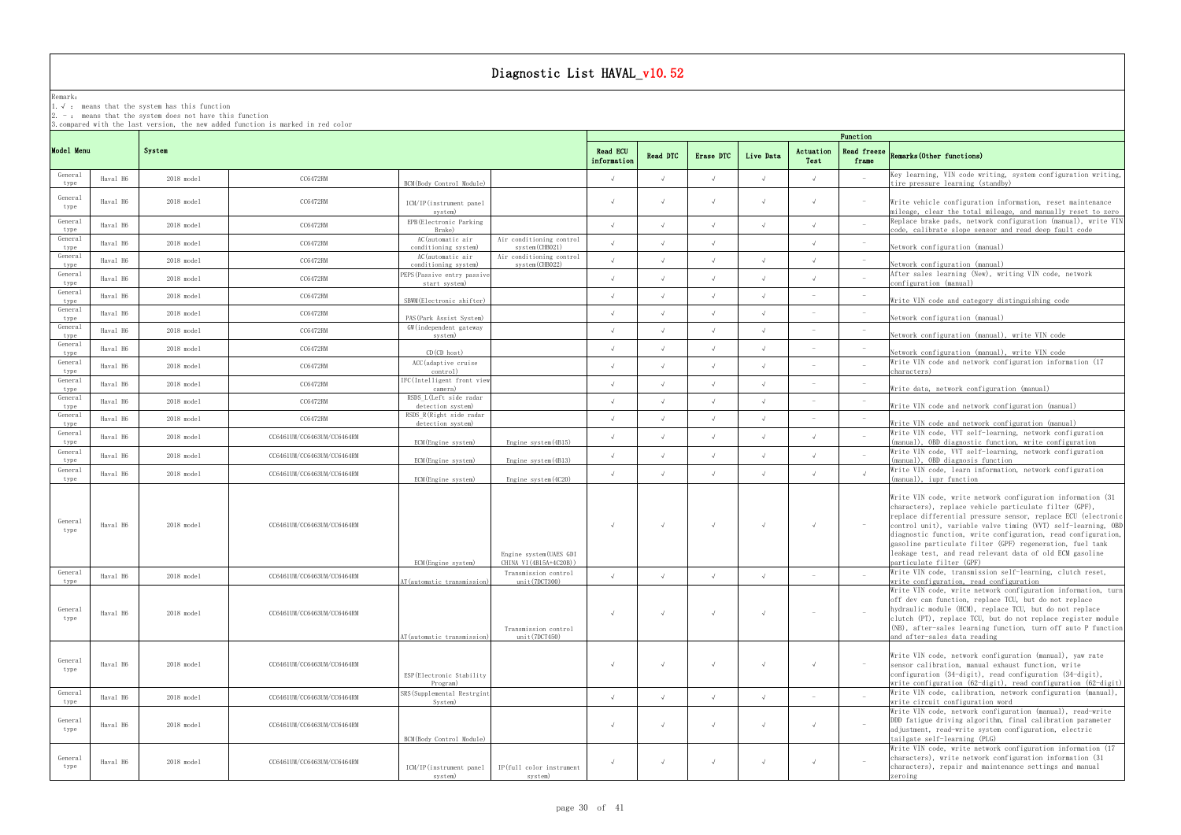# Diagnostic List HAVAL_v10.52

Remark:
1. √ : means that the system has this function
2. - : means that the system does not have this function
3. compared with the last version, the new added function is marked in red color

| Model Menu | | System | | | | Function | | | | | | |
|---|---|---|---|---|---|---|---|---|---|---|---|---|
| | | | | | | Read ECU information | Read DTC | Erase DTC | Live Data | Actuation Test | Read freeze frame | Remarks(Other functions) |
| General type | Haval H6 | 2018 model | CC6472RM | BCM(Body Control Module) | | √ | √ | √ | √ | √ | - | Key learning, VIN code writing, system configuration writing, tire pressure learning (standby) |
| General type | Haval H6 | 2018 model | CC6472RM | ICM/IP(instrument panel system) | | √ | √ | √ | √ | √ | - | Write vehicle configuration information, reset maintenance mileage, clear the total mileage, and manually reset to zero |
| General type | Haval H6 | 2018 model | CC6472RM | EPB(Electronic Parking Brake) | | √ | √ | √ | √ | √ | - | Replace brake pads, network configuration (manual), write VIN code, calibrate slope sensor and read deep fault code |
| General type | Haval H6 | 2018 model | CC6472RM | AC(automatic air conditioning system) | Air conditioning control system(CHB021) | √ | √ | √ | | √ | - | Network configuration (manual) |
| General type | Haval H6 | 2018 model | CC6472RM | AC(automatic air conditioning system) | Air conditioning control system(CHB022) | √ | √ | √ | √ | √ | - | Network configuration (manual) |
| General type | Haval H6 | 2018 model | CC6472RM | PEPS(Passive entry passive start system) | | √ | √ | √ | √ | √ | - | After sales learning (New), writing VIN code, network configuration (manual) |
| General type | Haval H6 | 2018 model | CC6472RM | SBWM(Electronic shifter) | | √ | √ | √ | √ | - | - | Write VIN code and category distinguishing code |
| General type | Haval H6 | 2018 model | CC6472RM | PAS(Park Assist System) | | √ | √ | √ | √ | - | - | Network configuration (manual) |
| General type | Haval H6 | 2018 model | CC6472RM | GW(independent gateway system) | | √ | √ | √ | √ | - | - | Network configuration (manual), write VIN code |
| General type | Haval H6 | 2018 model | CC6472RM | CD(CD host) | | √ | √ | √ | √ | - | - | Network configuration (manual), write VIN code |
| General type | Haval H6 | 2018 model | CC6472RM | ACC(adaptive cruise control) | | √ | √ | √ | √ | - | - | Write VIN code and network configuration information (17 characters) |
| General type | Haval H6 | 2018 model | CC6472RM | IFC(Intelligent front view camera) | | √ | √ | √ | √ | - | - | Write data, network configuration (manual) |
| General type | Haval H6 | 2018 model | CC6472RM | RSDS_L(Left side radar detection system) | | √ | √ | √ | √ | - | - | Write VIN code and network configuration (manual) |
| General type | Haval H6 | 2018 model | CC6472RM | RSDS_R(Right side radar detection system) | | √ | √ | √ | √ | - | - | Write VIN code and network configuration (manual) |
| General type | Haval H6 | 2018 model | CC6461UM/CC6463UM/CC6464RM | ECM(Engine system) | Engine system(4B15) | √ | √ | √ | √ | √ | - | Write VIN code, VVT self-learning, network configuration (manual), OBD diagnostic function, write configuration |
| General type | Haval H6 | 2018 model | CC6461UM/CC6463UM/CC6464RM | ECM(Engine system) | Engine system(4B13) | √ | √ | √ | √ | √ | - | Write VIN code, VVT self-learning, network configuration (manual), OBD diagnosis function |
| General type | Haval H6 | 2018 model | CC6461UM/CC6463UM/CC6464RM | ECM(Engine system) | Engine system(4C20) | √ | √ | √ | √ | √ | √ | Write VIN code, learn information, network configuration (manual), iupr function |
| General type | Haval H6 | 2018 model | CC6461UM/CC6463UM/CC6464RM | ECM(Engine system) | Engine system(UAES GDI CHINA VI(4B15A+4C20B)) | √ | √ | √ | √ | √ | - | Write VIN code, write network configuration information (31 characters), replace vehicle particulate filter (GPF), replace differential pressure sensor, replace ECU (electronic control unit), variable valve timing (VVT) self-learning, OBD diagnostic function, write configuration, read configuration, gasoline particulate filter (GPF) regeneration, fuel tank leakage test, and read relevant data of old ECM gasoline particulate filter (GPF) |
| General type | Haval H6 | 2018 model | CC6461UM/CC6463UM/CC6464RM | AT(automatic transmission) | Transmission control unit(7DCT300) | √ | √ | √ | √ | - | - | Write VIN code, transmission self-learning, clutch reset, write configuration, read configuration |
| General type | Haval H6 | 2018 model | CC6461UM/CC6463UM/CC6464RM | AT(automatic transmission) | Transmission control unit(7DCT450) | √ | √ | √ | √ | - | - | Write VIN code, write network configuration information, turn off dev can function, replace TCU, but do not replace hydraulic module (HCM), replace TCU, but do not replace clutch (PT), replace TCU, but do not replace register module (NB), after-sales learning function, turn off auto P function and after-sales data reading |
| General type | Haval H6 | 2018 model | CC6461UM/CC6463UM/CC6464RM | ESP(Electronic Stability Program) | | √ | √ | √ | √ | √ | - | Write VIN code, network configuration (manual), yaw rate sensor calibration, manual exhaust function, write configuration (34-digit), read configuration (34-digit), write configuration (62-digit), read configuration (62-digit) |
| General type | Haval H6 | 2018 model | CC6461UM/CC6463UM/CC6464RM | SRS(Supplemental Restrgint System) | | √ | √ | √ | √ | - | - | Write VIN code, calibration, network configuration (manual), write circuit configuration word |
| General type | Haval H6 | 2018 model | CC6461UM/CC6463UM/CC6464RM | BCM(Body Control Module) | | √ | √ | √ | √ | √ | - | Write VIN code, network configuration (manual), read-write DDD fatigue driving algorithm, final calibration parameter adjustment, read-write system configuration, electric tailgate self-learning (PLG) |
| General type | Haval H6 | 2018 model | CC6461UM/CC6463UM/CC6464RM | ICM/IP(instrument panel system) | IP(full color instrument system) | √ | √ | √ | √ | √ | - | Write VIN code, write network configuration information (17 characters), write network configuration information (31 characters), repair and maintenance settings and manual zeroing |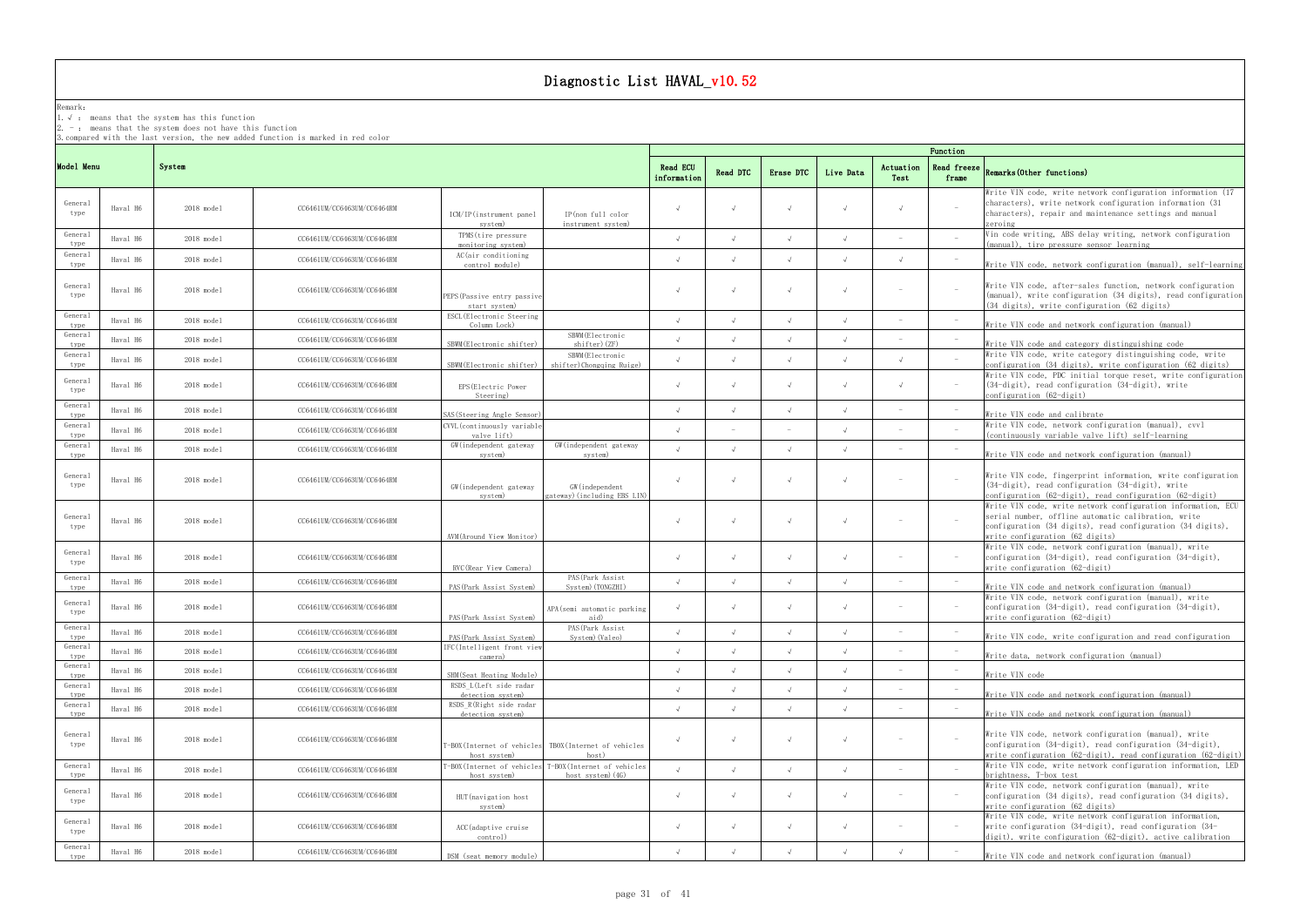# Diagnostic List HAVAL_v10.52

Remark:
1. √ : means that the system has this function
2. - : means that the system does not have this function
3. compared with the last version, the new added function is marked in red color

| Model Menu | | System | | | | Function | | | | | | Remarks(Other functions) |
|---|---|---|---|---|---|---|---|---|---|---|---|---|
| | | | | | | Read ECU information | Read DTC | Erase DTC | Live Data | Actuation Test | Read freeze frame | |
| General type | Haval H6 | 2018 model | CC6461UM/CC6463UM/CC6464RM | ICM/IP(instrument panel system) | IP(non full color instrument system) | √ | √ | √ | √ | √ | - | Write VIN code, write network configuration information (17 characters), write network configuration information (31 characters), repair and maintenance settings and manual zeroing |
| General type | Haval H6 | 2018 model | CC6461UM/CC6463UM/CC6464RM | TPMS(tire pressure monitoring system) | | √ | √ | √ | √ | - | - | Vin code writing, ABS delay writing, network configuration (manual), tire pressure sensor learning |
| General type | Haval H6 | 2018 model | CC6461UM/CC6463UM/CC6464RM | AC(air conditioning control module) | | √ | √ | √ | √ | √ | - | Write VIN code, network configuration (manual), self-learning |
| General type | Haval H6 | 2018 model | CC6461UM/CC6463UM/CC6464RM | PEPS(Passive entry passive start system) | | √ | √ | √ | √ | - | - | Write VIN code, after-sales function, network configuration (manual), write configuration (34 digits), read configuration (34 digits), write configuration (62 digits) |
| General type | Haval H6 | 2018 model | CC6461UM/CC6463UM/CC6464RM | ESCL(Electronic Steering Column Lock) | | √ | √ | √ | √ | - | - | Write VIN code and network configuration (manual) |
| General type | Haval H6 | 2018 model | CC6461UM/CC6463UM/CC6464RM | SBWM(Electronic shifter) | SBWM(Electronic shifter)(ZF) | √ | √ | √ | √ | - | - | Write VIN code and category distinguishing code |
| General type | Haval H6 | 2018 model | CC6461UM/CC6463UM/CC6464RM | SBWM(Electronic shifter) | SBWM(Electronic shifter)Chongqing Ruige) | √ | √ | √ | √ | √ | - | Write VIN code, write category distinguishing code, write configuration (34 digits), write configuration (62 digits) |
| General type | Haval H6 | 2018 model | CC6461UM/CC6463UM/CC6464RM | EPS(Electric Power Steering) | | √ | √ | √ | √ | √ | - | Write VIN code, PDC initial torque reset, write configuration (34-digit), read configuration (34-digit), write configuration (62-digit) |
| General type | Haval H6 | 2018 model | CC6461UM/CC6463UM/CC6464RM | SAS(Steering Angle Sensor) | | √ | √ | √ | √ | - | - | Write VIN code and calibrate |
| General type | Haval H6 | 2018 model | CC6461UM/CC6463UM/CC6464RM | CVVL(continuously variable valve lift) | | √ | - | - | √ | - | - | Write VIN code, network configuration (manual), cvvl (continuously variable valve lift) self-learning |
| General type | Haval H6 | 2018 model | CC6461UM/CC6463UM/CC6464RM | GW(independent gateway system) | GW(independent gateway system) | √ | √ | √ | √ | - | - | Write VIN code and network configuration (manual) |
| General type | Haval H6 | 2018 model | CC6461UM/CC6463UM/CC6464RM | GW(independent gateway system) | GW(independent gateway)(including EBS LIN) | √ | √ | √ | √ | - | - | Write VIN code, fingerprint information, write configuration (34-digit), read configuration (34-digit), write configuration (62-digit), read configuration (62-digit) |
| General type | Haval H6 | 2018 model | CC6461UM/CC6463UM/CC6464RM | AVM(Around View Monitor) | | √ | √ | √ | √ | - | - | Write VIN code, write network configuration information, ECU serial number, offline automatic calibration, write configuration (34 digits), read configuration (34 digits), write configuration (62 digits) |
| General type | Haval H6 | 2018 model | CC6461UM/CC6463UM/CC6464RM | RVC(Rear View Camera) | | √ | √ | √ | √ | - | - | Write VIN code, network configuration (manual), write configuration (34-digit), read configuration (34-digit), write configuration (62-digit) |
| General type | Haval H6 | 2018 model | CC6461UM/CC6463UM/CC6464RM | PAS(Park Assist System) | PAS(Park Assist System)(TONGZHI) | √ | √ | √ | √ | - | - | Write VIN code and network configuration (manual) |
| General type | Haval H6 | 2018 model | CC6461UM/CC6463UM/CC6464RM | PAS(Park Assist System) | APA(semi automatic parking aid) | √ | √ | √ | √ | - | - | Write VIN code, network configuration (manual), write configuration (34-digit), read configuration (34-digit), write configuration (62-digit) |
| General type | Haval H6 | 2018 model | CC6461UM/CC6463UM/CC6464RM | PAS(Park Assist System) | PAS(Park Assist System)(Valeo) | √ | √ | √ | √ | - | - | Write VIN code, write configuration and read configuration |
| General type | Haval H6 | 2018 model | CC6461UM/CC6463UM/CC6464RM | IFC(Intelligent front view camera) | | √ | √ | √ | √ | - | - | Write data, network configuration (manual) |
| General type | Haval H6 | 2018 model | CC6461UM/CC6463UM/CC6464RM | SHM(Seat Heating Module) | | √ | √ | √ | √ | - | - | Write VIN code |
| General type | Haval H6 | 2018 model | CC6461UM/CC6463UM/CC6464RM | RSDS_L(Left side radar detection system) | | √ | √ | √ | √ | - | - | Write VIN code and network configuration (manual) |
| General type | Haval H6 | 2018 model | CC6461UM/CC6463UM/CC6464RM | RSDS_R(Right side radar detection system) | | √ | √ | √ | √ | - | - | Write VIN code and network configuration (manual) |
| General type | Haval H6 | 2018 model | CC6461UM/CC6463UM/CC6464RM | T-BOX(Internet of vehicles host system) | TBOX(Internet of vehicles host) | √ | √ | √ | √ | - | - | Write VIN code, network configuration (manual), write configuration (34-digit), read configuration (34-digit), write configuration (62-digit), read configuration (62-digit) |
| General type | Haval H6 | 2018 model | CC6461UM/CC6463UM/CC6464RM | T-BOX(Internet of vehicles host system) | T-BOX(Internet of vehicles host system)(4G) | √ | √ | √ | √ | - | - | Write VIN code, write network configuration information, LED brightness, T-box test |
| General type | Haval H6 | 2018 model | CC6461UM/CC6463UM/CC6464RM | HUT(navigation host system) | | √ | √ | √ | √ | - | - | Write VIN code, network configuration (manual), write configuration (34 digits), read configuration (34 digits), write configuration (62 digits) |
| General type | Haval H6 | 2018 model | CC6461UM/CC6463UM/CC6464RM | ACC(adaptive cruise control) | | √ | √ | √ | √ | - | - | Write VIN code, write network configuration information, write configuration (34-digit), read configuration (34-digit), write configuration (62-digit), active calibration |
| General type | Haval H6 | 2018 model | CC6461UM/CC6463UM/CC6464RM | DSM (seat memory module) | | √ | √ | √ | √ | √ | - | Write VIN code and network configuration (manual) |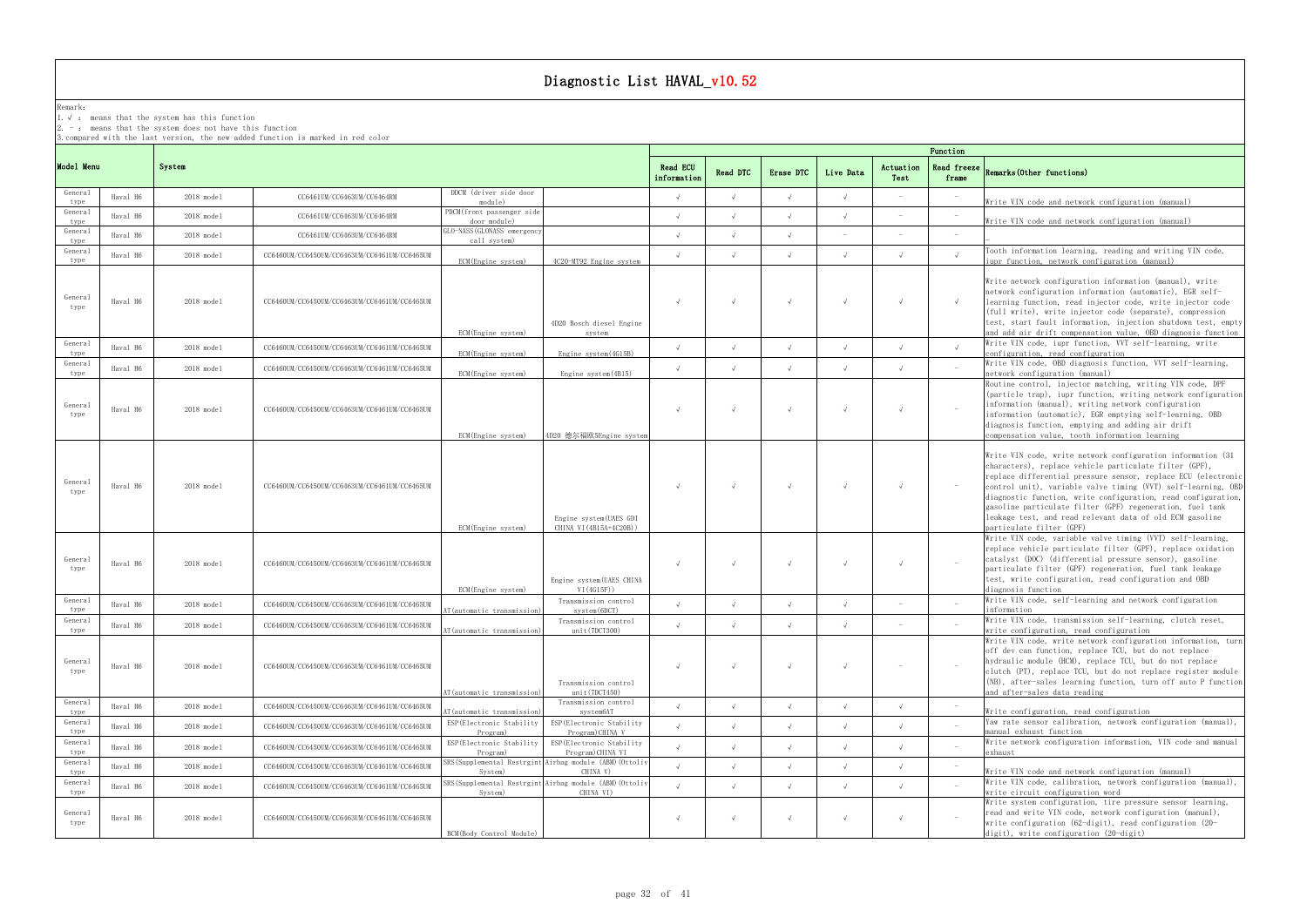# Diagnostic List HAVAL_v10.52

Remark:
1. √ : means that the system has this function
2. - : means that the system does not have this function
3. compared with the last version, the new added function is marked in red color

| Model Menu | | System | | | | Function | | | | | | |
|---|---|---|---|---|---|---|---|---|---|---|---|---|
| | | | | | | Read ECU information | Read DTC | Erase DTC | Live Data | Actuation Test | Read freeze frame | Remarks(Other functions) |
| General type | Haval H6 | 2018 model | CC6461UM/CC6463UM/CC6464RM | DDCM (driver side door module) | | √ | √ | √ | √ | - | - | Write VIN code and network configuration (manual) |
| General type | Haval H6 | 2018 model | CC6461UM/CC6463UM/CC6464RM | PDCM(front passenger side door module) | | √ | √ | √ | √ | - | - | Write VIN code and network configuration (manual) |
| General type | Haval H6 | 2018 model | CC6461UM/CC6463UM/CC6464RM | GLO-NASS(GLONASS emergency call system) | | √ | √ | √ | - | - | - | - |
| General type | Haval H6 | 2018 model | CC6460UM/CC6450UM/CC6463UM/CC6461UM/CC6465UM | ECM(Engine system) | 4C20-MT92 Engine system | √ | √ | √ | √ | √ | √ | Tooth information learning, reading and writing VIN code, iupr function, network configuration (manual) |
| General type | Haval H6 | 2018 model | CC6460UM/CC6450UM/CC6463UM/CC6461UM/CC6465UM | ECM(Engine system) | 4D20 Bosch diesel Engine system | √ | √ | √ | √ | √ | √ | Write network configuration information (manual), write network configuration information (automatic), EGR self-learning function, read injector code, write injector code (full write), write injector code (separate), compression test, start fault information, injection shutdown test, empty and add air drift compensation value, OBD diagnosis function |
| General type | Haval H6 | 2018 model | CC6460UM/CC6450UM/CC6463UM/CC6461UM/CC6465UM | ECM(Engine system) | Engine system(4G15B) | √ | √ | √ | √ | √ | √ | Write VIN code, iupr function, VVT self-learning, write configuration, read configuration |
| General type | Haval H6 | 2018 model | CC6460UM/CC6450UM/CC6463UM/CC6461UM/CC6465UM | ECM(Engine system) | Engine system(4B15) | √ | √ | √ | √ | √ | - | Write VIN code, OBD diagnosis function, VVT self-learning, network configuration (manual) |
| General type | Haval H6 | 2018 model | CC6460UM/CC6450UM/CC6463UM/CC6461UM/CC6465UM | ECM(Engine system) | 4D20 德尔福欧5Engine system | √ | √ | √ | √ | √ | - | Routine control, injector matching, writing VIN code, DPF (particle trap), iupr function, writing network configuration information (manual), writing network configuration information (automatic), EGR emptying self-learning, OBD diagnosis function, emptying and adding air drift compensation value, tooth information learning |
| General type | Haval H6 | 2018 model | CC6460UM/CC6450UM/CC6463UM/CC6461UM/CC6465UM | ECM(Engine system) | Engine system(UAES GDI CHINA VI(4B15A+4C20B)) | √ | √ | √ | √ | √ | - | Write VIN code, write network configuration information (31 characters), replace vehicle particulate filter (GPF), replace differential pressure sensor, replace ECU (electronic control unit), variable valve timing (VVT) self-learning, OBD diagnostic function, write configuration, read configuration, gasoline particulate filter (GPF) regeneration, fuel tank leakage test, and read relevant data of old ECM gasoline particulate filter (GPF) |
| General type | Haval H6 | 2018 model | CC6460UM/CC6450UM/CC6463UM/CC6461UM/CC6465UM | ECM(Engine system) | Engine system(UAES CHINA VI(4G15F)) | √ | √ | √ | √ | √ | - | Write VIN code, variable valve timing (VVT) self-learning, replace vehicle particulate filter (GPF), replace oxidation catalyst (DOC) (differential pressure sensor), gasoline particulate filter (GPF) regeneration, fuel tank leakage test, write configuration, read configuration and OBD diagnosis function |
| General type | Haval H6 | 2018 model | CC6460UM/CC6450UM/CC6463UM/CC6461UM/CC6465UM | AT(automatic transmission) | Transmission control system(6DCT) | √ | √ | √ | √ | - | - | Write VIN code, self-learning and network configuration information |
| General type | Haval H6 | 2018 model | CC6460UM/CC6450UM/CC6463UM/CC6461UM/CC6465UM | AT(automatic transmission) | Transmission control unit(7DCT300) | √ | √ | √ | √ | - | - | Write VIN code, transmission self-learning, clutch reset, write configuration, read configuration |
| General type | Haval H6 | 2018 model | CC6460UM/CC6450UM/CC6463UM/CC6461UM/CC6465UM | AT(automatic transmission) | Transmission control unit(7DCT450) | √ | √ | √ | √ | - | - | Write VIN code, write network configuration information, turn off dev can function, replace TCU, but do not replace hydraulic module (HCM), replace TCU, but do not replace clutch (PT), replace TCU, but do not replace register module (NB), after-sales learning function, turn off auto P function and after-sales data reading |
| General type | Haval H6 | 2018 model | CC6460UM/CC6450UM/CC6463UM/CC6461UM/CC6465UM | AT(automatic transmission) | Transmission control system6AT | √ | √ | √ | √ | √ | - | Write configuration, read configuration |
| General type | Haval H6 | 2018 model | CC6460UM/CC6450UM/CC6463UM/CC6461UM/CC6465UM | ESP(Electronic Stability Program) | ESP(Electronic Stability Program)CHINA V | √ | √ | √ | √ | √ | - | Yaw rate sensor calibration, network configuration (manual), manual exhaust function |
| General type | Haval H6 | 2018 model | CC6460UM/CC6450UM/CC6463UM/CC6461UM/CC6465UM | ESP(Electronic Stability Program) | ESP(Electronic Stability Program)CHINA VI | √ | √ | √ | √ | √ | - | Write network configuration information, VIN code and manual exhaust |
| General type | Haval H6 | 2018 model | CC6460UM/CC6450UM/CC6463UM/CC6461UM/CC6465UM | SRS(Supplemental Restrgint System) | Airbag module (ABM)(Ottoliv CHINA V) | √ | √ | √ | √ | √ | - | Write VIN code and network configuration (manual) |
| General type | Haval H6 | 2018 model | CC6460UM/CC6450UM/CC6463UM/CC6461UM/CC6465UM | SRS(Supplemental Restrgint System) | Airbag module (ABM)(Ottoliv CHINA VI) | √ | √ | √ | √ | √ | - | Write VIN code, calibration, network configuration (manual), write circuit configuration word |
| General type | Haval H6 | 2018 model | CC6460UM/CC6450UM/CC6463UM/CC6461UM/CC6465UM | BCM(Body Control Module) | | √ | √ | √ | √ | √ | - | Write system configuration, tire pressure sensor learning, read and write VIN code, network configuration (manual), write configuration (62-digit), read configuration (20-digit), write configuration (20-digit) |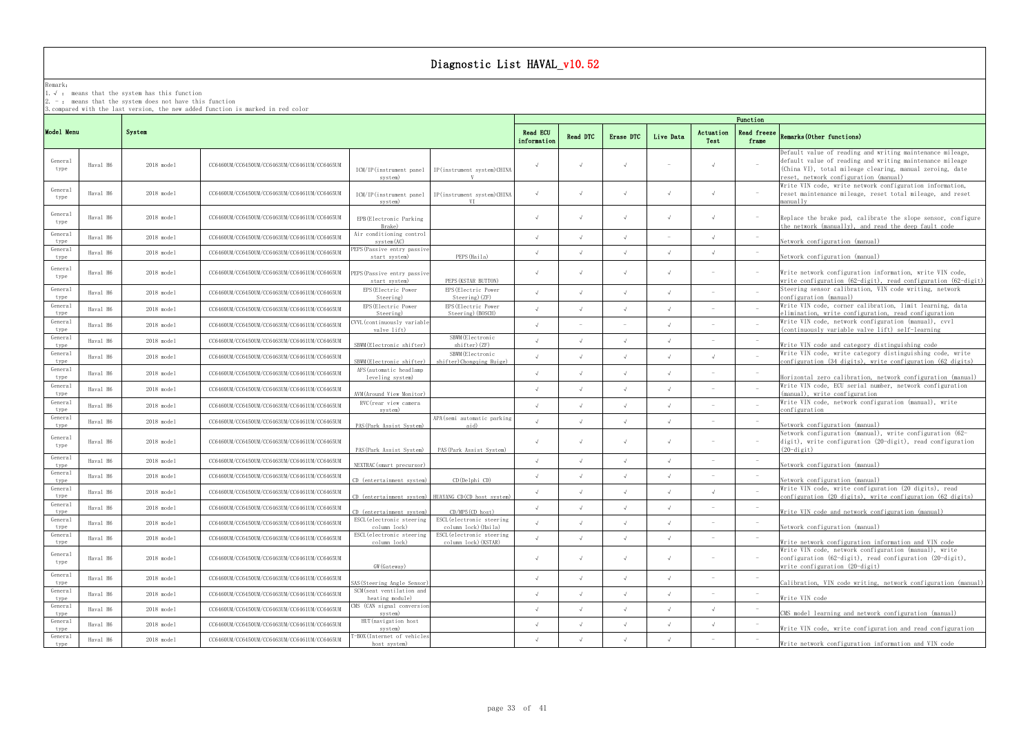# Diagnostic List HAVAL_v10.52

Remark:
1. √ : means that the system has this function
2. - : means that the system does not have this function
3. compared with the last version, the new added function is marked in red color

| Model Menu | | System | | | | Function | | | | | | |
|---|---|---|---|---|---|---|---|---|---|---|---|---|
| | | | | | | Read ECU information | Read DTC | Erase DTC | Live Data | Actuation Test | Read freeze frame | Remarks(Other functions) |
| General type | Haval H6 | 2018 model | CC6460UM/CC6450UM/CC6463UM/CC6461UM/CC6465UM | ICM/IP(instrument panel system) | IP(instrument system)CHINA V | √ | √ | √ | - | √ | - | Default value of reading and writing maintenance mileage, default value of reading and writing maintenance mileage (China VI), total mileage clearing, manual zeroing, date reset, network configuration (manual) |
| General type | Haval H6 | 2018 model | CC6460UM/CC6450UM/CC6463UM/CC6461UM/CC6465UM | ICM/IP(instrument panel system) | IP(instrument system)CHINA VI | √ | √ | √ | √ | √ | - | Write VIN code, write network configuration information, reset maintenance mileage, reset total mileage, and reset manually |
| General type | Haval H6 | 2018 model | CC6460UM/CC6450UM/CC6463UM/CC6461UM/CC6465UM | EPB(Electronic Parking Brake) | | √ | √ | √ | √ | √ | - | Replace the brake pad, calibrate the slope sensor, configure the network (manually), and read the deep fault code |
| General type | Haval H6 | 2018 model | CC6460UM/CC6450UM/CC6463UM/CC6461UM/CC6465UM | Air conditioning control system(AC) | | √ | √ | √ | - | √ | - | Network configuration (manual) |
| General type | Haval H6 | 2018 model | CC6460UM/CC6450UM/CC6463UM/CC6461UM/CC6465UM | PEPS(Passive entry passive start system) | PEPS(Haila) | √ | √ | √ | √ | √ | - | Network configuration (manual) |
| General type | Haval H6 | 2018 model | CC6460UM/CC6450UM/CC6463UM/CC6461UM/CC6465UM | PEPS(Passive entry passive start system) | PEPS(KSTAR BUTTON) | √ | √ | √ | √ | - | - | Write network configuration information, write VIN code, write configuration (62-digit), read configuration (62-digit) |
| General type | Haval H6 | 2018 model | CC6460UM/CC6450UM/CC6463UM/CC6461UM/CC6465UM | EPS(Electric Power Steering) | EPS(Electric Power Steering)(ZF) | √ | √ | √ | √ | - | - | Steering sensor calibration, VIN code writing, network configuration (manual) |
| General type | Haval H6 | 2018 model | CC6460UM/CC6450UM/CC6463UM/CC6461UM/CC6465UM | EPS(Electric Power Steering) | EPS(Electric Power Steering)(BOSCH) | √ | √ | √ | √ | - | - | Write VIN code, corner calibration, limit learning, data elimination, write configuration, read configuration |
| General type | Haval H6 | 2018 model | CC6460UM/CC6450UM/CC6463UM/CC6461UM/CC6465UM | CVVL(continuously variable valve lift) | | √ | - | - | √ | - | - | Write VIN code, network configuration (manual), cvvl (continuously variable valve lift) self-learning |
| General type | Haval H6 | 2018 model | CC6460UM/CC6450UM/CC6463UM/CC6461UM/CC6465UM | SBWM(Electronic shifter) | SBWM(Electronic shifter)(ZF) | √ | √ | √ | √ | - | - | Write VIN code and category distinguishing code |
| General type | Haval H6 | 2018 model | CC6460UM/CC6450UM/CC6463UM/CC6461UM/CC6465UM | SBWM(Electronic shifter) | SBWM(Electronic shifter)Chongqing Ruige) | √ | √ | √ | √ | √ | - | Write VIN code, write category distinguishing code, write configuration (34 digits), write configuration (62 digits) |
| General type | Haval H6 | 2018 model | CC6460UM/CC6450UM/CC6463UM/CC6461UM/CC6465UM | AFS(automatic headlamp leveling system) | | √ | √ | √ | √ | - | - | Horizontal zero calibration, network configuration (manual) |
| General type | Haval H6 | 2018 model | CC6460UM/CC6450UM/CC6463UM/CC6461UM/CC6465UM | AVM(Around View Monitor) | | √ | √ | √ | √ | - | - | Write VIN code, ECU serial number, network configuration (manual), write configuration |
| General type | Haval H6 | 2018 model | CC6460UM/CC6450UM/CC6463UM/CC6461UM/CC6465UM | RVC(rear view camera system) | | √ | √ | √ | √ | - | - | Write VIN code, network configuration (manual), write configuration |
| General type | Haval H6 | 2018 model | CC6460UM/CC6450UM/CC6463UM/CC6461UM/CC6465UM | PAS(Park Assist System) | APA(semi automatic parking aid) | √ | √ | √ | √ | - | - | Network configuration (manual) |
| General type | Haval H6 | 2018 model | CC6460UM/CC6450UM/CC6463UM/CC6461UM/CC6465UM | PAS(Park Assist System) | PAS(Park Assist System) | √ | √ | √ | √ | - | - | Network configuration (manual), write configuration (62-digit), write configuration (20-digit), read configuration (20-digit) |
| General type | Haval H6 | 2018 model | CC6460UM/CC6450UM/CC6463UM/CC6461UM/CC6465UM | NEXTRAC(smart precursor) | | √ | √ | √ | √ | - | - | Network configuration (manual) |
| General type | Haval H6 | 2018 model | CC6460UM/CC6450UM/CC6463UM/CC6461UM/CC6465UM | CD (entertainment system) | CD(Delphi CD) | √ | √ | √ | √ | - | - | Network configuration (manual) |
| General type | Haval H6 | 2018 model | CC6460UM/CC6450UM/CC6463UM/CC6461UM/CC6465UM | CD (entertainment system) | HUAYANG CD(CD host system) | √ | √ | √ | √ | √ | - | Write VIN code, write configuration (20 digits), read configuration (20 digits), write configuration (62 digits) |
| General type | Haval H6 | 2018 model | CC6460UM/CC6450UM/CC6463UM/CC6461UM/CC6465UM | CD (entertainment system) | CD/MP5(CD host) | √ | √ | √ | √ | - | - | Write VIN code and network configuration (manual) |
| General type | Haval H6 | 2018 model | CC6460UM/CC6450UM/CC6463UM/CC6461UM/CC6465UM | ESCL(electronic steering column lock) | ESCL(electronic steering column lock)(Haila) | √ | √ | √ | √ | - | - | Network configuration (manual) |
| General type | Haval H6 | 2018 model | CC6460UM/CC6450UM/CC6463UM/CC6461UM/CC6465UM | ESCL(electronic steering column lock) | ESCL(electronic steering column lock)(KSTAR) | √ | √ | √ | √ | - | - | Write network configuration information and VIN code |
| General type | Haval H6 | 2018 model | CC6460UM/CC6450UM/CC6463UM/CC6461UM/CC6465UM | GW(Gateway) | | √ | √ | √ | √ | - | - | Write VIN code, network configuration (manual), write configuration (62-digit), read configuration (20-digit), write configuration (20-digit) |
| General type | Haval H6 | 2018 model | CC6460UM/CC6450UM/CC6463UM/CC6461UM/CC6465UM | SAS(Steering Angle Sensor) | | √ | √ | √ | √ | - | - | Calibration, VIN code writing, network configuration (manual) |
| General type | Haval H6 | 2018 model | CC6460UM/CC6450UM/CC6463UM/CC6461UM/CC6465UM | SCM(seat ventilation and heating module) | | √ | √ | √ | √ | - | - | Write VIN code |
| General type | Haval H6 | 2018 model | CC6460UM/CC6450UM/CC6463UM/CC6461UM/CC6465UM | CMS (CAN signal conversion system) | | √ | √ | √ | √ | √ | - | CMS model learning and network configuration (manual) |
| General type | Haval H6 | 2018 model | CC6460UM/CC6450UM/CC6463UM/CC6461UM/CC6465UM | HUT(navigation host system) | | √ | √ | √ | √ | √ | - | Write VIN code, write configuration and read configuration |
| General type | Haval H6 | 2018 model | CC6460UM/CC6450UM/CC6463UM/CC6461UM/CC6465UM | T-BOX(Internet of vehicles host system) | | √ | √ | √ | √ | - | - | Write network configuration information and VIN code |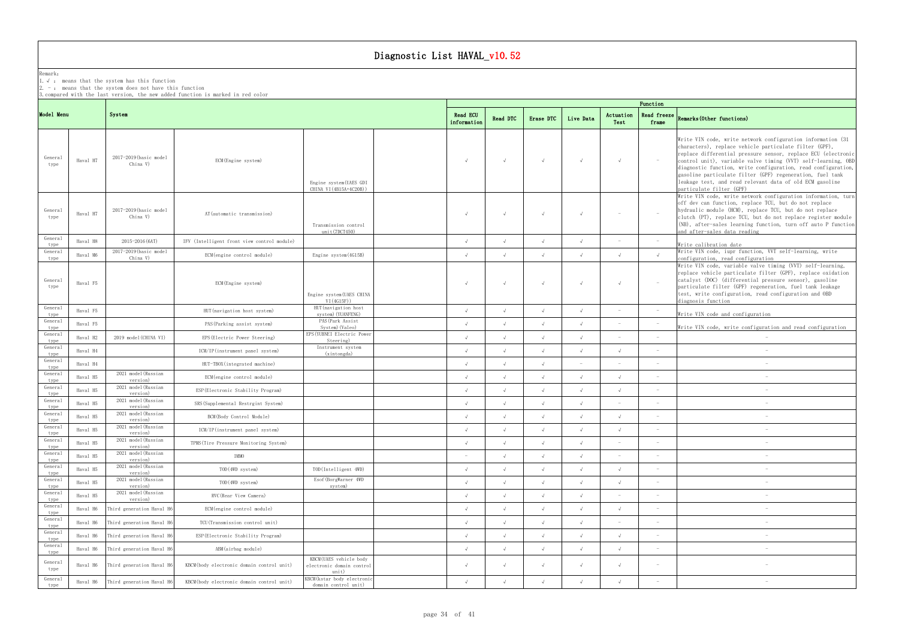# Diagnostic List HAVAL_v10.52

Remark:
1. √ : means that the system has this function
2. - : means that the system does not have this function
3. compared with the last version, the new added function is marked in red color

| Model Menu | | System | | | | Function | | | | | | |
|---|---|---|---|---|---|---|---|---|---|---|---|---|
| | | | | | | Read ECU information | Read DTC | Erase DTC | Live Data | Actuation Test | Read freeze frame | Remarks(Other functions) |
| General type | Haval H7 | 2017-2019(basic model China V) | ECM(Engine system) | Engine system(UAES GDI CHINA VI(4B15A+4C20B)) | | √ | √ | √ | √ | √ | - | Write VIN code, write network configuration information (31 characters), replace vehicle particulate filter (GPF), replace differential pressure sensor, replace ECU (electronic control unit), variable valve timing (VVT) self-learning, OBD diagnostic function, write configuration, read configuration, gasoline particulate filter (GPF) regeneration, fuel tank leakage test, and read relevant data of old ECM gasoline particulate filter (GPF) |
| General type | Haval H7 | 2017-2019(basic model China V) | AT(automatic transmission) | Transmission control unit(7DCT450) | | √ | √ | √ | √ | - | - | Write VIN code, write network configuration information, turn off dev can function, replace TCU, but do not replace hydraulic module (HCM), replace TCU, but do not replace clutch (PT), replace TCU, but do not replace register module (NB), after-sales learning function, turn off auto P function and after-sales data reading |
| General type | Haval H8 | 2015-2016(6AT) | IFV (Intelligent front view control module) | | | √ | √ | √ | √ | - | - | Write calibration date |
| General type | Haval M6 | 2017-2019(basic model China V) | ECM(engine control module) | Engine system(4G15B) | | √ | √ | √ | √ | √ | √ | Write VIN code, lupr function, VVT self-learning, write configuration, read configuration |
| General type | Haval F5 | | ECM(Engine system) | Engine system(UAES CHINA VI(4G15F)) | | √ | √ | √ | √ | √ | - | Write VIN code, variable valve timing (VVT) self-learning, replace vehicle particulate filter (GPF), replace oxidation catalyst (DOC) (differential pressure sensor), gasoline particulate filter (GPF) regeneration, fuel tank leakage test, write configuration, read configuration and OBD diagnosis function |
| General type | Haval F5 | | HUT(navigation host system) | HUT(navigation host system)(YUANFENG) | | √ | √ | √ | √ | - | - | Write VIN code and configuration |
| General type | Haval F5 | | PAS(Parking assist system) | PAS(Park Assist System)(Valeo) | | √ | √ | √ | √ | - | - | Write VIN code, write configuration and read configuration |
| General type | Haval H2 | 2019 model(CHINA VI) | EPS(Electric Power Steering) | EPS(YUBNEI Electric Power Steering) | | √ | √ | √ | √ | - | - | - |
| General type | Haval H4 | | ICM/IP(instrument panel system) | Instrument system (xintongda) | | √ | √ | √ | √ | √ | - | - |
| General type | Haval H4 | | HUT-TBOX(integrated machine) | | | √ | √ | √ | - | - | - | - |
| General type | Haval H5 | 2021 model(Russian version) | ECM(engine control module) | | | √ | √ | √ | √ | √ | - | - |
| General type | Haval H5 | 2021 model(Russian version) | ESP(Electronic Stability Program) | | | √ | √ | √ | √ | √ | - | - |
| General type | Haval H5 | 2021 model(Russian version) | SRS(Supplemental Restrgint System) | | | √ | √ | √ | √ | - | - | - |
| General type | Haval H5 | 2021 model(Russian version) | BCM(Body Control Module) | | | √ | √ | √ | √ | √ | - | - |
| General type | Haval H5 | 2021 model(Russian version) | ICM/IP(instrument panel system) | | | √ | √ | √ | √ | √ | - | - |
| General type | Haval H5 | 2021 model(Russian version) | TPMS(Tire Pressure Monitoring System) | | | √ | √ | √ | √ | - | - | - |
| General type | Haval H5 | 2021 model(Russian version) | IMMO | | | - | √ | √ | √ | - | - | - |
| General type | Haval H5 | 2021 model(Russian version) | TOD(4WD system) | TOD(Intelligent 4WD) | | √ | √ | √ | √ | √ | - | - |
| General type | Haval H5 | 2021 model(Russian version) | TOD(4WD system) | Esof(BorgWarner 4WD system) | | √ | √ | √ | √ | √ | - | - |
| General type | Haval H5 | 2021 model(Russian version) | RVC(Rear View Camera) | | | √ | √ | √ | √ | - | - | - |
| General type | Haval H6 | Third generation Haval H6 | ECM(engine control module) | | | √ | √ | √ | √ | √ | - | - |
| General type | Haval H6 | Third generation Haval H6 | TCU(Transmission control unit) | | | √ | √ | √ | √ | - | - | - |
| General type | Haval H6 | Third generation Haval H6 | ESP(Electronic Stability Program) | | | √ | √ | √ | √ | √ | - | - |
| General type | Haval H6 | Third generation Haval H6 | ABM(airbag module) | | | √ | √ | √ | √ | √ | - | - |
| General type | Haval H6 | Third generation Haval H6 | KBCM(body electronic domain control unit) | KBCM(UAES vehicle body electronic domain control unit) | | √ | √ | √ | √ | √ | - | - |
| General type | Haval H6 | Third generation Haval H6 | KBCM(body electronic domain control unit) | KBCM(kstar body electronic domain control unit) | | √ | √ | √ | √ | √ | - | - |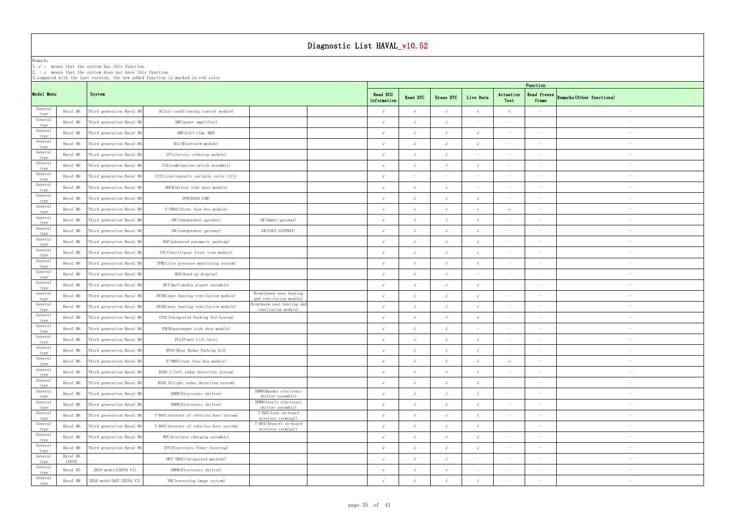# Diagnostic List HAVAL_v10.52

Remark:
1. √ : means that the system has this function
2. - : means that the system does not have this function
3. compared with the last version, the new added function is marked in red color

| Model Menu | | System | | | | Function | | | | | | |
|---|---|---|---|---|---|---|---|---|---|---|---|---|
| | | | | | | Read ECU information | Read DTC | Erase DTC | Live Data | Actuation Test | Read freeze frame | Remarks(Other functions) |
| General type | Haval H6 | Third generation Haval H6 | AC(air conditioning control module) | | | √ | √ | √ | √ | √ | - | - |
| General type | Haval H6 | Third generation Haval H6 | AMP(power amplifier) | | | √ | √ | √ | - | - | - | - |
| General type | Haval H6 | Third generation Haval H6 | AWD(full-time 4WD) | | | √ | √ | √ | √ | - | - | - |
| General type | Haval H6 | Third generation Haval H6 | Ble(Bluetooth module) | | | √ | √ | √ | √ | - | - | - |
| General type | Haval H6 | Third generation Haval H6 | CP(electric sidestep module) | | | √ | √ | √ | - | - | - | - |
| General type | Haval H6 | Third generation Haval H6 | CSA(combination switch assembly) | | | √ | √ | √ | √ | - | - | - |
| General type | Haval H6 | Third generation Haval H6 | CVVL(continuously variable valve lift) | | | √ | - | - | - | - | - | - |
| General type | Haval H6 | Third generation Haval H6 | DDCM(driver side door module) | | | √ | √ | √ | - | - | - | - |
| General type | Haval H6 | Third generation Haval H6 | DVR(DASH CAM) | | | √ | √ | √ | √ | - | - | - |
| General type | Haval H6 | Third generation Haval H6 | F-PBOX(front fuse box module) | | | √ | √ | √ | √ | √ | - | - |
| General type | Haval H6 | Third generation Haval H6 | GW(independent gateway) | GW(Amber gateway) | | √ | √ | √ | √ | - | - | - |
| General type | Haval H6 | Third generation Haval H6 | GW(independent gateway) | GW(UAES GATEWAY) | | √ | √ | √ | √ | - | - | - |
| General type | Haval H6 | Third generation Haval H6 | HAP(advanced automatic parking) | | | √ | √ | √ | √ | - | - | - |
| General type | Haval H6 | Third generation Haval H6 | IFC(Intelligent front view module) | | | √ | √ | √ | √ | - | - | - |
| General type | Haval H6 | Third generation Haval H6 | TPMS(tire pressure monitoring system) | | | √ | √ | √ | √ | - | - | - |
| General type | Haval H6 | Third generation Haval H6 | HUD(head up display) | | | √ | √ | √ | - | - | - | - |
| General type | Haval H6 | Third generation Haval H6 | HUT(multimedia player assembly) | | | √ | √ | √ | √ | - | - | - |
| General type | Haval H6 | Third generation Haval H6 | HVSM(seat heating ventilation module) | Hvsm(Anwen seat heating and ventilation module) | | √ | √ | √ | √ | - | - | - |
| General type | Haval H6 | Third generation Haval H6 | HVSM(seat heating ventilation module) | Hvsm(warm seat heating and ventilation module) | | √ | √ | √ | √ | - | - | - |
| General type | Haval H6 | Third generation Haval H6 | IPAS(Integrated Parking Aid System) | | | √ | √ | √ | √ | - | - | - |
| General type | Haval H6 | Third generation Haval H6 | PDCM(passenger side door module) | | | √ | √ | √ | - | - | - | - |
| General type | Haval H6 | Third generation Haval H6 | PLG(Power Lift Gate) | | | √ | √ | √ | √ | - | - | - |
| General type | Haval H6 | Third generation Haval H6 | RPAS(Rear Radar Parking Aid) | | | √ | √ | √ | √ | - | - | - |
| General type | Haval H6 | Third generation Haval H6 | R-PBOX(rear fuse box module) | | | √ | √ | √ | √ | √ | - | - |
| General type | Haval H6 | Third generation Haval H6 | RSDS_L(left radar detection system) | | | √ | √ | √ | √ | - | - | - |
| General type | Haval H6 | Third generation Haval H6 | RSDS_R(right radar detection system) | | | √ | √ | √ | √ | - | - | - |
| General type | Haval H6 | Third generation Haval H6 | SBWM(Electronic shifter) | SBWM(Mander electronic shifter assembly) | | √ | √ | √ | √ | - | - | - |
| General type | Haval H6 | Third generation Haval H6 | SBWM(Electronic shifter) | SBWM(Searle electronic shifter assembly) | | √ | √ | √ | √ | - | - | - |
| General type | Haval H6 | Third generation Haval H6 | T-BOX(Internet of vehicles host system) | T-BOX(Lear on-board wireless terminal) | | √ | √ | √ | √ | - | - | - |
| General type | Haval H6 | Third generation Haval H6 | T-BOX(Internet of vehicles host system) | T-BOX(Neusoft on-board wireless terminal) | | √ | √ | √ | √ | - | - | - |
| General type | Haval H6 | Third generation Haval H6 | WPC(wireless charging assembly) | | | √ | √ | √ | √ | - | - | - |
| General type | Haval H6 | Third generation Haval H6 | EPS(Electronic Power Steering) | | | √ | √ | √ | √ | - | - | - |
| General type | Haval H6 COUPE | | HUT-TBOX(integrated machine) | | | √ | √ | √ | - | - | - | - |
| General type | Haval H7 | 2019 model(CHINA VI) | SBWM(Electronic shifter) | | | √ | √ | √ | - | - | - | - |
| General type | Haval H9 | 2020 model(8AT CHINA VI) | VBC(reversing image system) | | | √ | √ | √ | √ | - | - | - |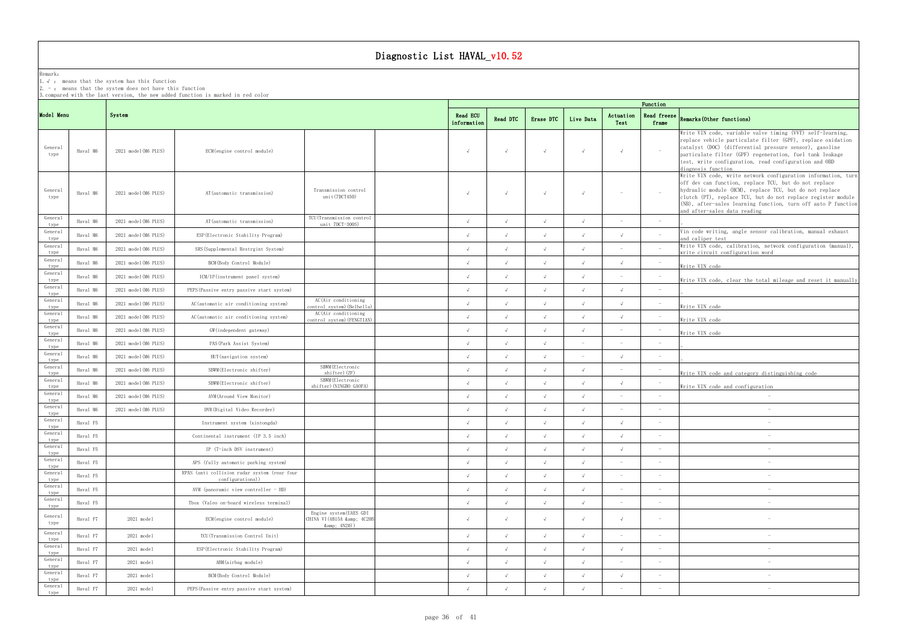# Diagnostic List HAVAL_v10.52

Remark:
1. √ : means that the system has this function
2. - : means that the system does not have this function
3. compared with the last version, the new added function is marked in red color

| Model Menu | | System | | | | Function | | | | | | |
|---|---|---|---|---|---|---|---|---|---|---|---|---|
| | | | | | | Read ECU information | Read DTC | Erase DTC | Live Data | Actuation Test | Read freeze frame | Remarks(Other functions) |
| General type | Haval M6 | 2021 model(M6 PLUS) | ECM(engine control module) | | | √ | √ | √ | √ | √ | - | Write VIN code, variable valve timing (VVT) self-learning, replace vehicle particulate filter (GPF), replace oxidation catalyst (DOC) (differential pressure sensor), gasoline particulate filter (GPF) regeneration, fuel tank leakage test, write configuration, read configuration and OBD diagnosis function |
| General type | Haval M6 | 2021 model(M6 PLUS) | AT(automatic transmission) | Transmission control unit(7DCT450) | | √ | √ | √ | √ | - | - | Write VIN code, write network configuration information, turn off dev can function, replace TCU, but do not replace hydraulic module (HCM), replace TCU, but do not replace clutch (PT), replace TCU, but do not replace register module (NB), after-sales learning function, turn off auto P function and after-sales data reading |
| General type | Haval M6 | 2021 model(M6 PLUS) | AT(automatic transmission) | TCU(Transmission control unit 7DCT-300S) | | √ | √ | √ | √ | - | - | |
| General type | Haval M6 | 2021 model(M6 PLUS) | ESP(Electronic Stability Program) | | | √ | √ | √ | √ | √ | - | Vin code writing, angle sensor calibration, manual exhaust and caliper test |
| General type | Haval M6 | 2021 model(M6 PLUS) | SRS(Supplemental Restrgint System) | | | √ | √ | √ | √ | - | - | Write VIN code, calibration, network configuration (manual), write circuit configuration word |
| General type | Haval M6 | 2021 model(M6 PLUS) | BCM(Body Control Module) | | | √ | √ | √ | √ | √ | - | Write VIN code |
| General type | Haval M6 | 2021 model(M6 PLUS) | ICM/IP(instrument panel system) | | | √ | √ | √ | √ | - | - | Write VIN code, clear the total mileage and reset it manually |
| General type | Haval M6 | 2021 model(M6 PLUS) | PEPS(Passive entry passive start system) | | | √ | √ | √ | √ | √ | - | _ |
| General type | Haval M6 | 2021 model(M6 PLUS) | AC(automatic air conditioning system) | AC(Air conditioning control system)(Belhella) | | √ | √ | √ | √ | √ | - | Write VIN code |
| General type | Haval M6 | 2021 model(M6 PLUS) | AC(automatic air conditioning system) | AC(Air conditioning control system)(FENGTIAN) | | √ | √ | √ | √ | √ | - | Write VIN code |
| General type | Haval M6 | 2021 model(M6 PLUS) | GW(independent gateway) | | | √ | √ | √ | √ | - | - | Write VIN code |
| General type | Haval M6 | 2021 model(M6 PLUS) | PAS(Park Assist System) | | | √ | √ | √ | - | - | - | _ |
| General type | Haval M6 | 2021 model(M6 PLUS) | HUT(navigation system) | | | √ | √ | √ | - | √ | - | _ |
| General type | Haval M6 | 2021 model(M6 PLUS) | SBWM(Electronic shifter) | SBWM(Electronic shifter)(ZF) | | √ | √ | √ | √ | - | - | Write VIN code and category distinguishing code |
| General type | Haval M6 | 2021 model(M6 PLUS) | SBWM(Electronic shifter) | SBWM(Electronic shifter)(NINGBO GAOFA) | | √ | √ | √ | √ | √ | - | Write VIN code and configuration |
| General type | Haval M6 | 2021 model(M6 PLUS) | AVM(Around View Monitor) | | | √ | √ | √ | √ | - | - | - |
| General type | Haval M6 | 2021 model(M6 PLUS) | DVR(Digital Video Recorder) | | | √ | √ | √ | √ | - | - | - |
| General type | Haval F5 | | Instrument system (xintongda) | | | √ | √ | √ | √ | √ | - | - |
| General type | Haval F5 | | Continental instrument (IP 3.5 inch) | | | √ | √ | √ | √ | √ | - | - |
| General type | Haval F5 | | IP (7-inch DSV instrument) | | | √ | √ | √ | √ | √ | - | - |
| General type | Haval F5 | | APS (fully automatic parking system) | | | √ | √ | √ | √ | - | - | - |
| General type | Haval F5 | | RPAS (anti collision radar system (rear four configurations)) | | | √ | √ | √ | √ | - | - | - |
| General type | Haval F5 | | AVM (panoramic view controller - HD) | | | √ | √ | √ | √ | - | - | - |
| General type | Haval F5 | | Tbox (Valeo on-board wireless terminal) | | | √ | √ | √ | √ | - | - | - |
| General type | Haval F7 | 2021 model | ECM(engine control module) | Engine system(UAES GDI CHINA VI(4B15A &amp; 4C20B &amp; 4N20)) | | √ | √ | √ | √ | √ | - | - |
| General type | Haval F7 | 2021 model | TCU(Transmission Control Unit) | | | √ | √ | √ | √ | - | - | - |
| General type | Haval F7 | 2021 model | ESP(Electronic Stability Program) | | | √ | √ | √ | √ | √ | - | - |
| General type | Haval F7 | 2021 model | ABM(airbag module) | | | √ | √ | √ | √ | - | - | - |
| General type | Haval F7 | 2021 model | BCM(Body Control Module) | | | √ | √ | √ | √ | √ | - | - |
| General type | Haval F7 | 2021 model | PEPS(Passive entry passive start system) | | | √ | √ | √ | √ | - | - | - |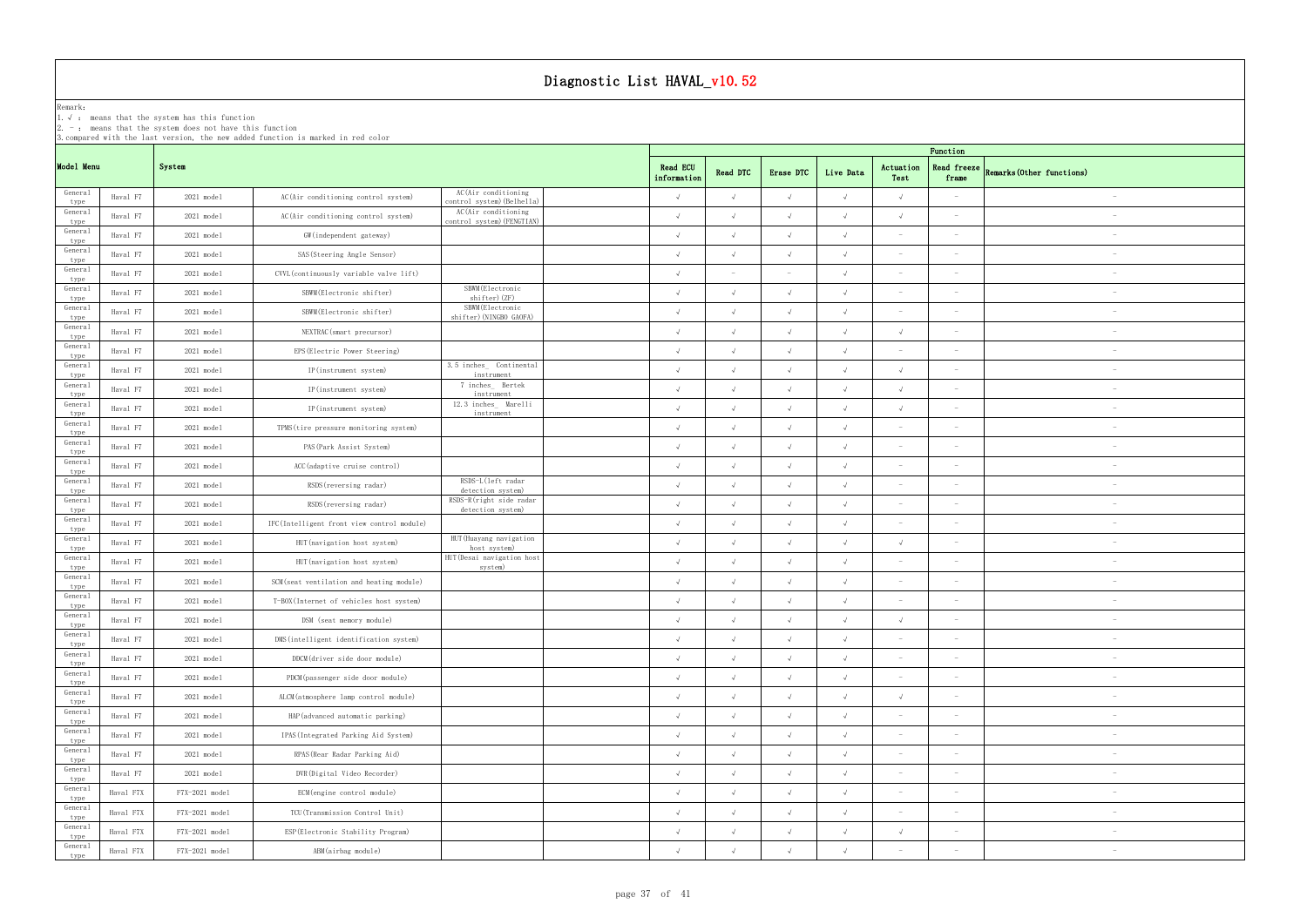# Diagnostic List HAVAL_v10.52

Remark:
1. √ : means that the system has this function
2. - : means that the system does not have this function
3. compared with the last version, the new added function is marked in red color

| Model Menu | | System | | | | Function | | | | | | |
|---|---|---|---|---|---|---|---|---|---|---|---|---|
| | | | | | | Read ECU information | Read DTC | Erase DTC | Live Data | Actuation Test | Read freeze frame | Remarks(Other functions) |
| General type | Haval F7 | 2021 model | AC(Air conditioning control system) | AC(Air conditioning control system)(Belhella) | | √ | √ | √ | √ | √ | - | - |
| General type | Haval F7 | 2021 model | AC(Air conditioning control system) | AC(Air conditioning control system)(FENGTIAN) | | √ | √ | √ | √ | √ | - | - |
| General type | Haval F7 | 2021 model | GW(independent gateway) | | | √ | √ | √ | √ | - | - | - |
| General type | Haval F7 | 2021 model | SAS(Steering Angle Sensor) | | | √ | √ | √ | √ | - | - | - |
| General type | Haval F7 | 2021 model | CVVL(continuously variable valve lift) | | | √ | - | - | √ | - | - | - |
| General type | Haval F7 | 2021 model | SBWM(Electronic shifter) | SBWM(Electronic shifter)(ZF) | | √ | √ | √ | √ | - | - | - |
| General type | Haval F7 | 2021 model | SBWM(Electronic shifter) | SBWM(Electronic shifter)(NINGBO GAOFA) | | √ | √ | √ | √ | - | - | - |
| General type | Haval F7 | 2021 model | NEXTRAC(smart precursor) | | | √ | √ | √ | √ | √ | - | - |
| General type | Haval F7 | 2021 model | EPS(Electric Power Steering) | | | √ | √ | √ | √ | - | - | - |
| General type | Haval F7 | 2021 model | IP(instrument system) | 3.5 inches_ Continental instrument | | √ | √ | √ | √ | √ | - | - |
| General type | Haval F7 | 2021 model | IP(instrument system) | 7 inches_ Bertek instrument | | √ | √ | √ | √ | √ | - | - |
| General type | Haval F7 | 2021 model | IP(instrument system) | 12.3 inches_ Marelli instrument | | √ | √ | √ | √ | √ | - | - |
| General type | Haval F7 | 2021 model | TPMS(tire pressure monitoring system) | | | √ | √ | √ | √ | - | - | - |
| General type | Haval F7 | 2021 model | PAS(Park Assist System) | | | √ | √ | √ | √ | - | - | - |
| General type | Haval F7 | 2021 model | ACC(adaptive cruise control) | | | √ | √ | √ | √ | - | - | - |
| General type | Haval F7 | 2021 model | RSDS(reversing radar) | RSDS-L(left radar detection system) | | √ | √ | √ | √ | - | - | - |
| General type | Haval F7 | 2021 model | RSDS(reversing radar) | RSDS-R(right side radar detection system) | | √ | √ | √ | √ | - | - | - |
| General type | Haval F7 | 2021 model | IFC(Intelligent front view control module) | | | √ | √ | √ | √ | - | - | - |
| General type | Haval F7 | 2021 model | HUT(navigation host system) | HUT(Huayang navigation host system) | | √ | √ | √ | √ | √ | - | - |
| General type | Haval F7 | 2021 model | HUT(navigation host system) | HUT(Desai navigation host system) | | √ | √ | √ | √ | - | - | - |
| General type | Haval F7 | 2021 model | SCM(seat ventilation and heating module) | | | √ | √ | √ | √ | - | - | - |
| General type | Haval F7 | 2021 model | T-BOX(Internet of vehicles host system) | | | √ | √ | √ | √ | - | - | - |
| General type | Haval F7 | 2021 model | DSM (seat memory module) | | | √ | √ | √ | √ | √ | - | - |
| General type | Haval F7 | 2021 model | DMS(intelligent identification system) | | | √ | √ | √ | √ | - | - | - |
| General type | Haval F7 | 2021 model | DDCM(driver side door module) | | | √ | √ | √ | √ | - | - | - |
| General type | Haval F7 | 2021 model | PDCM(passenger side door module) | | | √ | √ | √ | √ | - | - | - |
| General type | Haval F7 | 2021 model | ALCM(atmosphere lamp control module) | | | √ | √ | √ | √ | √ | - | - |
| General type | Haval F7 | 2021 model | HAP(advanced automatic parking) | | | √ | √ | √ | √ | - | - | - |
| General type | Haval F7 | 2021 model | IPAS(Integrated Parking Aid System) | | | √ | √ | √ | √ | - | - | - |
| General type | Haval F7 | 2021 model | RPAS(Rear Radar Parking Aid) | | | √ | √ | √ | √ | - | - | - |
| General type | Haval F7 | 2021 model | DVR(Digital Video Recorder) | | | √ | √ | √ | √ | - | - | - |
| General type | Haval F7X | F7X-2021 model | ECM(engine control module) | | | √ | √ | √ | √ | - | - | - |
| General type | Haval F7X | F7X-2021 model | TCU(Transmission Control Unit) | | | √ | √ | √ | √ | - | - | - |
| General type | Haval F7X | F7X-2021 model | ESP(Electronic Stability Program) | | | √ | √ | √ | √ | √ | - | - |
| General type | Haval F7X | F7X-2021 model | ABM(airbag module) | | | √ | √ | √ | √ | - | - | - |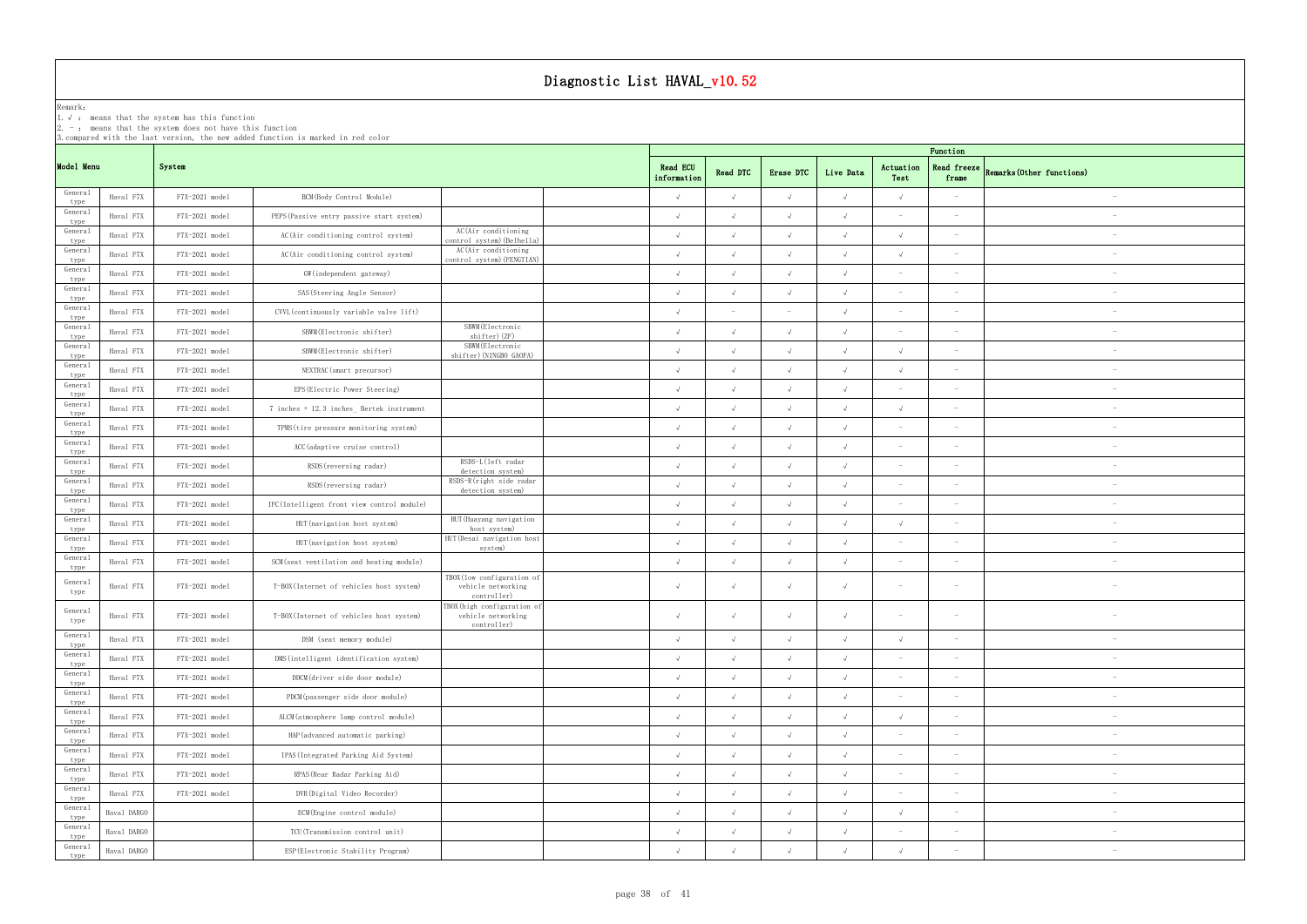# Diagnostic List HAVAL_v10.52

Remark:
1. √ : means that the system has this function
2. - : means that the system does not have this function
3. compared with the last version, the new added function is marked in red color

| Model Menu | | System | | | | Function | | | | | | |
|---|---|---|---|---|---|---|---|---|---|---|---|---|
| | | | | | | Read ECU information | Read DTC | Erase DTC | Live Data | Actuation Test | Read freeze frame | Remarks(Other functions) |
| General type | Haval F7X | F7X-2021 model | BCM(Body Control Module) | | | √ | √ | √ | √ | √ | - | - |
| General type | Haval F7X | F7X-2021 model | PEPS(Passive entry passive start system) | | | √ | √ | √ | √ | - | - | - |
| General type | Haval F7X | F7X-2021 model | AC(Air conditioning control system) | AC(Air conditioning control system)(Belhella) | | √ | √ | √ | √ | √ | - | - |
| General type | Haval F7X | F7X-2021 model | AC(Air conditioning control system) | AC(Air conditioning control system)(FENGTIAN) | | √ | √ | √ | √ | √ | - | - |
| General type | Haval F7X | F7X-2021 model | GW(independent gateway) | | | √ | √ | √ | √ | - | - | - |
| General type | Haval F7X | F7X-2021 model | SAS(Steering Angle Sensor) | | | √ | √ | √ | √ | - | - | - |
| General type | Haval F7X | F7X-2021 model | CVVL(continuously variable valve lift) | | | √ | - | - | √ | - | - | - |
| General type | Haval F7X | F7X-2021 model | SBWM(Electronic shifter) | SBWM(Electronic shifter)(ZF) | | √ | √ | √ | √ | - | - | - |
| General type | Haval F7X | F7X-2021 model | SBWM(Electronic shifter) | SBWM(Electronic shifter)(NINGBO GAOFA) | | √ | √ | √ | √ | √ | - | - |
| General type | Haval F7X | F7X-2021 model | NEXTRAC(smart precursor) | | | √ | √ | √ | √ | √ | - | - |
| General type | Haval F7X | F7X-2021 model | EPS(Electric Power Steering) | | | √ | √ | √ | √ | - | - | - |
| General type | Haval F7X | F7X-2021 model | 7 inches + 12.3 inches_ Bertek instrument | | | √ | √ | √ | √ | √ | - | - |
| General type | Haval F7X | F7X-2021 model | TPMS(tire pressure monitoring system) | | | √ | √ | √ | √ | - | - | - |
| General type | Haval F7X | F7X-2021 model | ACC(adaptive cruise control) | | | √ | √ | √ | √ | - | - | - |
| General type | Haval F7X | F7X-2021 model | RSDS(reversing radar) | RSDS-L(left radar detection system) | | √ | √ | √ | √ | - | - | - |
| General type | Haval F7X | F7X-2021 model | RSDS(reversing radar) | RSDS-R(right side radar detection system) | | √ | √ | √ | √ | - | - | - |
| General type | Haval F7X | F7X-2021 model | IFC(Intelligent front view control module) | | | √ | √ | √ | √ | - | - | - |
| General type | Haval F7X | F7X-2021 model | HUT(navigation host system) | HUT(Huayang navigation host system) | | √ | √ | √ | √ | √ | - | - |
| General type | Haval F7X | F7X-2021 model | HUT(navigation host system) | HUT(Desai navigation host system) | | √ | √ | √ | √ | - | - | - |
| General type | Haval F7X | F7X-2021 model | SCM(seat ventilation and heating module) | | | √ | √ | √ | √ | - | - | - |
| General type | Haval F7X | F7X-2021 model | T-BOX(Internet of vehicles host system) | TBOX(low configuration of vehicle networking controller) | | √ | √ | √ | √ | - | - | - |
| General type | Haval F7X | F7X-2021 model | T-BOX(Internet of vehicles host system) | TBOX(high configuration of vehicle networking controller) | | √ | √ | √ | √ | - | - | - |
| General type | Haval F7X | F7X-2021 model | DSM (seat memory module) | | | √ | √ | √ | √ | √ | - | - |
| General type | Haval F7X | F7X-2021 model | DMS(intelligent identification system) | | | √ | √ | √ | √ | - | - | - |
| General type | Haval F7X | F7X-2021 model | DDCM(driver side door module) | | | √ | √ | √ | √ | - | - | - |
| General type | Haval F7X | F7X-2021 model | PDCM(passenger side door module) | | | √ | √ | √ | √ | - | - | - |
| General type | Haval F7X | F7X-2021 model | ALCM(atmosphere lamp control module) | | | √ | √ | √ | √ | √ | - | - |
| General type | Haval F7X | F7X-2021 model | HAP(advanced automatic parking) | | | √ | √ | √ | √ | - | - | - |
| General type | Haval F7X | F7X-2021 model | IPAS(Integrated Parking Aid System) | | | √ | √ | √ | √ | - | - | - |
| General type | Haval F7X | F7X-2021 model | RPAS(Rear Radar Parking Aid) | | | √ | √ | √ | √ | - | - | - |
| General type | Haval F7X | F7X-2021 model | DVR(Digital Video Recorder) | | | √ | √ | √ | √ | - | - | - |
| General type | Haval DARGO | | ECM(Engine control module) | | | √ | √ | √ | √ | √ | - | - |
| General type | Haval DARGO | | TCU(Transmission control unit) | | | √ | √ | √ | √ | - | - | - |
| General type | Haval DARGO | | ESP(Electronic Stability Program) | | | √ | √ | √ | √ | √ | - | - |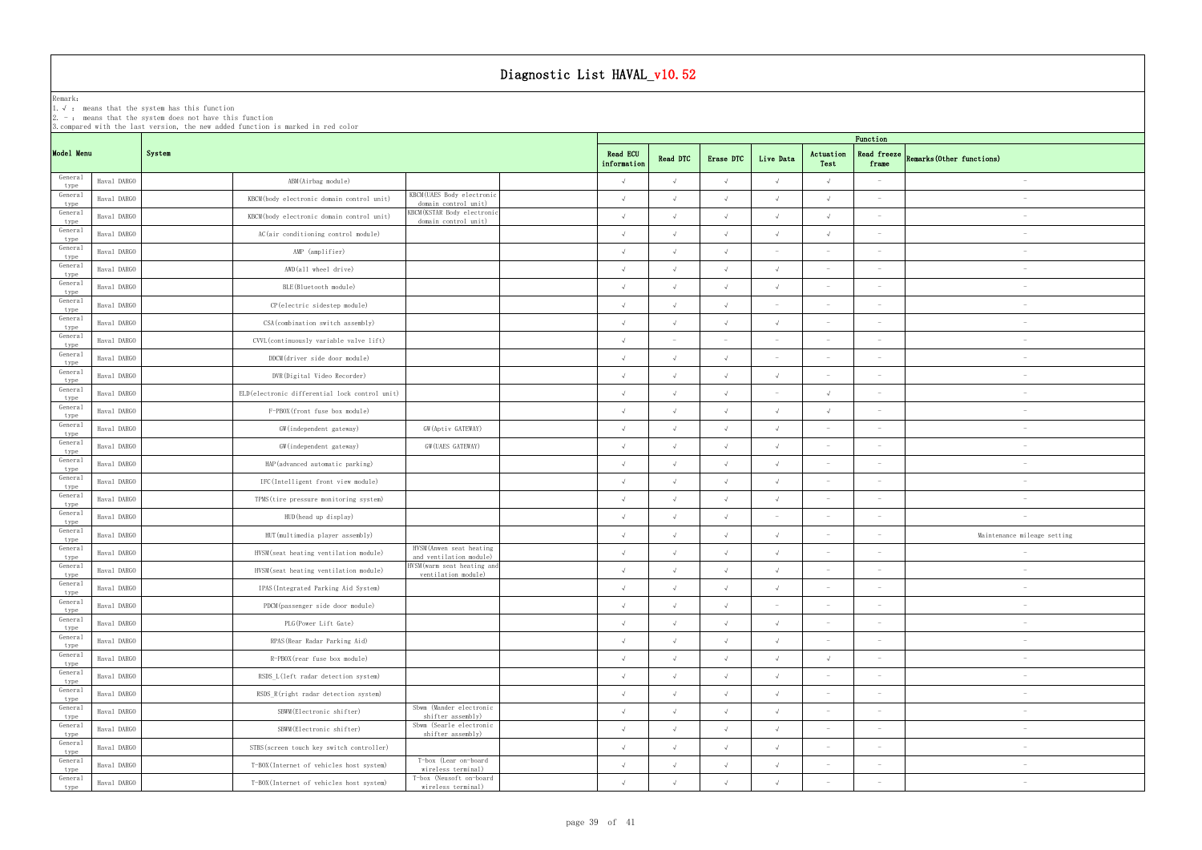# Diagnostic List HAVAL_v10.52

Remark:
1. √ : means that the system has this function
2. － : means that the system does not have this function
3. compared with the last version, the new added function is marked in red color

| Model Menu | | System | | | | Function | | | | | | |
|---|---|---|---|---|---|---|---|---|---|---|---|---|
| | | | | | | Read ECU information | Read DTC | Erase DTC | Live Data | Actuation Test | Read freeze frame | Remarks(Other functions) |
| General type | Haval DARGO | | ABM(Airbag module) | | | √ | √ | √ | √ | √ | － | － |
| General type | Haval DARGO | | KBCM(body electronic domain control unit) | KBCM(UAES Body electronic domain control unit) | | √ | √ | √ | √ | √ | － | － |
| General type | Haval DARGO | | KBCM(body electronic domain control unit) | KBCM(KSTAR Body electronic domain control unit) | | √ | √ | √ | √ | √ | － | － |
| General type | Haval DARGO | | AC(air conditioning control module) | | | √ | √ | √ | √ | √ | － | － |
| General type | Haval DARGO | | AMP (amplifier) | | | √ | √ | √ | － | － | － | － |
| General type | Haval DARGO | | AWD(all wheel drive) | | | √ | √ | √ | √ | － | － | － |
| General type | Haval DARGO | | BLE(Bluetooth module) | | | √ | √ | √ | √ | － | － | － |
| General type | Haval DARGO | | CP(electric sidestep module) | | | √ | √ | √ | － | － | － | － |
| General type | Haval DARGO | | CSA(combination switch assembly) | | | √ | √ | √ | √ | － | － | － |
| General type | Haval DARGO | | CVVL(continuously variable valve lift) | | | √ | － | － | － | － | － | － |
| General type | Haval DARGO | | DDCM(driver side door module) | | | √ | √ | √ | － | － | － | － |
| General type | Haval DARGO | | DVR(Digital Video Recorder) | | | √ | √ | √ | √ | － | － | － |
| General type | Haval DARGO | | ELD(electronic differential lock control unit) | | | √ | √ | √ | － | √ | － | － |
| General type | Haval DARGO | | F-PBOX(front fuse box module) | | | √ | √ | √ | √ | √ | － | － |
| General type | Haval DARGO | | GW(independent gateway) | GW(Aptiv GATEWAY) | | √ | √ | √ | √ | － | － | － |
| General type | Haval DARGO | | GW(independent gateway) | GW(UAES GATEWAY) | | √ | √ | √ | √ | － | － | － |
| General type | Haval DARGO | | HAP(advanced automatic parking) | | | √ | √ | √ | √ | － | － | － |
| General type | Haval DARGO | | IFC(Intelligent front view module) | | | √ | √ | √ | √ | － | － | － |
| General type | Haval DARGO | | TPMS(tire pressure monitoring system) | | | √ | √ | √ | √ | － | － | － |
| General type | Haval DARGO | | HUD(head up display) | | | √ | √ | √ | － | － | － | － |
| General type | Haval DARGO | | HUT(multimedia player assembly) | | | √ | √ | √ | √ | － | － | Maintenance mileage setting |
| General type | Haval DARGO | | HVSM(seat heating ventilation module) | HVSM(Anwen seat heating and ventilation module) | | √ | √ | √ | √ | － | － | － |
| General type | Haval DARGO | | HVSM(seat heating ventilation module) | HVSM(warm seat heating and ventilation module) | | √ | √ | √ | √ | － | － | － |
| General type | Haval DARGO | | IPAS(Integrated Parking Aid System) | | | √ | √ | √ | √ | － | － | － |
| General type | Haval DARGO | | PDCM(passenger side door module) | | | √ | √ | √ | － | － | － | － |
| General type | Haval DARGO | | PLG(Power Lift Gate) | | | √ | √ | √ | √ | － | － | － |
| General type | Haval DARGO | | RPAS(Rear Radar Parking Aid) | | | √ | √ | √ | √ | － | － | － |
| General type | Haval DARGO | | R-PBOX(rear fuse box module) | | | √ | √ | √ | √ | √ | － | － |
| General type | Haval DARGO | | RSDS_L(left radar detection system) | | | √ | √ | √ | √ | － | － | － |
| General type | Haval DARGO | | RSDS_R(right radar detection system) | | | √ | √ | √ | √ | － | － | － |
| General type | Haval DARGO | | SBWM(Electronic shifter) | Sbwm (Wander electronic shifter assembly) | | √ | √ | √ | √ | － | － | － |
| General type | Haval DARGO | | SBWM(Electronic shifter) | Sbwm (Searle electronic shifter assembly) | | √ | √ | √ | √ | － | － | － |
| General type | Haval DARGO | | STBS(screen touch key switch controller) | | | √ | √ | √ | √ | － | － | － |
| General type | Haval DARGO | | T-BOX(Internet of vehicles host system) | T-box (Lear on-board wireless terminal) | | √ | √ | √ | √ | － | － | － |
| General type | Haval DARGO | | T-BOX(Internet of vehicles host system) | T-box (Neusoft on-board wireless terminal) | | √ | √ | √ | √ | － | － | － |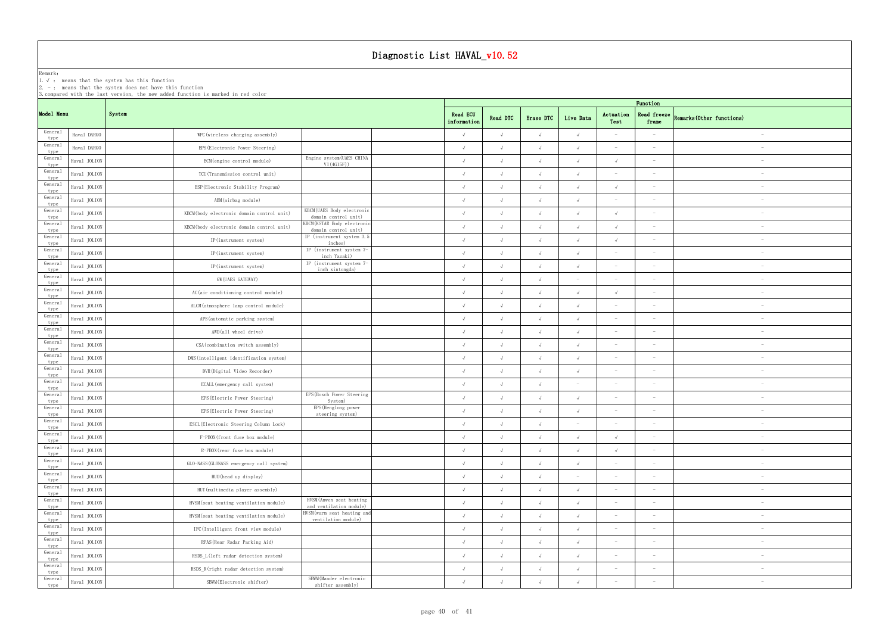# Diagnostic List HAVAL_v10.52

Remark:
1. √ : means that the system has this function
2. - : means that the system does not have this function
3. compared with the last version, the new added function is marked in red color

| Model Menu | | System | | | | Function | | | | | | |
|---|---|---|---|---|---|---|---|---|---|---|---|---|
| | | | | | | Read ECU information | Read DTC | Erase DTC | Live Data | Actuation Test | Read freeze frame | Remarks(Other functions) |
| General type | Haval DARGO | | WPC(wireless charging assembly) | | | √ | √ | √ | √ | - | - | - |
| General type | Haval DARGO | | EPS(Electronic Power Steering) | | | √ | √ | √ | √ | - | - | - |
| General type | Haval JOLION | | ECM(engine control module) | Engine system(UAES CHINA VI(4G15F)) | | √ | √ | √ | √ | √ | - | - |
| General type | Haval JOLION | | TCU(Transmission control unit) | | | √ | √ | √ | √ | - | - | - |
| General type | Haval JOLION | | ESP(Electronic Stability Program) | | | √ | √ | √ | √ | √ | - | - |
| General type | Haval JOLION | | ABM(airbag module) | | | √ | √ | √ | √ | - | - | - |
| General type | Haval JOLION | | KBCM(body electronic domain control unit) | KBCM(UAES Body electronic domain control unit) | | √ | √ | √ | √ | √ | - | - |
| General type | Haval JOLION | | KBCM(body electronic domain control unit) | KBCM(KSTAR Body electronic domain control unit) | | √ | √ | √ | √ | √ | - | - |
| General type | Haval JOLION | | IP(instrument system) | IP (instrument system 3.5 inches) | | √ | √ | √ | √ | √ | - | - |
| General type | Haval JOLION | | IP(instrument system) | IP (instrument system 7-inch Yazaki) | | √ | √ | √ | √ | - | - | - |
| General type | Haval JOLION | | IP(instrument system) | IP (instrument system 7-inch xintongda) | | √ | √ | √ | √ | - | - | - |
| General type | Haval JOLION | | GW(UAES GATEWAY) | | | √ | √ | √ | - | - | - | - |
| General type | Haval JOLION | | AC(air conditioning control module) | | | √ | √ | √ | √ | √ | - | - |
| General type | Haval JOLION | | ALCM(atmosphere lamp control module) | | | √ | √ | √ | √ | - | - | - |
| General type | Haval JOLION | | APS(automatic parking system) | | | √ | √ | √ | √ | - | - | - |
| General type | Haval JOLION | | AWD(all wheel drive) | | | √ | √ | √ | √ | - | - | - |
| General type | Haval JOLION | | CSA(combination switch assembly) | | | √ | √ | √ | √ | - | - | - |
| General type | Haval JOLION | | DMS(intelligent identification system) | | | √ | √ | √ | √ | - | - | - |
| General type | Haval JOLION | | DVR(Digital Video Recorder) | | | √ | √ | √ | √ | - | - | - |
| General type | Haval JOLION | | ECALL(emergency call system) | | | √ | √ | √ | - | - | - | - |
| General type | Haval JOLION | | EPS(Electric Power Steering) | EPS(Bosch Power Steering System) | | √ | √ | √ | √ | - | - | - |
| General type | Haval JOLION | | EPS(Electric Power Steering) | EPS(Henglong power steering system) | | √ | √ | √ | √ | - | - | - |
| General type | Haval JOLION | | ESCL(Electronic Steering Column Lock) | | | √ | √ | √ | - | - | - | - |
| General type | Haval JOLION | | F-PBOX(front fuse box module) | | | √ | √ | √ | √ | √ | - | - |
| General type | Haval JOLION | | R-PBOX(rear fuse box module) | | | √ | √ | √ | √ | √ | - | - |
| General type | Haval JOLION | | GLO-NASS(GLONASS emergency call system) | | | √ | √ | √ | √ | - | - | - |
| General type | Haval JOLION | | HUD(head up display) | | | √ | √ | √ | - | - | - | - |
| General type | Haval JOLION | | HUT(multimedia player assembly) | | | √ | √ | √ | √ | - | - | - |
| General type | Haval JOLION | | HVSM(seat heating ventilation module) | HVSM(Anwen seat heating and ventilation module) | | √ | √ | √ | √ | - | - | - |
| General type | Haval JOLION | | HVSM(seat heating ventilation module) | HVSM(warm seat heating and ventilation module) | | √ | √ | √ | √ | - | - | - |
| General type | Haval JOLION | | IFC(Intelligent front view module) | | | √ | √ | √ | √ | - | - | - |
| General type | Haval JOLION | | RPAS(Rear Radar Parking Aid) | | | √ | √ | √ | √ | - | - | - |
| General type | Haval JOLION | | RSDS_L(left radar detection system) | | | √ | √ | √ | √ | - | - | - |
| General type | Haval JOLION | | RSDS_R(right radar detection system) | | | √ | √ | √ | √ | - | - | - |
| General type | Haval JOLION | | SBWM(Electronic shifter) | SBWM(Wander electronic shifter assembly) | | √ | √ | √ | √ | - | - | - |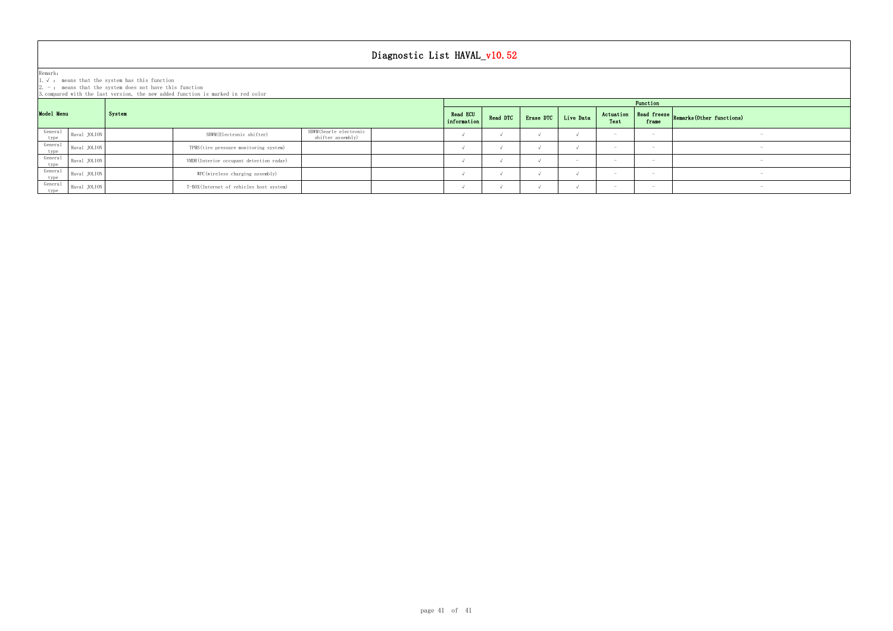# Diagnostic List HAVAL_v10.52

Remark:
1. √ : means that the system has this function
2. - : means that the system does not have this function
3. compared with the last version, the new added function is marked in red color

| Model Menu | | System | | | | Function | | | | | | |
|---|---|---|---|---|---|---|---|---|---|---|---|---|
| | | | | | | Read ECU information | Read DTC | Erase DTC | Live Data | Actuation Test | Read freeze frame | Remarks(Other functions) |
| General type | Haval JOLION | | SBWM(Electronic shifter) | SBWM(Searle electronic shifter assembly) | | √ | √ | √ | √ | - | - | - |
| General type | Haval JOLION | | TPMS(tire pressure monitoring system) | | | √ | √ | √ | √ | - | - | - |
| General type | Haval JOLION | | VMDR(Interior occupant detection radar) | | | √ | √ | √ | - | - | - | - |
| General type | Haval JOLION | | WPC(wireless charging assembly) | | | √ | √ | √ | √ | - | - | - |
| General type | Haval JOLION | | T-BOX(Internet of vehicles host system) | | | √ | √ | √ | √ | - | - | - |